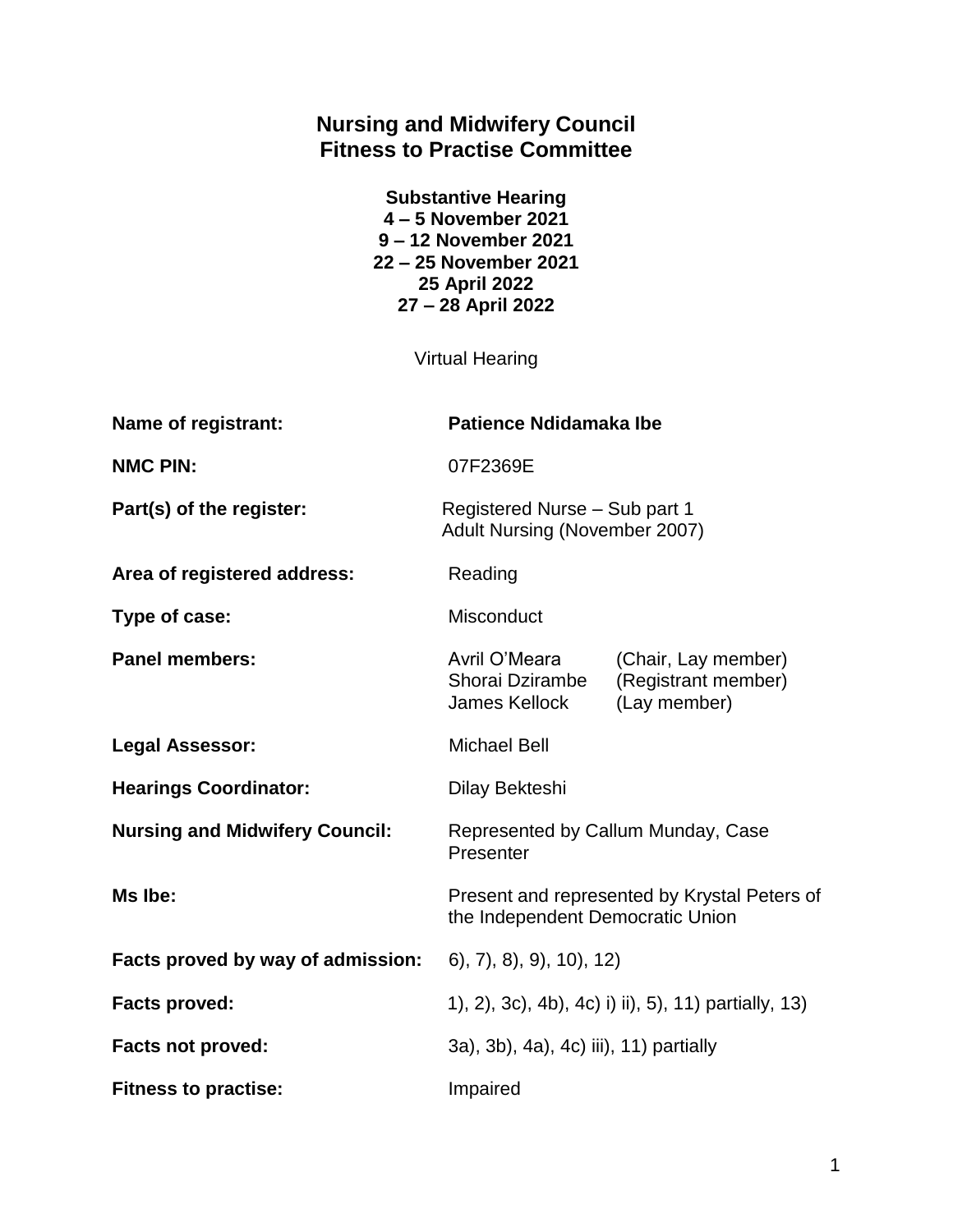# Nursing and Midwifery Council
# Fitness to Practise Committee

**Substantive Hearing**
**4 – 5 November 2021**
**9 – 12 November 2021**
**22 – 25 November 2021**
**25 April 2022**
**27 – 28 April 2022**

Virtual Hearing

| | |
|---|---|
| **Name of registrant:** | **Patience Ndidamaka Ibe** |
| **NMC PIN:** | 07F2369E |
| **Part(s) of the register:** | Registered Nurse – Sub part 1<br>Adult Nursing (November 2007) |
| **Area of registered address:** | Reading |
| **Type of case:** | Misconduct |
| **Panel members:** | Avril O'Meara (Chair, Lay member)<br>Shorai Dzirambe (Registrant member)<br>James Kellock (Lay member) |
| **Legal Assessor:** | Michael Bell |
| **Hearings Coordinator:** | Dilay Bekteshi |
| **Nursing and Midwifery Council:** | Represented by Callum Munday, Case Presenter |
| **Ms Ibe:** | Present and represented by Krystal Peters of the Independent Democratic Union |
| **Facts proved by way of admission:** | 6), 7), 8), 9), 10), 12) |
| **Facts proved:** | 1), 2), 3c), 4b), 4c) i) ii), 5), 11) partially, 13) |
| **Facts not proved:** | 3a), 3b), 4a), 4c) iii), 11) partially |
| **Fitness to practise:** | Impaired |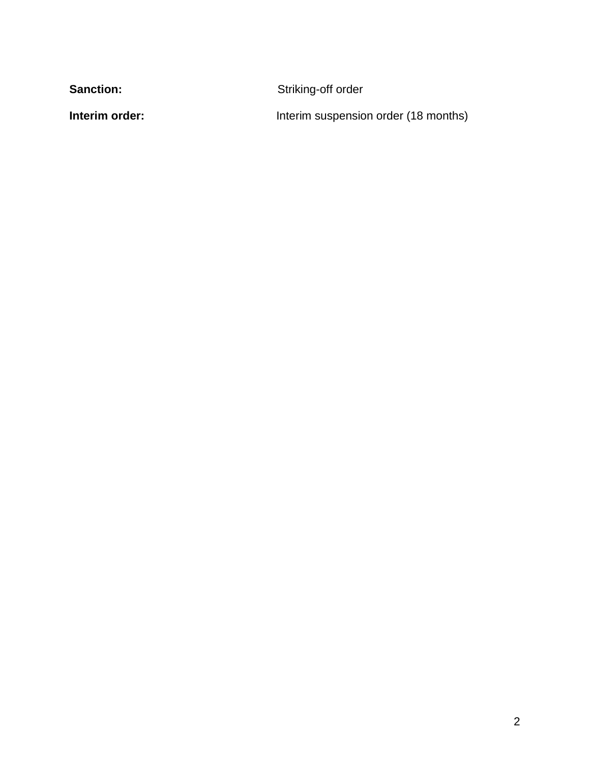**Sanction:** Striking-off order

**Interim order:** Interim suspension order (18 months)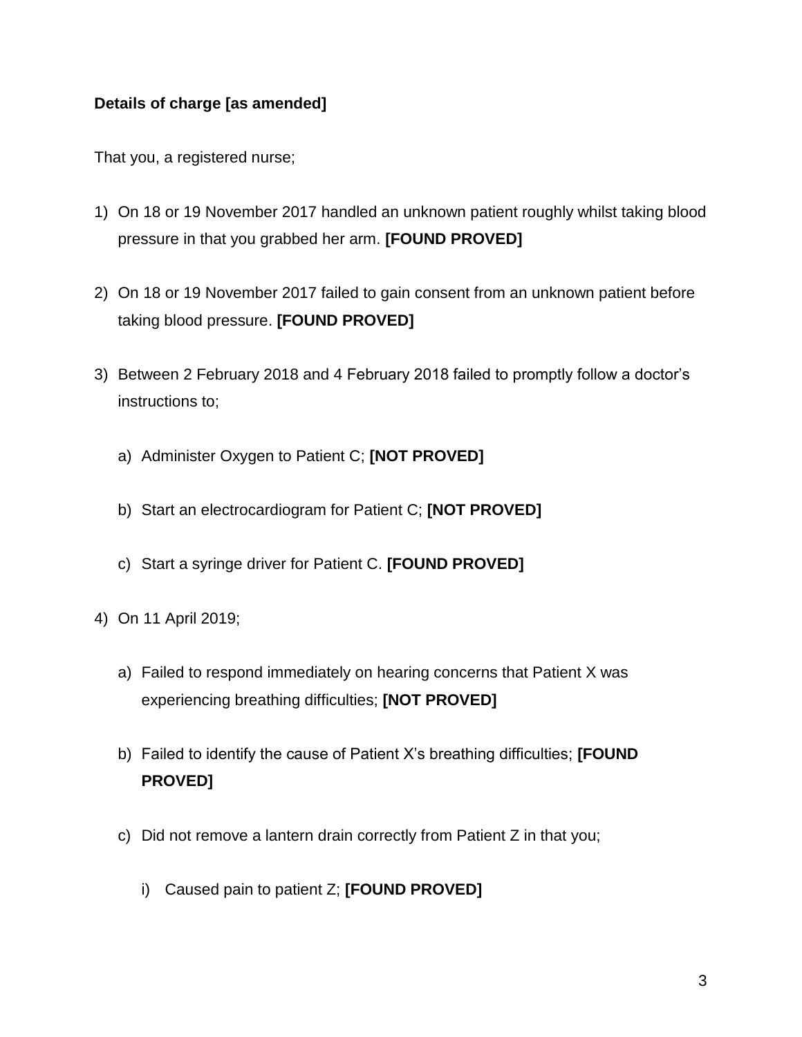**Details of charge [as amended]**

That you, a registered nurse;

1) On 18 or 19 November 2017 handled an unknown patient roughly whilst taking blood pressure in that you grabbed her arm. **[FOUND PROVED]**

2) On 18 or 19 November 2017 failed to gain consent from an unknown patient before taking blood pressure. **[FOUND PROVED]**

3) Between 2 February 2018 and 4 February 2018 failed to promptly follow a doctor's instructions to;

   a) Administer Oxygen to Patient C; **[NOT PROVED]**

   b) Start an electrocardiogram for Patient C; **[NOT PROVED]**

   c) Start a syringe driver for Patient C. **[FOUND PROVED]**

4) On 11 April 2019;

   a) Failed to respond immediately on hearing concerns that Patient X was experiencing breathing difficulties; **[NOT PROVED]**

   b) Failed to identify the cause of Patient X's breathing difficulties; **[FOUND PROVED]**

   c) Did not remove a lantern drain correctly from Patient Z in that you;

      i) Caused pain to patient Z; **[FOUND PROVED]**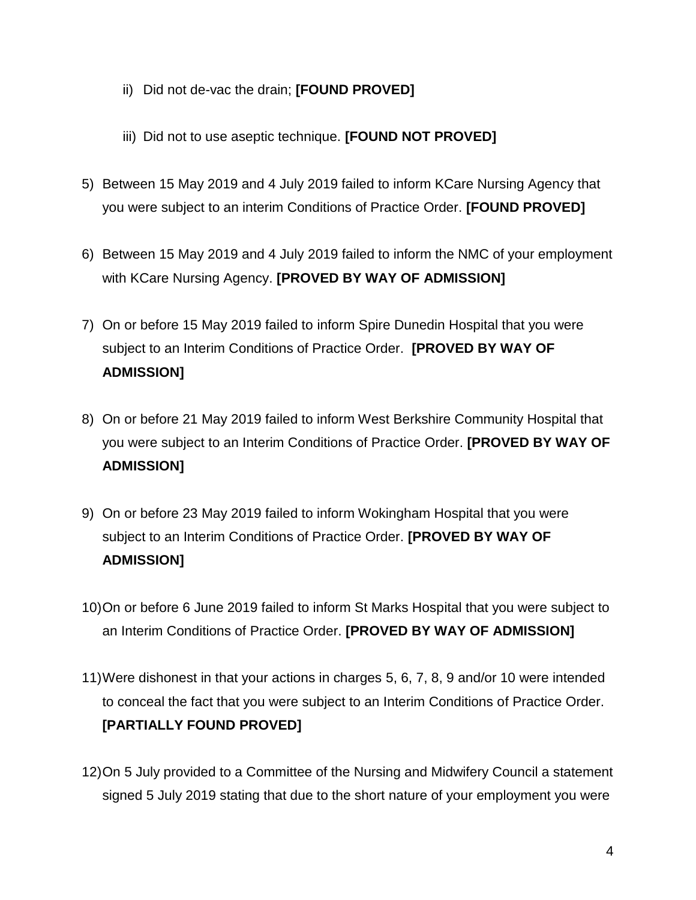ii) Did not de-vac the drain; **[FOUND PROVED]**

iii) Did not to use aseptic technique. **[FOUND NOT PROVED]**

5) Between 15 May 2019 and 4 July 2019 failed to inform KCare Nursing Agency that you were subject to an interim Conditions of Practice Order. **[FOUND PROVED]**

6) Between 15 May 2019 and 4 July 2019 failed to inform the NMC of your employment with KCare Nursing Agency. **[PROVED BY WAY OF ADMISSION]**

7) On or before 15 May 2019 failed to inform Spire Dunedin Hospital that you were subject to an Interim Conditions of Practice Order. **[PROVED BY WAY OF ADMISSION]**

8) On or before 21 May 2019 failed to inform West Berkshire Community Hospital that you were subject to an Interim Conditions of Practice Order. **[PROVED BY WAY OF ADMISSION]**

9) On or before 23 May 2019 failed to inform Wokingham Hospital that you were subject to an Interim Conditions of Practice Order. **[PROVED BY WAY OF ADMISSION]**

10) On or before 6 June 2019 failed to inform St Marks Hospital that you were subject to an Interim Conditions of Practice Order. **[PROVED BY WAY OF ADMISSION]**

11) Were dishonest in that your actions in charges 5, 6, 7, 8, 9 and/or 10 were intended to conceal the fact that you were subject to an Interim Conditions of Practice Order. **[PARTIALLY FOUND PROVED]**

12) On 5 July provided to a Committee of the Nursing and Midwifery Council a statement signed 5 July 2019 stating that due to the short nature of your employment you were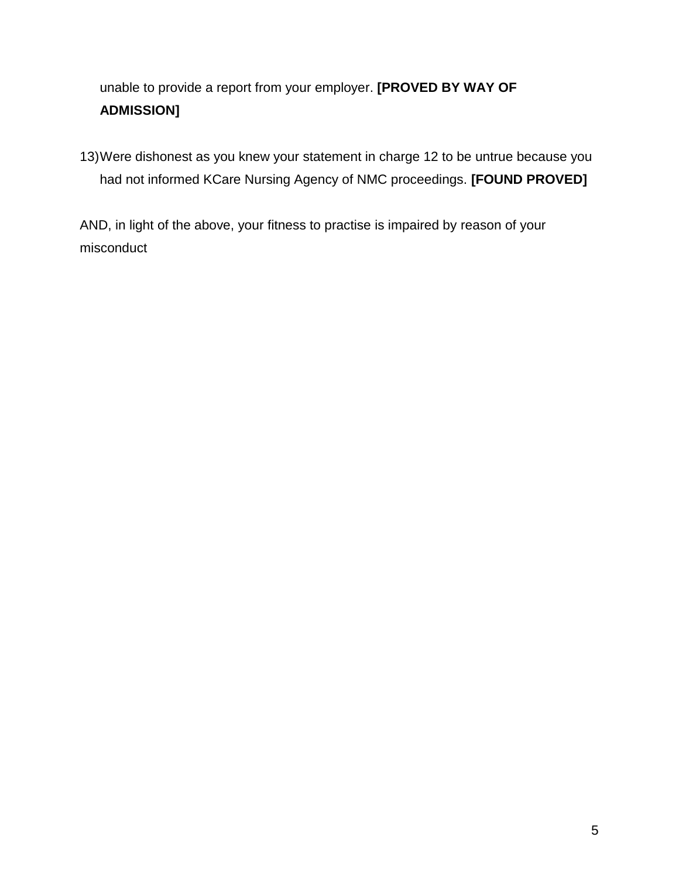unable to provide a report from your employer. **[PROVED BY WAY OF ADMISSION]**

13) Were dishonest as you knew your statement in charge 12 to be untrue because you had not informed KCare Nursing Agency of NMC proceedings. **[FOUND PROVED]**

AND, in light of the above, your fitness to practise is impaired by reason of your misconduct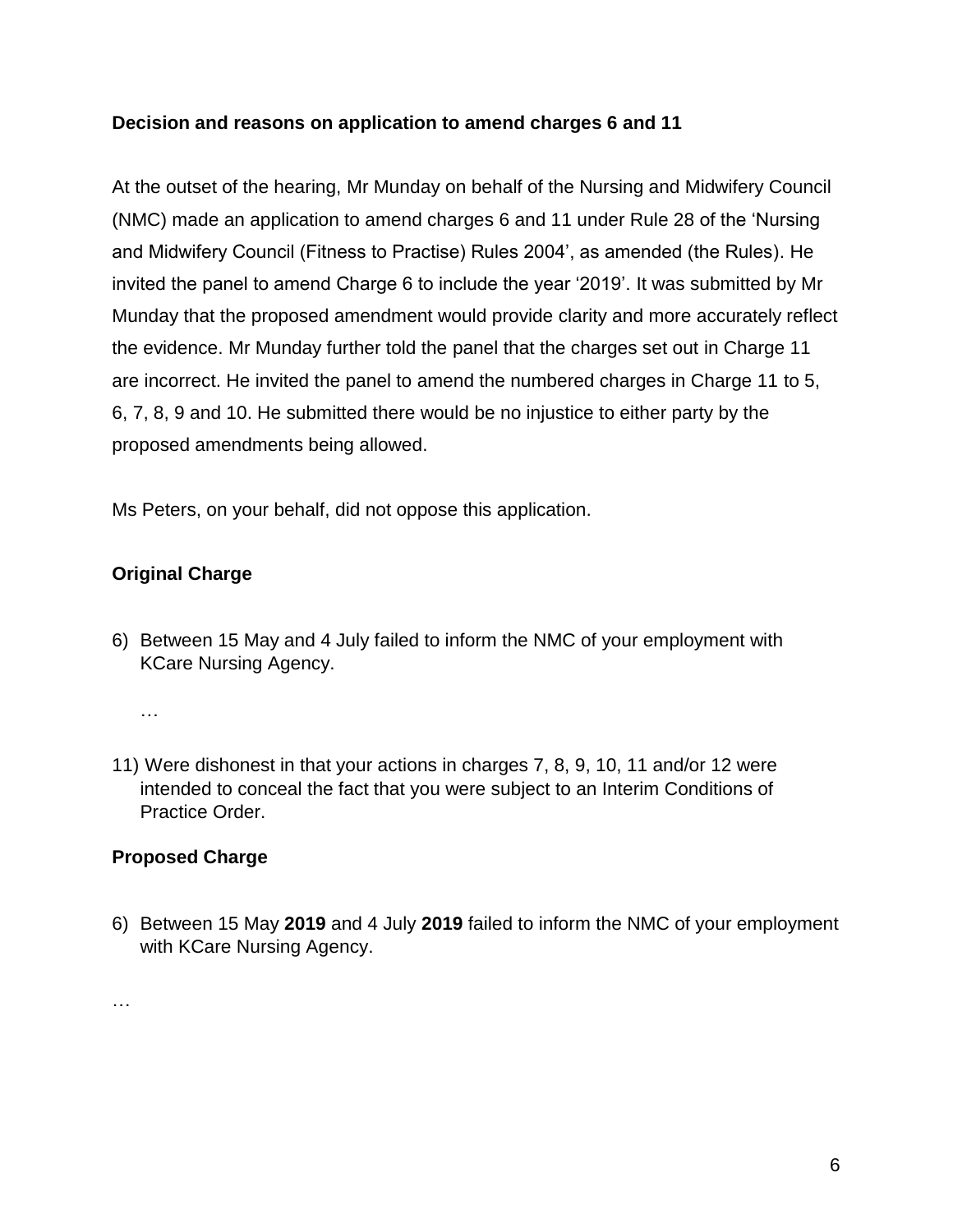**Decision and reasons on application to amend charges 6 and 11**

At the outset of the hearing, Mr Munday on behalf of the Nursing and Midwifery Council (NMC) made an application to amend charges 6 and 11 under Rule 28 of the 'Nursing and Midwifery Council (Fitness to Practise) Rules 2004', as amended (the Rules). He invited the panel to amend Charge 6 to include the year '2019'. It was submitted by Mr Munday that the proposed amendment would provide clarity and more accurately reflect the evidence. Mr Munday further told the panel that the charges set out in Charge 11 are incorrect. He invited the panel to amend the numbered charges in Charge 11 to 5, 6, 7, 8, 9 and 10. He submitted there would be no injustice to either party by the proposed amendments being allowed.

Ms Peters, on your behalf, did not oppose this application.

**Original Charge**

6) Between 15 May and 4 July failed to inform the NMC of your employment with KCare Nursing Agency.

   …

11) Were dishonest in that your actions in charges 7, 8, 9, 10, 11 and/or 12 were intended to conceal the fact that you were subject to an Interim Conditions of Practice Order.

**Proposed Charge**

6) Between 15 May **2019** and 4 July **2019** failed to inform the NMC of your employment with KCare Nursing Agency.

…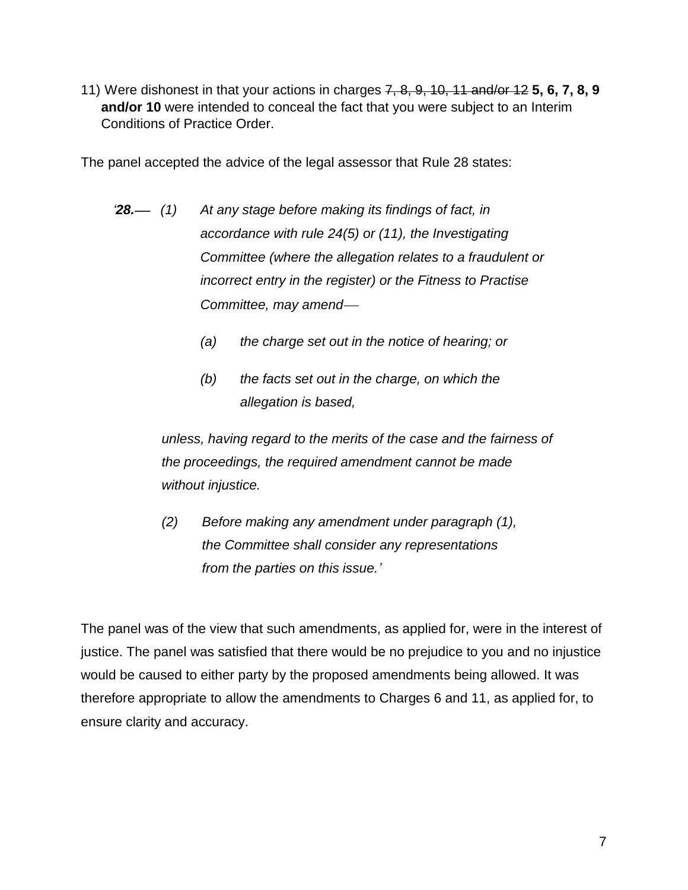11) Were dishonest in that your actions in charges ~~7, 8, 9, 10, 11 and/or 12~~ **5, 6, 7, 8, 9 and/or 10** were intended to conceal the fact that you were subject to an Interim Conditions of Practice Order.

The panel accepted the advice of the legal assessor that Rule 28 states:

> *'**28.**— (1) At any stage before making its findings of fact, in accordance with rule 24(5) or (11), the Investigating Committee (where the allegation relates to a fraudulent or incorrect entry in the register) or the Fitness to Practise Committee, may amend—*
>
> *(a) the charge set out in the notice of hearing; or*
>
> *(b) the facts set out in the charge, on which the allegation is based,*
>
> *unless, having regard to the merits of the case and the fairness of the proceedings, the required amendment cannot be made without injustice.*
>
> *(2) Before making any amendment under paragraph (1), the Committee shall consider any representations from the parties on this issue.'*

The panel was of the view that such amendments, as applied for, were in the interest of justice. The panel was satisfied that there would be no prejudice to you and no injustice would be caused to either party by the proposed amendments being allowed. It was therefore appropriate to allow the amendments to Charges 6 and 11, as applied for, to ensure clarity and accuracy.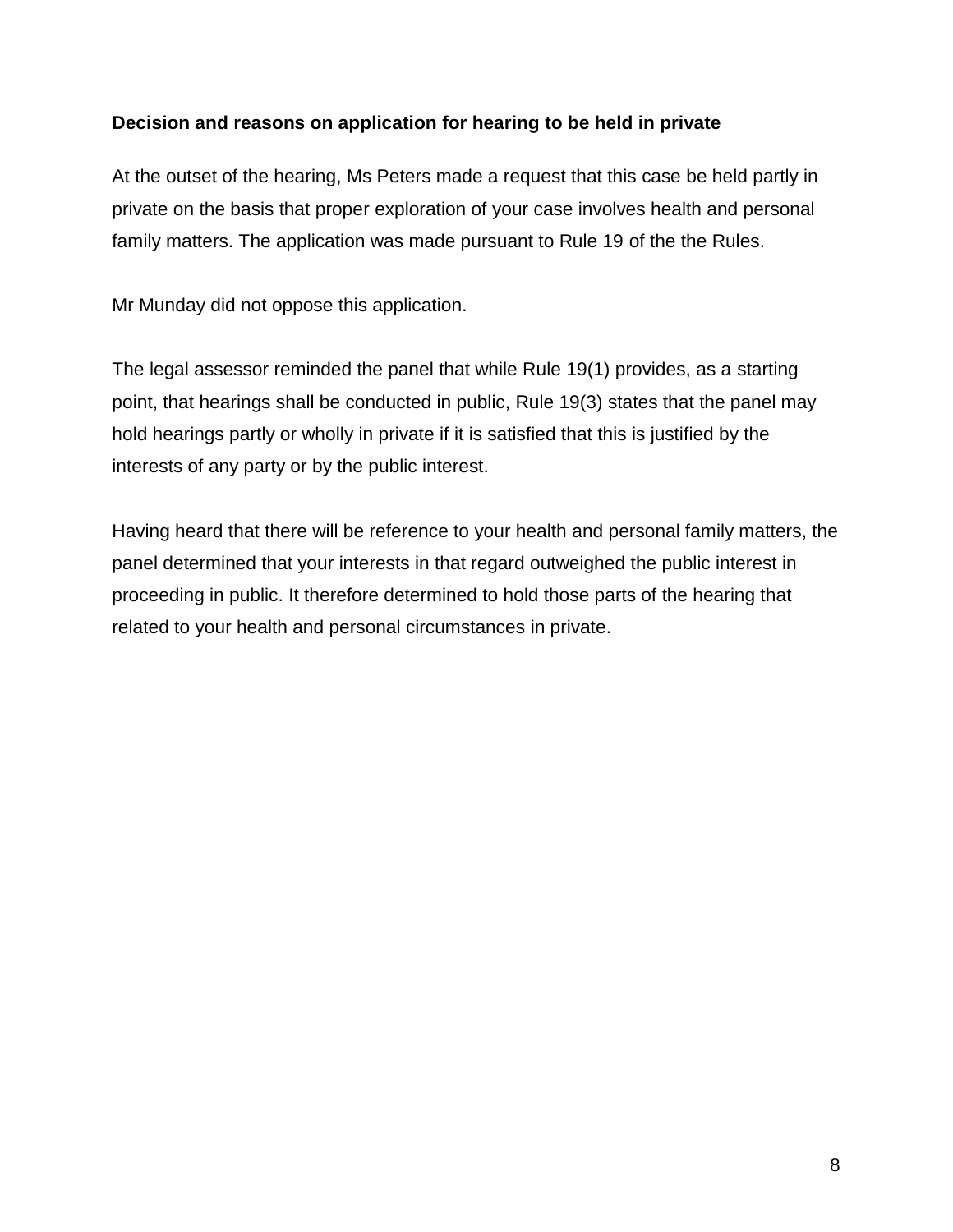**Decision and reasons on application for hearing to be held in private**

At the outset of the hearing, Ms Peters made a request that this case be held partly in private on the basis that proper exploration of your case involves health and personal family matters. The application was made pursuant to Rule 19 of the the Rules.

Mr Munday did not oppose this application.

The legal assessor reminded the panel that while Rule 19(1) provides, as a starting point, that hearings shall be conducted in public, Rule 19(3) states that the panel may hold hearings partly or wholly in private if it is satisfied that this is justified by the interests of any party or by the public interest.

Having heard that there will be reference to your health and personal family matters, the panel determined that your interests in that regard outweighed the public interest in proceeding in public. It therefore determined to hold those parts of the hearing that related to your health and personal circumstances in private.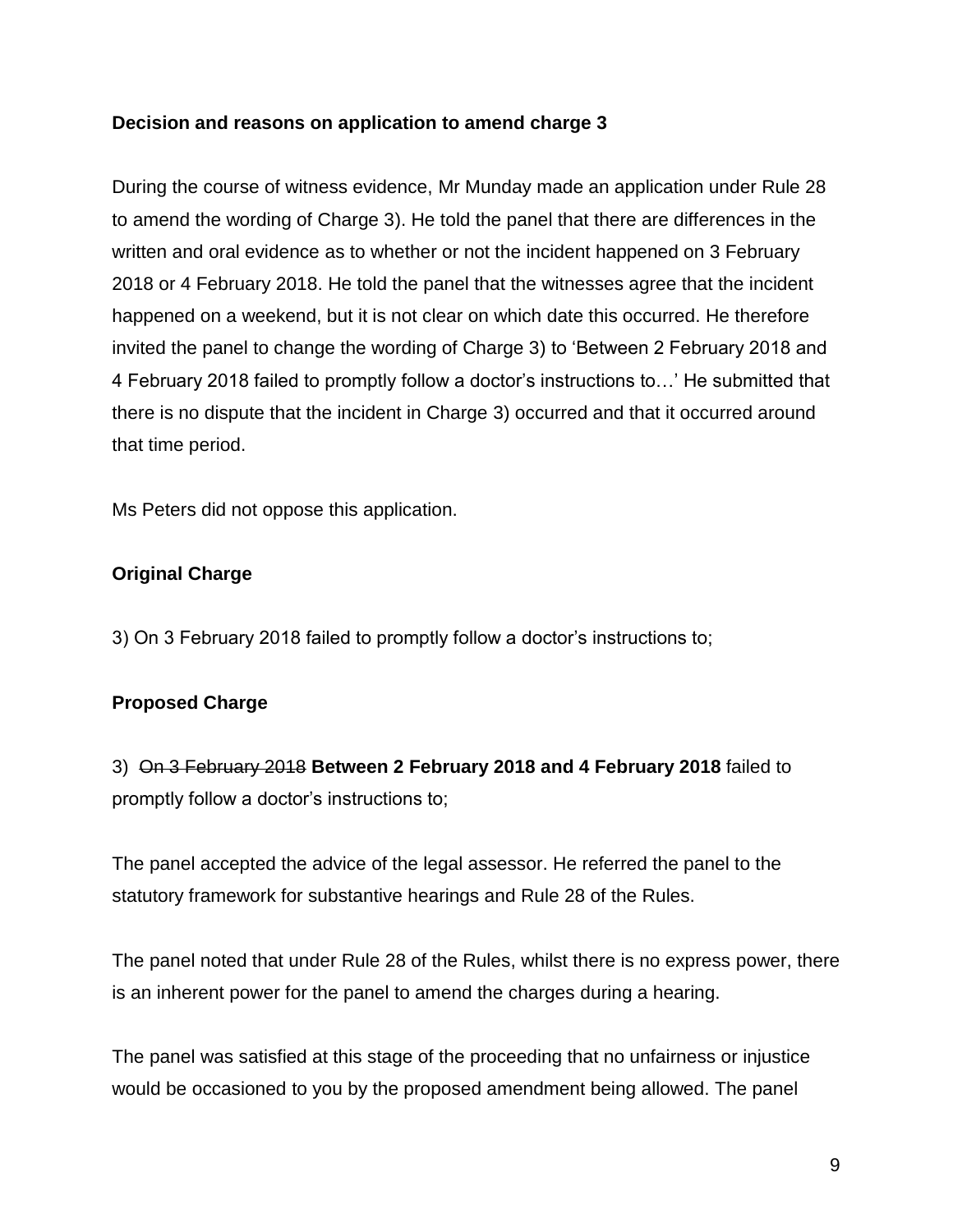**Decision and reasons on application to amend charge 3**

During the course of witness evidence, Mr Munday made an application under Rule 28 to amend the wording of Charge 3). He told the panel that there are differences in the written and oral evidence as to whether or not the incident happened on 3 February 2018 or 4 February 2018. He told the panel that the witnesses agree that the incident happened on a weekend, but it is not clear on which date this occurred. He therefore invited the panel to change the wording of Charge 3) to 'Between 2 February 2018 and 4 February 2018 failed to promptly follow a doctor's instructions to…' He submitted that there is no dispute that the incident in Charge 3) occurred and that it occurred around that time period.

Ms Peters did not oppose this application.

**Original Charge**

3) On 3 February 2018 failed to promptly follow a doctor's instructions to;

**Proposed Charge**

3) ~~On 3 February 2018~~ **Between 2 February 2018 and 4 February 2018** failed to promptly follow a doctor's instructions to;

The panel accepted the advice of the legal assessor. He referred the panel to the statutory framework for substantive hearings and Rule 28 of the Rules.

The panel noted that under Rule 28 of the Rules, whilst there is no express power, there is an inherent power for the panel to amend the charges during a hearing.

The panel was satisfied at this stage of the proceeding that no unfairness or injustice would be occasioned to you by the proposed amendment being allowed. The panel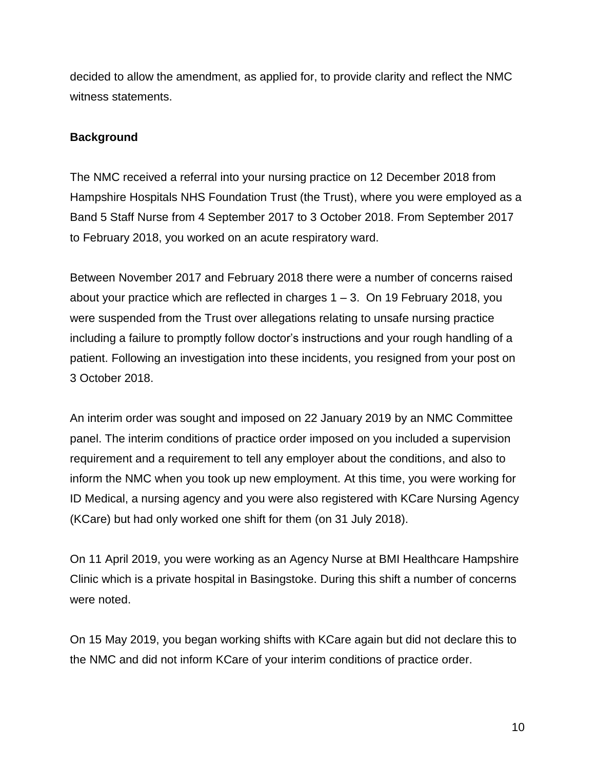decided to allow the amendment, as applied for, to provide clarity and reflect the NMC witness statements.

**Background**

The NMC received a referral into your nursing practice on 12 December 2018 from Hampshire Hospitals NHS Foundation Trust (the Trust), where you were employed as a Band 5 Staff Nurse from 4 September 2017 to 3 October 2018. From September 2017 to February 2018, you worked on an acute respiratory ward.

Between November 2017 and February 2018 there were a number of concerns raised about your practice which are reflected in charges 1 – 3. On 19 February 2018, you were suspended from the Trust over allegations relating to unsafe nursing practice including a failure to promptly follow doctor's instructions and your rough handling of a patient. Following an investigation into these incidents, you resigned from your post on 3 October 2018.

An interim order was sought and imposed on 22 January 2019 by an NMC Committee panel. The interim conditions of practice order imposed on you included a supervision requirement and a requirement to tell any employer about the conditions, and also to inform the NMC when you took up new employment. At this time, you were working for ID Medical, a nursing agency and you were also registered with KCare Nursing Agency (KCare) but had only worked one shift for them (on 31 July 2018).

On 11 April 2019, you were working as an Agency Nurse at BMI Healthcare Hampshire Clinic which is a private hospital in Basingstoke. During this shift a number of concerns were noted.

On 15 May 2019, you began working shifts with KCare again but did not declare this to the NMC and did not inform KCare of your interim conditions of practice order.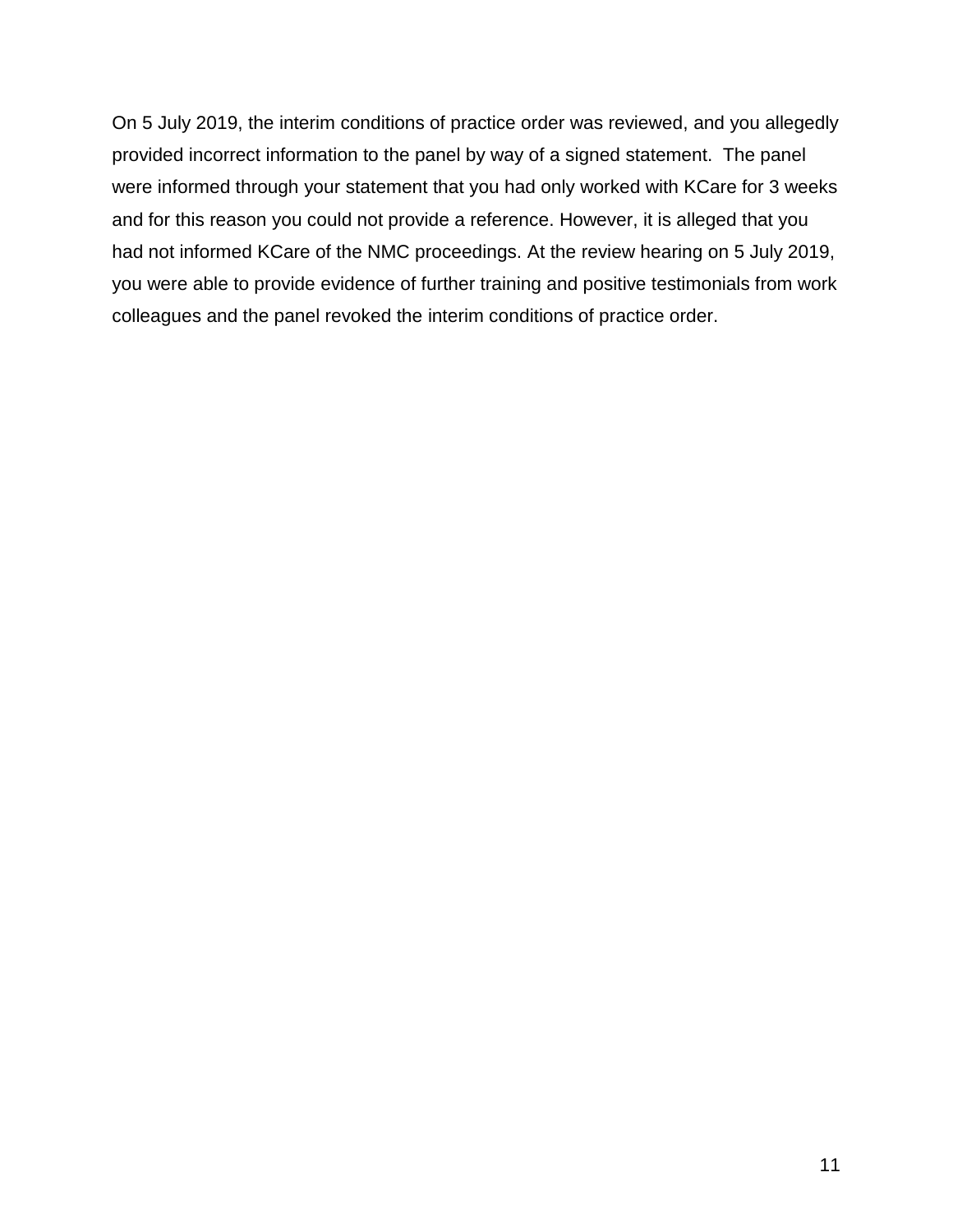On 5 July 2019, the interim conditions of practice order was reviewed, and you allegedly provided incorrect information to the panel by way of a signed statement. The panel were informed through your statement that you had only worked with KCare for 3 weeks and for this reason you could not provide a reference. However, it is alleged that you had not informed KCare of the NMC proceedings. At the review hearing on 5 July 2019, you were able to provide evidence of further training and positive testimonials from work colleagues and the panel revoked the interim conditions of practice order.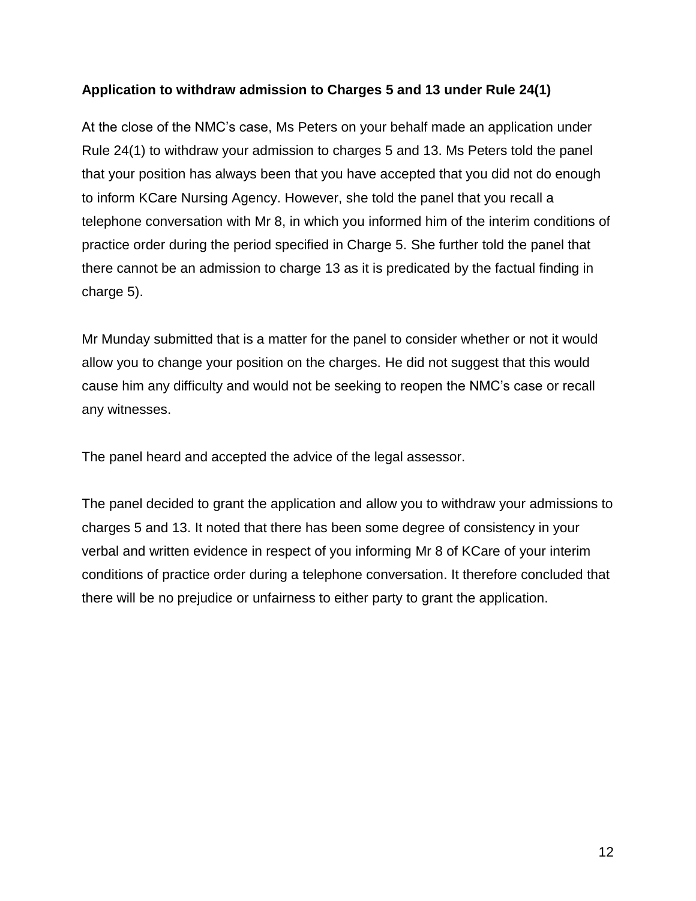**Application to withdraw admission to Charges 5 and 13 under Rule 24(1)**

At the close of the NMC's case, Ms Peters on your behalf made an application under Rule 24(1) to withdraw your admission to charges 5 and 13. Ms Peters told the panel that your position has always been that you have accepted that you did not do enough to inform KCare Nursing Agency. However, she told the panel that you recall a telephone conversation with Mr 8, in which you informed him of the interim conditions of practice order during the period specified in Charge 5. She further told the panel that there cannot be an admission to charge 13 as it is predicated by the factual finding in charge 5).

Mr Munday submitted that is a matter for the panel to consider whether or not it would allow you to change your position on the charges. He did not suggest that this would cause him any difficulty and would not be seeking to reopen the NMC's case or recall any witnesses.

The panel heard and accepted the advice of the legal assessor.

The panel decided to grant the application and allow you to withdraw your admissions to charges 5 and 13. It noted that there has been some degree of consistency in your verbal and written evidence in respect of you informing Mr 8 of KCare of your interim conditions of practice order during a telephone conversation. It therefore concluded that there will be no prejudice or unfairness to either party to grant the application.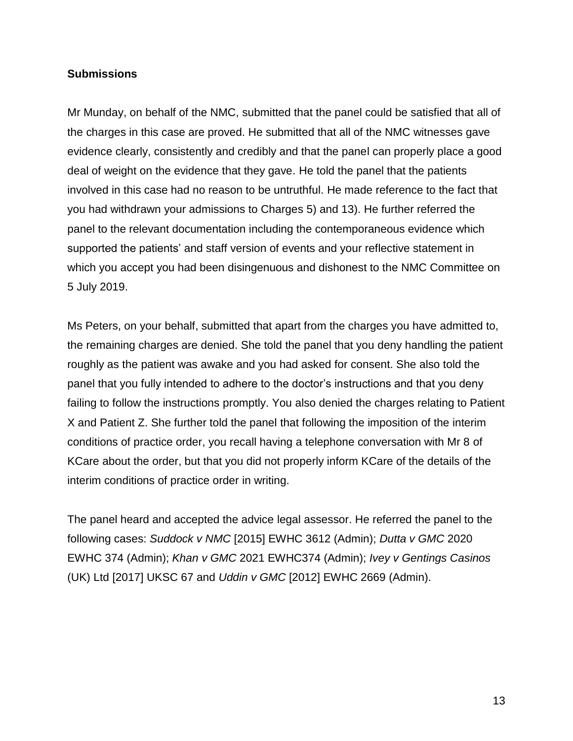**Submissions**

Mr Munday, on behalf of the NMC, submitted that the panel could be satisfied that all of the charges in this case are proved. He submitted that all of the NMC witnesses gave evidence clearly, consistently and credibly and that the panel can properly place a good deal of weight on the evidence that they gave. He told the panel that the patients involved in this case had no reason to be untruthful. He made reference to the fact that you had withdrawn your admissions to Charges 5) and 13). He further referred the panel to the relevant documentation including the contemporaneous evidence which supported the patients' and staff version of events and your reflective statement in which you accept you had been disingenuous and dishonest to the NMC Committee on 5 July 2019.

Ms Peters, on your behalf, submitted that apart from the charges you have admitted to, the remaining charges are denied. She told the panel that you deny handling the patient roughly as the patient was awake and you had asked for consent. She also told the panel that you fully intended to adhere to the doctor's instructions and that you deny failing to follow the instructions promptly. You also denied the charges relating to Patient X and Patient Z. She further told the panel that following the imposition of the interim conditions of practice order, you recall having a telephone conversation with Mr 8 of KCare about the order, but that you did not properly inform KCare of the details of the interim conditions of practice order in writing.

The panel heard and accepted the advice legal assessor. He referred the panel to the following cases: *Suddock v NMC* [2015] EWHC 3612 (Admin); *Dutta v GMC* 2020 EWHC 374 (Admin); *Khan v GMC* 2021 EWHC374 (Admin); *Ivey v Gentings Casinos* (UK) Ltd [2017] UKSC 67 and *Uddin v GMC* [2012] EWHC 2669 (Admin).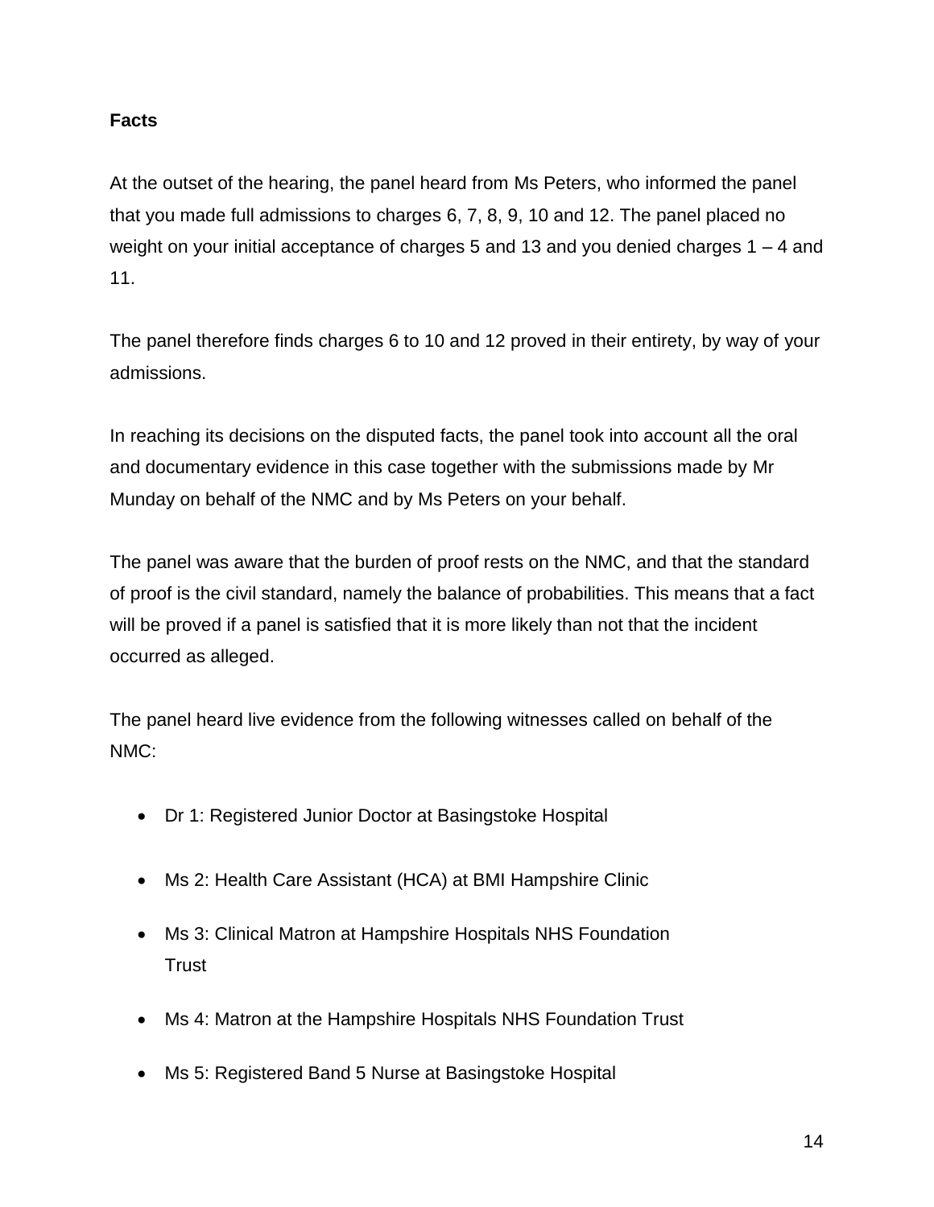**Facts**

At the outset of the hearing, the panel heard from Ms Peters, who informed the panel that you made full admissions to charges 6, 7, 8, 9, 10 and 12. The panel placed no weight on your initial acceptance of charges 5 and 13 and you denied charges 1 – 4 and 11.

The panel therefore finds charges 6 to 10 and 12 proved in their entirety, by way of your admissions.

In reaching its decisions on the disputed facts, the panel took into account all the oral and documentary evidence in this case together with the submissions made by Mr Munday on behalf of the NMC and by Ms Peters on your behalf.

The panel was aware that the burden of proof rests on the NMC, and that the standard of proof is the civil standard, namely the balance of probabilities. This means that a fact will be proved if a panel is satisfied that it is more likely than not that the incident occurred as alleged.

The panel heard live evidence from the following witnesses called on behalf of the NMC:

- Dr 1: Registered Junior Doctor at Basingstoke Hospital
- Ms 2: Health Care Assistant (HCA) at BMI Hampshire Clinic
- Ms 3: Clinical Matron at Hampshire Hospitals NHS Foundation Trust
- Ms 4: Matron at the Hampshire Hospitals NHS Foundation Trust
- Ms 5: Registered Band 5 Nurse at Basingstoke Hospital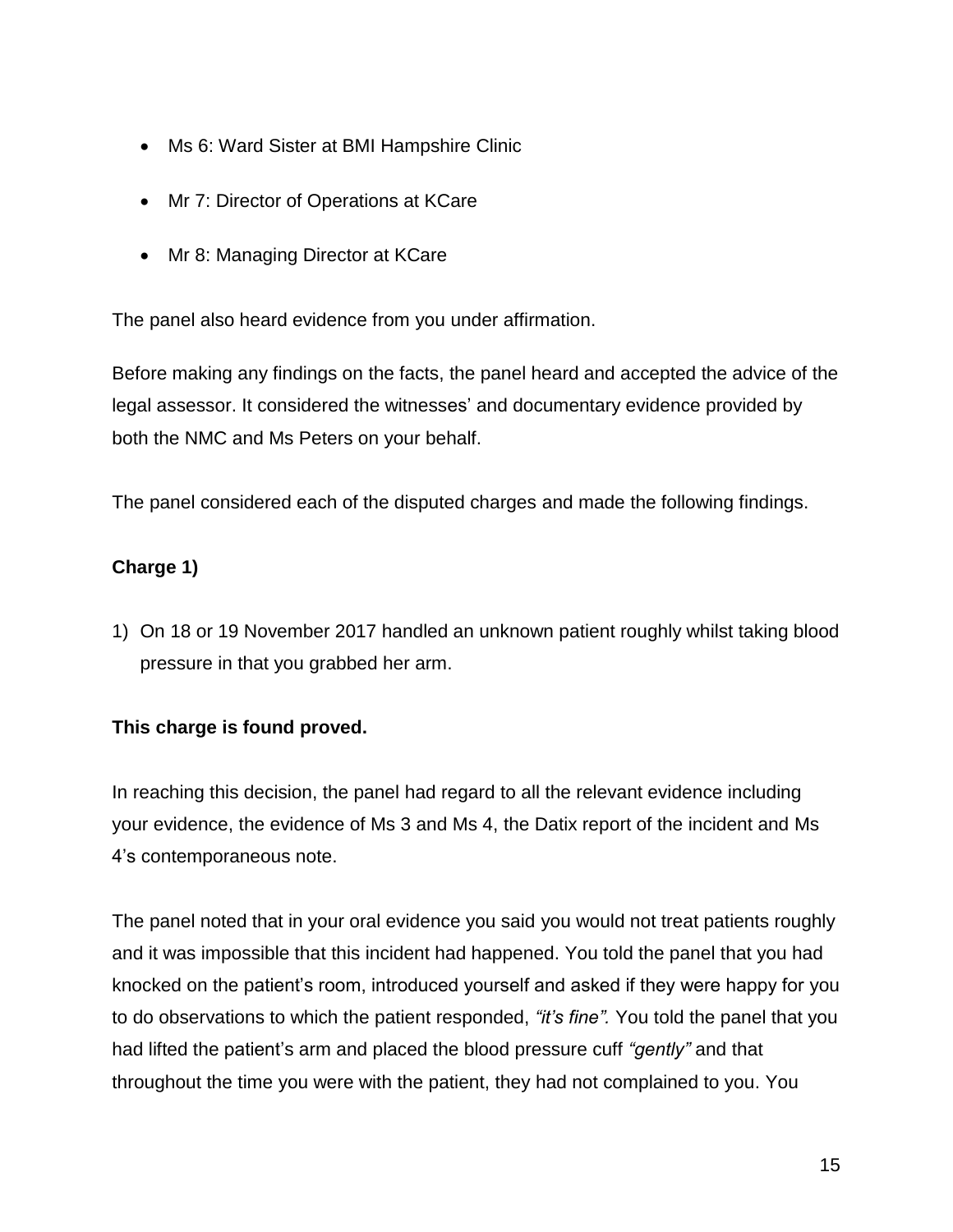- Ms 6: Ward Sister at BMI Hampshire Clinic
- Mr 7: Director of Operations at KCare
- Mr 8: Managing Director at KCare

The panel also heard evidence from you under affirmation.

Before making any findings on the facts, the panel heard and accepted the advice of the legal assessor. It considered the witnesses' and documentary evidence provided by both the NMC and Ms Peters on your behalf.

The panel considered each of the disputed charges and made the following findings.

**Charge 1)**

1) On 18 or 19 November 2017 handled an unknown patient roughly whilst taking blood pressure in that you grabbed her arm.

**This charge is found proved.**

In reaching this decision, the panel had regard to all the relevant evidence including your evidence, the evidence of Ms 3 and Ms 4, the Datix report of the incident and Ms 4's contemporaneous note.

The panel noted that in your oral evidence you said you would not treat patients roughly and it was impossible that this incident had happened. You told the panel that you had knocked on the patient's room, introduced yourself and asked if they were happy for you to do observations to which the patient responded, *"it's fine".* You told the panel that you had lifted the patient's arm and placed the blood pressure cuff *"gently"* and that throughout the time you were with the patient, they had not complained to you. You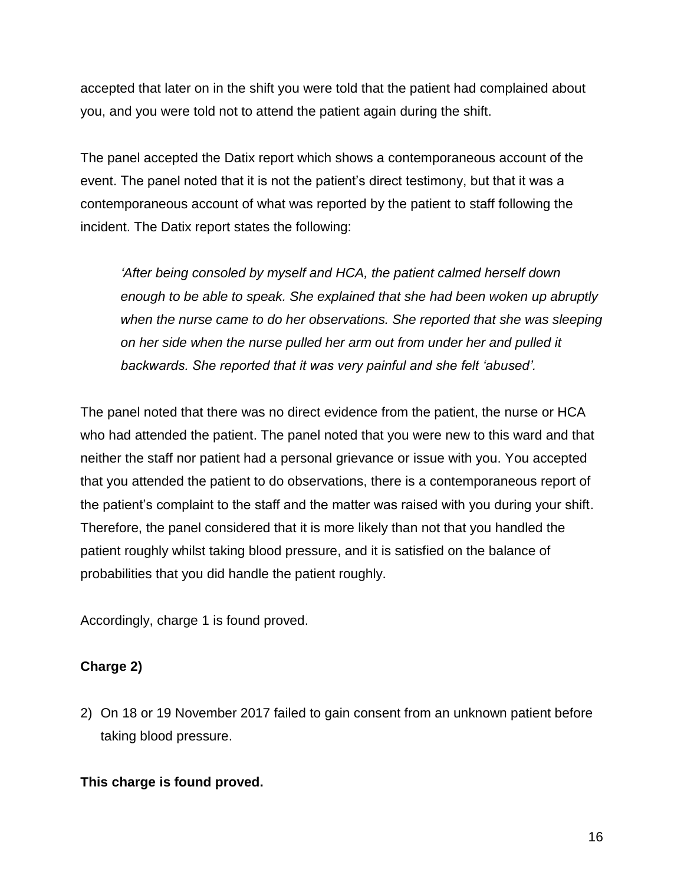accepted that later on in the shift you were told that the patient had complained about you, and you were told not to attend the patient again during the shift.

The panel accepted the Datix report which shows a contemporaneous account of the event. The panel noted that it is not the patient's direct testimony, but that it was a contemporaneous account of what was reported by the patient to staff following the incident. The Datix report states the following:

> *'After being consoled by myself and HCA, the patient calmed herself down enough to be able to speak. She explained that she had been woken up abruptly when the nurse came to do her observations. She reported that she was sleeping on her side when the nurse pulled her arm out from under her and pulled it backwards. She reported that it was very painful and she felt 'abused'.*

The panel noted that there was no direct evidence from the patient, the nurse or HCA who had attended the patient. The panel noted that you were new to this ward and that neither the staff nor patient had a personal grievance or issue with you. You accepted that you attended the patient to do observations, there is a contemporaneous report of the patient's complaint to the staff and the matter was raised with you during your shift. Therefore, the panel considered that it is more likely than not that you handled the patient roughly whilst taking blood pressure, and it is satisfied on the balance of probabilities that you did handle the patient roughly.

Accordingly, charge 1 is found proved.

**Charge 2)**

2) On 18 or 19 November 2017 failed to gain consent from an unknown patient before taking blood pressure.

**This charge is found proved.**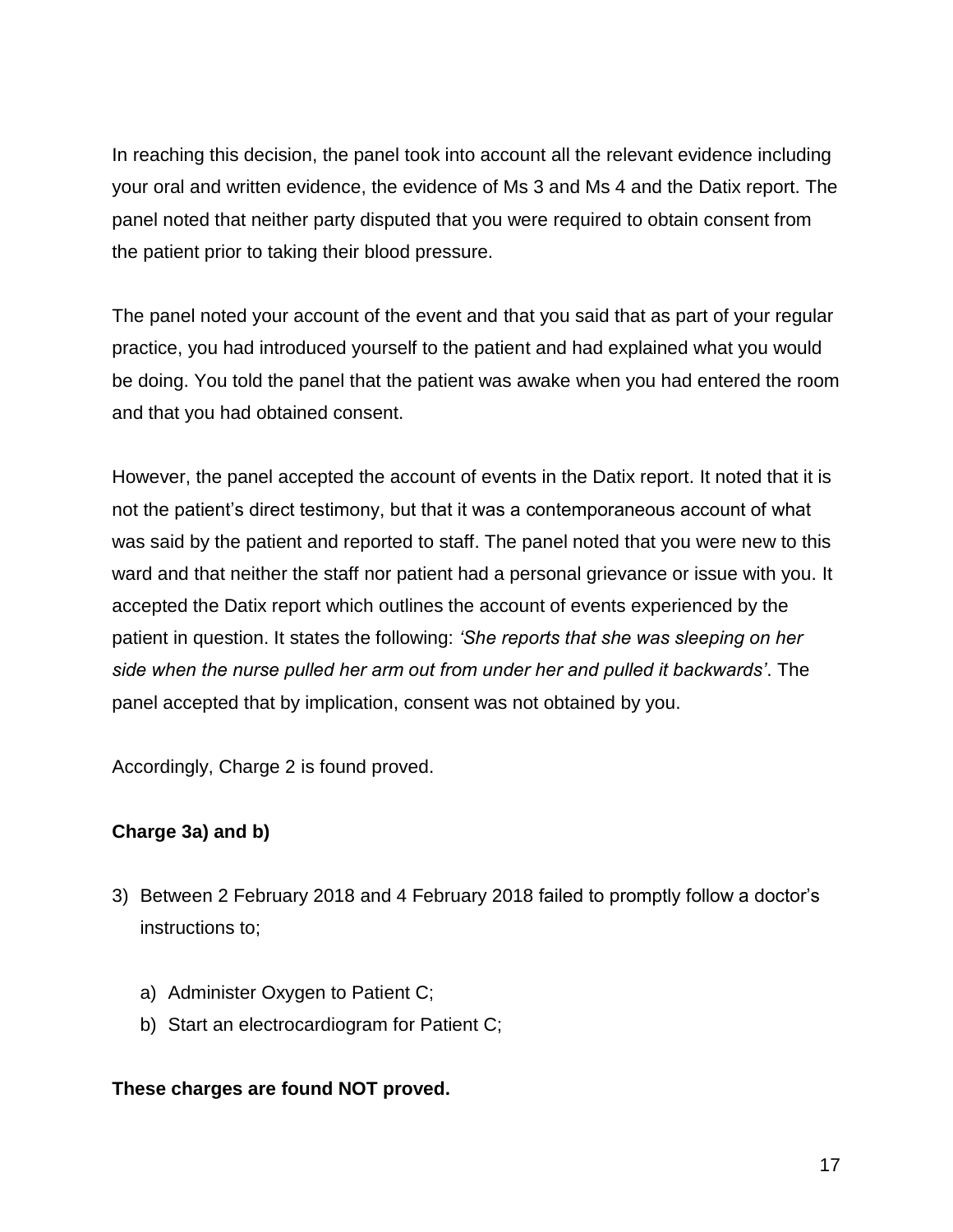In reaching this decision, the panel took into account all the relevant evidence including your oral and written evidence, the evidence of Ms 3 and Ms 4 and the Datix report. The panel noted that neither party disputed that you were required to obtain consent from the patient prior to taking their blood pressure.

The panel noted your account of the event and that you said that as part of your regular practice, you had introduced yourself to the patient and had explained what you would be doing. You told the panel that the patient was awake when you had entered the room and that you had obtained consent.

However, the panel accepted the account of events in the Datix report. It noted that it is not the patient's direct testimony, but that it was a contemporaneous account of what was said by the patient and reported to staff. The panel noted that you were new to this ward and that neither the staff nor patient had a personal grievance or issue with you. It accepted the Datix report which outlines the account of events experienced by the patient in question. It states the following: *'She reports that she was sleeping on her side when the nurse pulled her arm out from under her and pulled it backwards'*. The panel accepted that by implication, consent was not obtained by you.

Accordingly, Charge 2 is found proved.

**Charge 3a) and b)**

3) Between 2 February 2018 and 4 February 2018 failed to promptly follow a doctor's instructions to;

    a) Administer Oxygen to Patient C;
    b) Start an electrocardiogram for Patient C;

**These charges are found NOT proved.**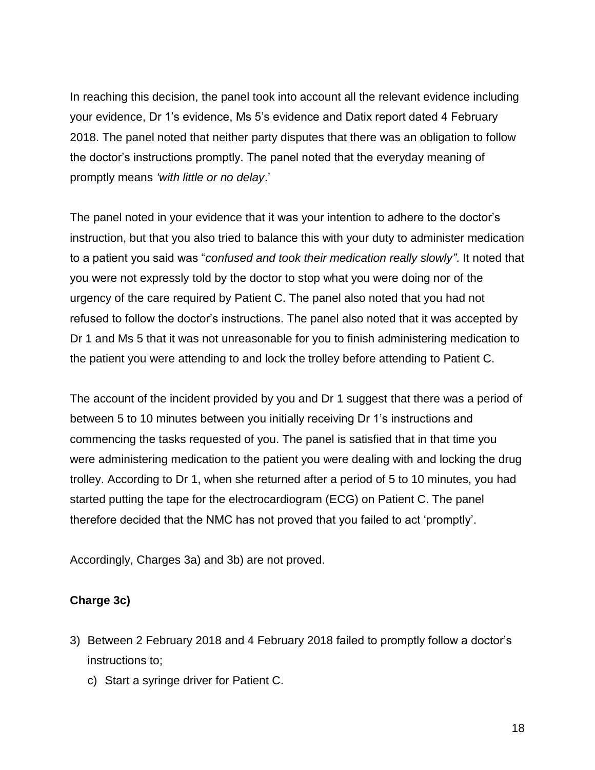In reaching this decision, the panel took into account all the relevant evidence including your evidence, Dr 1's evidence, Ms 5's evidence and Datix report dated 4 February 2018. The panel noted that neither party disputes that there was an obligation to follow the doctor's instructions promptly. The panel noted that the everyday meaning of promptly means *'with little or no delay*.'

The panel noted in your evidence that it was your intention to adhere to the doctor's instruction, but that you also tried to balance this with your duty to administer medication to a patient you said was "*confused and took their medication really slowly"*. It noted that you were not expressly told by the doctor to stop what you were doing nor of the urgency of the care required by Patient C. The panel also noted that you had not refused to follow the doctor's instructions. The panel also noted that it was accepted by Dr 1 and Ms 5 that it was not unreasonable for you to finish administering medication to the patient you were attending to and lock the trolley before attending to Patient C.

The account of the incident provided by you and Dr 1 suggest that there was a period of between 5 to 10 minutes between you initially receiving Dr 1's instructions and commencing the tasks requested of you. The panel is satisfied that in that time you were administering medication to the patient you were dealing with and locking the drug trolley. According to Dr 1, when she returned after a period of 5 to 10 minutes, you had started putting the tape for the electrocardiogram (ECG) on Patient C. The panel therefore decided that the NMC has not proved that you failed to act 'promptly'.

Accordingly, Charges 3a) and 3b) are not proved.

**Charge 3c)**

3) Between 2 February 2018 and 4 February 2018 failed to promptly follow a doctor's instructions to;
   c) Start a syringe driver for Patient C.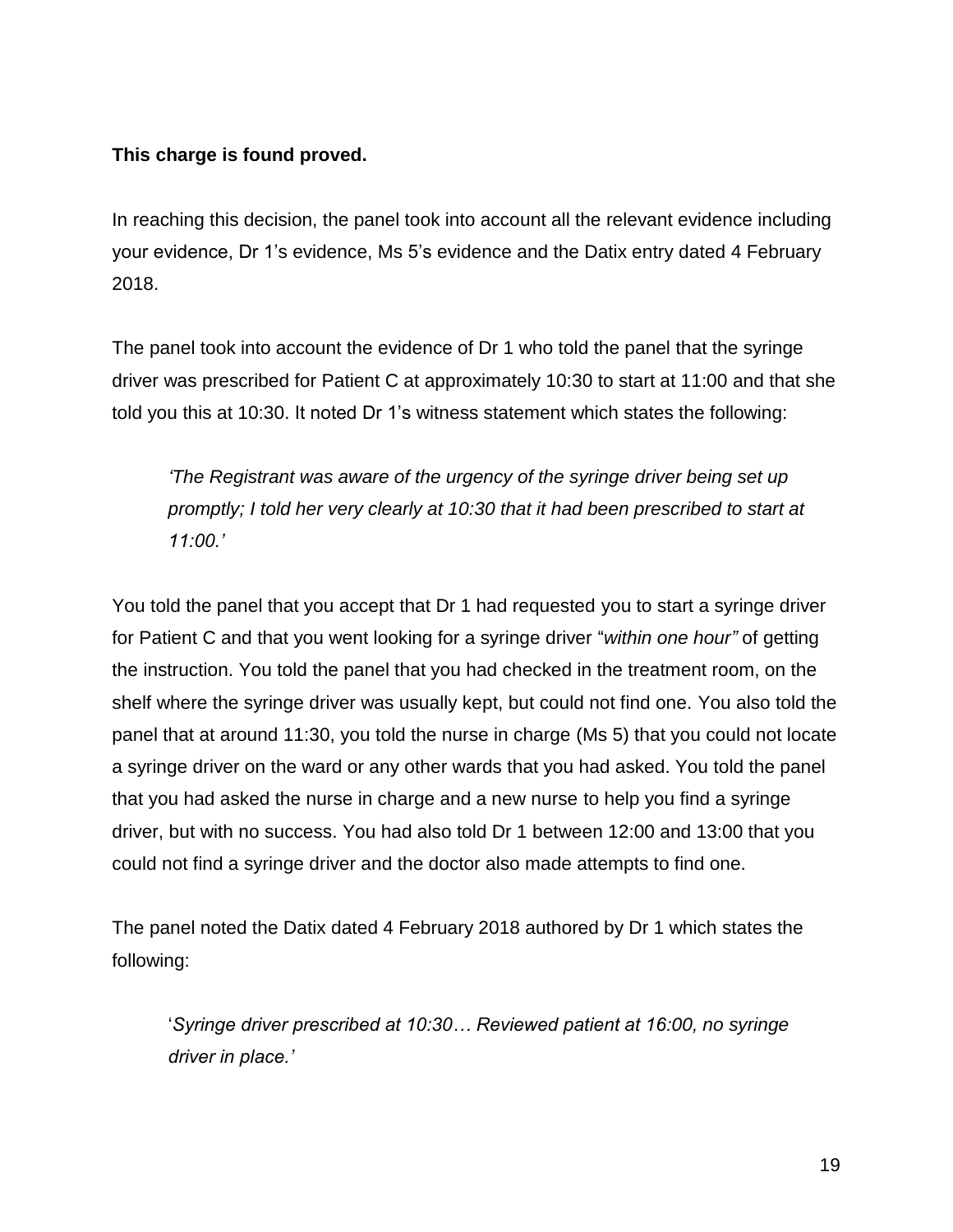**This charge is found proved.**

In reaching this decision, the panel took into account all the relevant evidence including your evidence, Dr 1's evidence, Ms 5's evidence and the Datix entry dated 4 February 2018.

The panel took into account the evidence of Dr 1 who told the panel that the syringe driver was prescribed for Patient C at approximately 10:30 to start at 11:00 and that she told you this at 10:30. It noted Dr 1's witness statement which states the following:

> *'The Registrant was aware of the urgency of the syringe driver being set up promptly; I told her very clearly at 10:30 that it had been prescribed to start at 11:00.'*

You told the panel that you accept that Dr 1 had requested you to start a syringe driver for Patient C and that you went looking for a syringe driver "*within one hour"* of getting the instruction. You told the panel that you had checked in the treatment room, on the shelf where the syringe driver was usually kept, but could not find one. You also told the panel that at around 11:30, you told the nurse in charge (Ms 5) that you could not locate a syringe driver on the ward or any other wards that you had asked. You told the panel that you had asked the nurse in charge and a new nurse to help you find a syringe driver, but with no success. You had also told Dr 1 between 12:00 and 13:00 that you could not find a syringe driver and the doctor also made attempts to find one.

The panel noted the Datix dated 4 February 2018 authored by Dr 1 which states the following:

> '*Syringe driver prescribed at 10:30… Reviewed patient at 16:00, no syringe driver in place.'*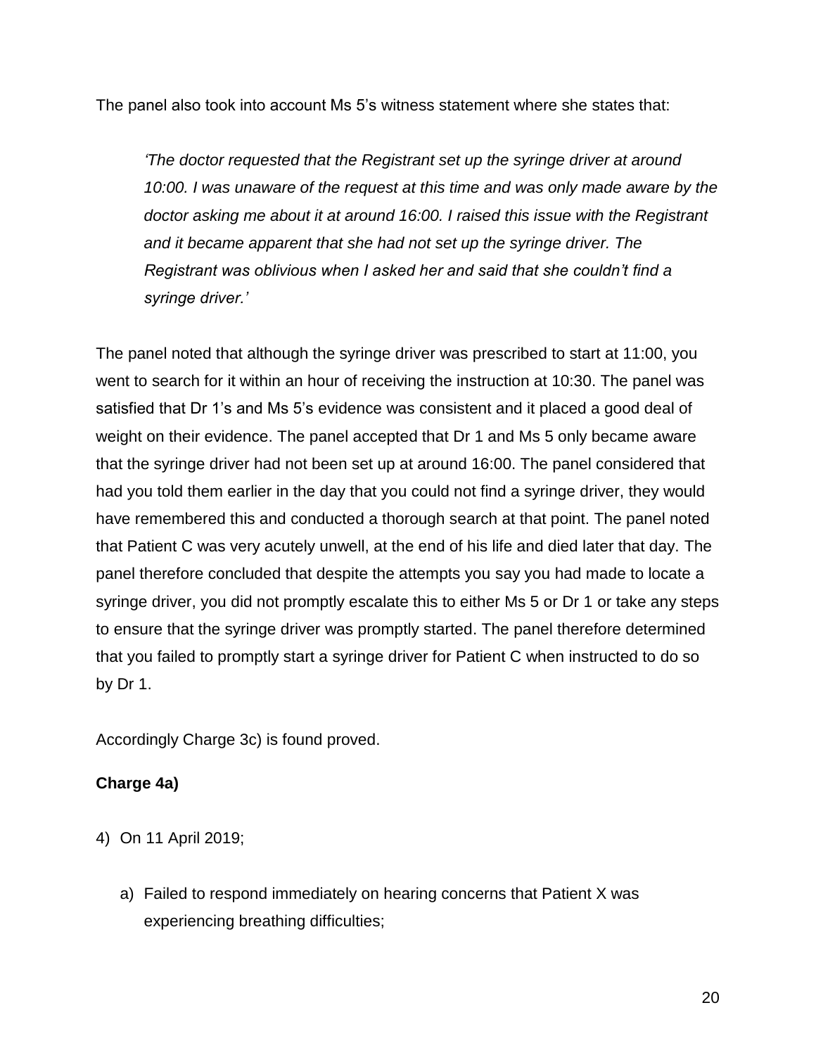The panel also took into account Ms 5's witness statement where she states that:

> *'The doctor requested that the Registrant set up the syringe driver at around 10:00. I was unaware of the request at this time and was only made aware by the doctor asking me about it at around 16:00. I raised this issue with the Registrant and it became apparent that she had not set up the syringe driver. The Registrant was oblivious when I asked her and said that she couldn't find a syringe driver.'*

The panel noted that although the syringe driver was prescribed to start at 11:00, you went to search for it within an hour of receiving the instruction at 10:30. The panel was satisfied that Dr 1's and Ms 5's evidence was consistent and it placed a good deal of weight on their evidence. The panel accepted that Dr 1 and Ms 5 only became aware that the syringe driver had not been set up at around 16:00. The panel considered that had you told them earlier in the day that you could not find a syringe driver, they would have remembered this and conducted a thorough search at that point. The panel noted that Patient C was very acutely unwell, at the end of his life and died later that day. The panel therefore concluded that despite the attempts you say you had made to locate a syringe driver, you did not promptly escalate this to either Ms 5 or Dr 1 or take any steps to ensure that the syringe driver was promptly started. The panel therefore determined that you failed to promptly start a syringe driver for Patient C when instructed to do so by Dr 1.

Accordingly Charge 3c) is found proved.

**Charge 4a)**

4) On 11 April 2019;

   a) Failed to respond immediately on hearing concerns that Patient X was experiencing breathing difficulties;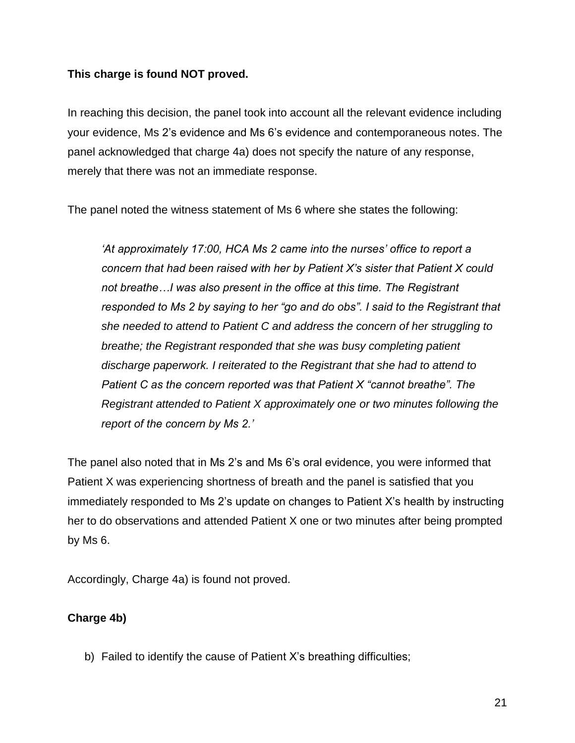**This charge is found NOT proved.**

In reaching this decision, the panel took into account all the relevant evidence including your evidence, Ms 2's evidence and Ms 6's evidence and contemporaneous notes. The panel acknowledged that charge 4a) does not specify the nature of any response, merely that there was not an immediate response.

The panel noted the witness statement of Ms 6 where she states the following:

> *'At approximately 17:00, HCA Ms 2 came into the nurses' office to report a concern that had been raised with her by Patient X's sister that Patient X could not breathe…I was also present in the office at this time. The Registrant responded to Ms 2 by saying to her "go and do obs". I said to the Registrant that she needed to attend to Patient C and address the concern of her struggling to breathe; the Registrant responded that she was busy completing patient discharge paperwork. I reiterated to the Registrant that she had to attend to Patient C as the concern reported was that Patient X "cannot breathe". The Registrant attended to Patient X approximately one or two minutes following the report of the concern by Ms 2.'*

The panel also noted that in Ms 2's and Ms 6's oral evidence, you were informed that Patient X was experiencing shortness of breath and the panel is satisfied that you immediately responded to Ms 2's update on changes to Patient X's health by instructing her to do observations and attended Patient X one or two minutes after being prompted by Ms 6.

Accordingly, Charge 4a) is found not proved.

**Charge 4b)**

b) Failed to identify the cause of Patient X's breathing difficulties;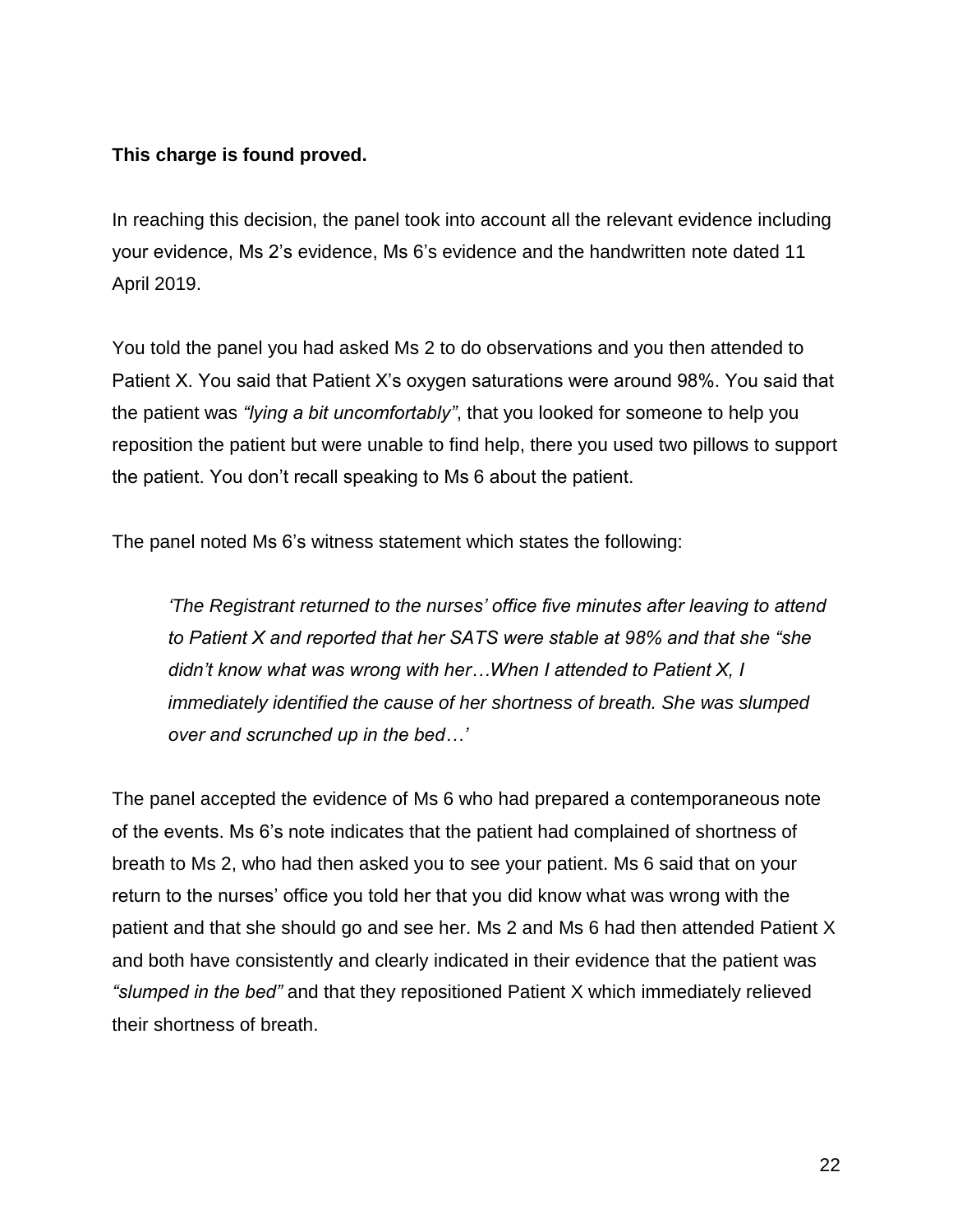**This charge is found proved.**

In reaching this decision, the panel took into account all the relevant evidence including your evidence, Ms 2's evidence, Ms 6's evidence and the handwritten note dated 11 April 2019.

You told the panel you had asked Ms 2 to do observations and you then attended to Patient X. You said that Patient X's oxygen saturations were around 98%. You said that the patient was *"lying a bit uncomfortably"*, that you looked for someone to help you reposition the patient but were unable to find help, there you used two pillows to support the patient. You don't recall speaking to Ms 6 about the patient.

The panel noted Ms 6's witness statement which states the following:

> *'The Registrant returned to the nurses' office five minutes after leaving to attend to Patient X and reported that her SATS were stable at 98% and that she "she didn't know what was wrong with her…When I attended to Patient X, I immediately identified the cause of her shortness of breath. She was slumped over and scrunched up in the bed…'*

The panel accepted the evidence of Ms 6 who had prepared a contemporaneous note of the events. Ms 6's note indicates that the patient had complained of shortness of breath to Ms 2, who had then asked you to see your patient. Ms 6 said that on your return to the nurses' office you told her that you did know what was wrong with the patient and that she should go and see her. Ms 2 and Ms 6 had then attended Patient X and both have consistently and clearly indicated in their evidence that the patient was *"slumped in the bed"* and that they repositioned Patient X which immediately relieved their shortness of breath.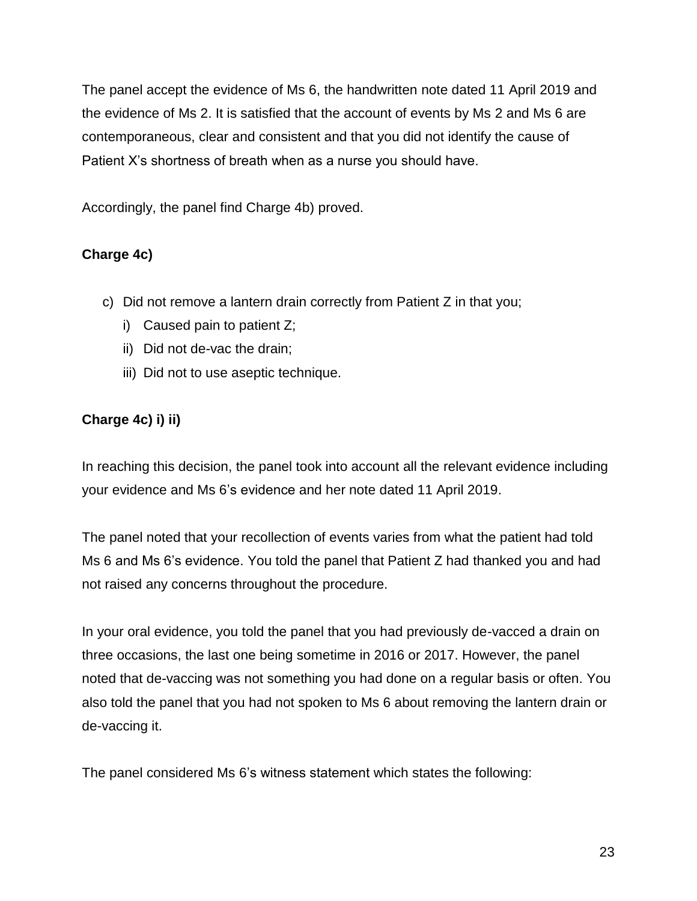The panel accept the evidence of Ms 6, the handwritten note dated 11 April 2019 and the evidence of Ms 2. It is satisfied that the account of events by Ms 2 and Ms 6 are contemporaneous, clear and consistent and that you did not identify the cause of Patient X's shortness of breath when as a nurse you should have.

Accordingly, the panel find Charge 4b) proved.

**Charge 4c)**

c) Did not remove a lantern drain correctly from Patient Z in that you;
   i) Caused pain to patient Z;
   ii) Did not de-vac the drain;
   iii) Did not to use aseptic technique.

**Charge 4c) i) ii)**

In reaching this decision, the panel took into account all the relevant evidence including your evidence and Ms 6's evidence and her note dated 11 April 2019.

The panel noted that your recollection of events varies from what the patient had told Ms 6 and Ms 6's evidence. You told the panel that Patient Z had thanked you and had not raised any concerns throughout the procedure.

In your oral evidence, you told the panel that you had previously de-vacced a drain on three occasions, the last one being sometime in 2016 or 2017. However, the panel noted that de-vaccing was not something you had done on a regular basis or often. You also told the panel that you had not spoken to Ms 6 about removing the lantern drain or de-vaccing it.

The panel considered Ms 6's witness statement which states the following: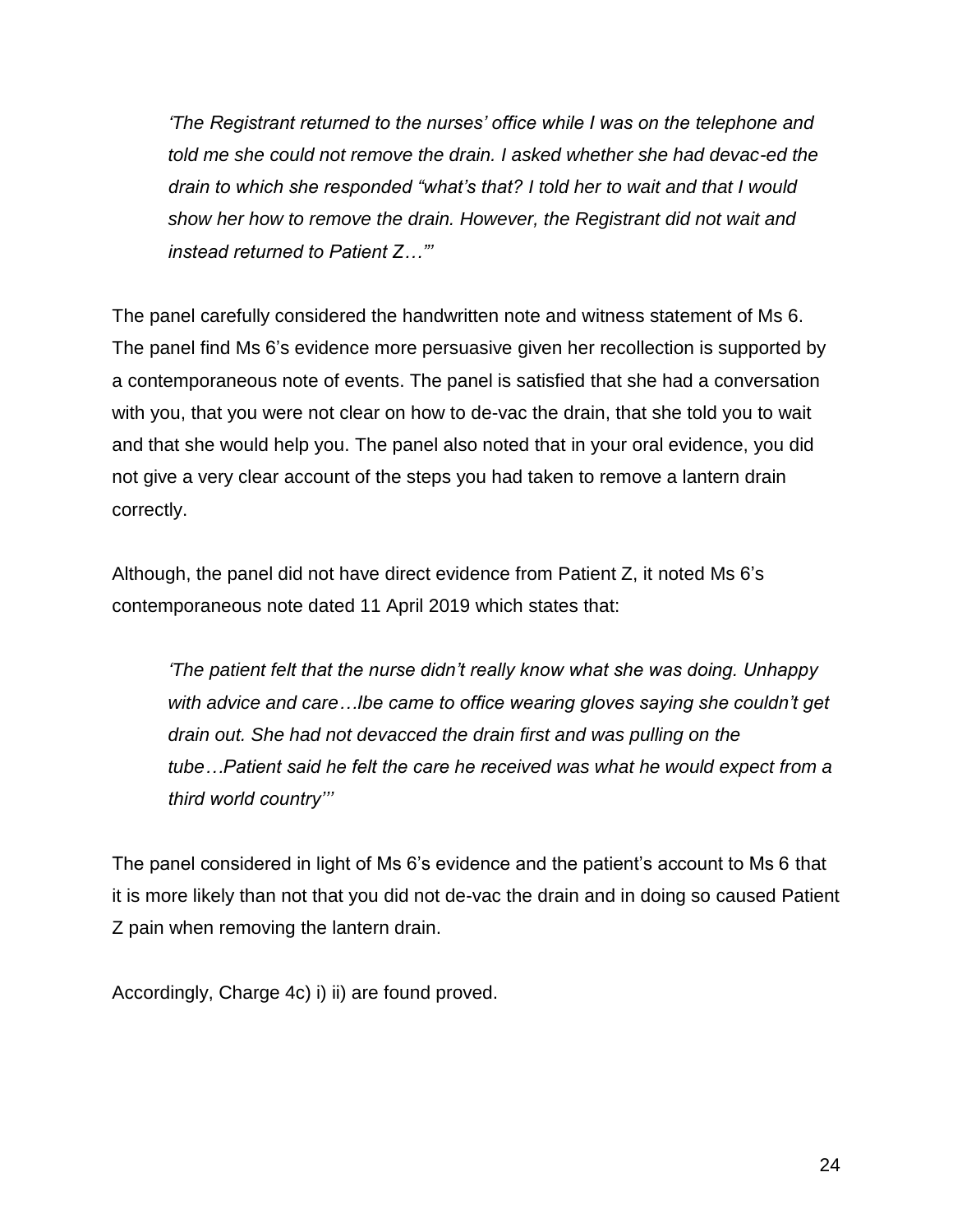*‘The Registrant returned to the nurses’ office while I was on the telephone and told me she could not remove the drain. I asked whether she had devac-ed the drain to which she responded “what’s that? I told her to wait and that I would show her how to remove the drain. However, the Registrant did not wait and instead returned to Patient Z…”’*

The panel carefully considered the handwritten note and witness statement of Ms 6. The panel find Ms 6’s evidence more persuasive given her recollection is supported by a contemporaneous note of events. The panel is satisfied that she had a conversation with you, that you were not clear on how to de-vac the drain, that she told you to wait and that she would help you. The panel also noted that in your oral evidence, you did not give a very clear account of the steps you had taken to remove a lantern drain correctly.

Although, the panel did not have direct evidence from Patient Z, it noted Ms 6’s contemporaneous note dated 11 April 2019 which states that:

*‘The patient felt that the nurse didn’t really know what she was doing. Unhappy with advice and care…Ibe came to office wearing gloves saying she couldn’t get drain out. She had not devacced the drain first and was pulling on the tube…Patient said he felt the care he received was what he would expect from a third world country’’*

The panel considered in light of Ms 6’s evidence and the patient’s account to Ms 6 that it is more likely than not that you did not de-vac the drain and in doing so caused Patient Z pain when removing the lantern drain.

Accordingly, Charge 4c) i) ii) are found proved.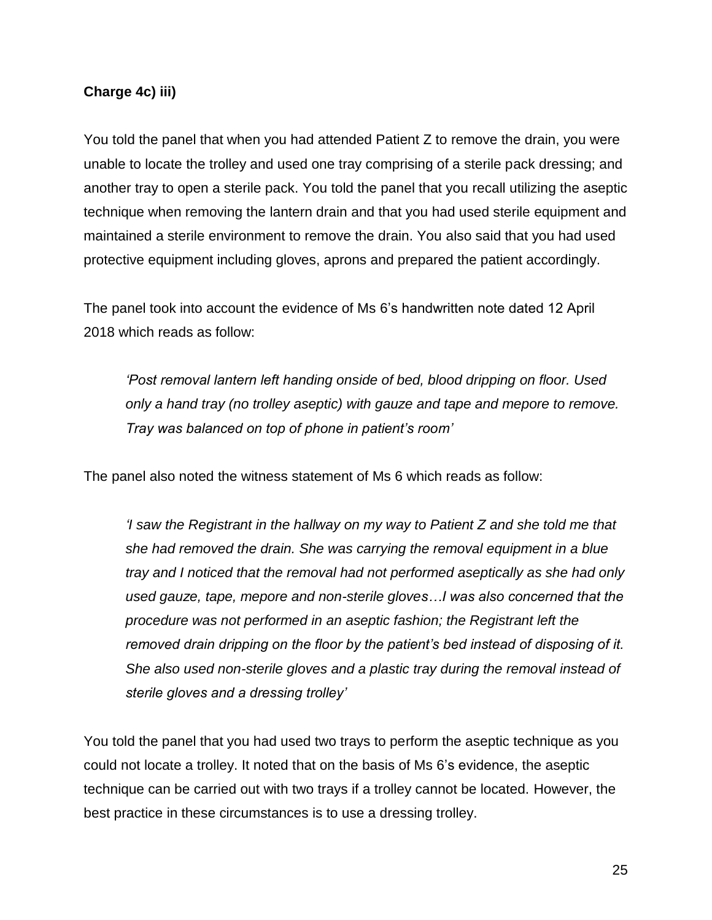**Charge 4c) iii)**

You told the panel that when you had attended Patient Z to remove the drain, you were unable to locate the trolley and used one tray comprising of a sterile pack dressing; and another tray to open a sterile pack. You told the panel that you recall utilizing the aseptic technique when removing the lantern drain and that you had used sterile equipment and maintained a sterile environment to remove the drain. You also said that you had used protective equipment including gloves, aprons and prepared the patient accordingly.

The panel took into account the evidence of Ms 6's handwritten note dated 12 April 2018 which reads as follow:

> *'Post removal lantern left handing onside of bed, blood dripping on floor. Used only a hand tray (no trolley aseptic) with gauze and tape and mepore to remove. Tray was balanced on top of phone in patient's room'*

The panel also noted the witness statement of Ms 6 which reads as follow:

> *'I saw the Registrant in the hallway on my way to Patient Z and she told me that she had removed the drain. She was carrying the removal equipment in a blue tray and I noticed that the removal had not performed aseptically as she had only used gauze, tape, mepore and non-sterile gloves…I was also concerned that the procedure was not performed in an aseptic fashion; the Registrant left the removed drain dripping on the floor by the patient's bed instead of disposing of it. She also used non-sterile gloves and a plastic tray during the removal instead of sterile gloves and a dressing trolley'*

You told the panel that you had used two trays to perform the aseptic technique as you could not locate a trolley. It noted that on the basis of Ms 6's evidence, the aseptic technique can be carried out with two trays if a trolley cannot be located. However, the best practice in these circumstances is to use a dressing trolley.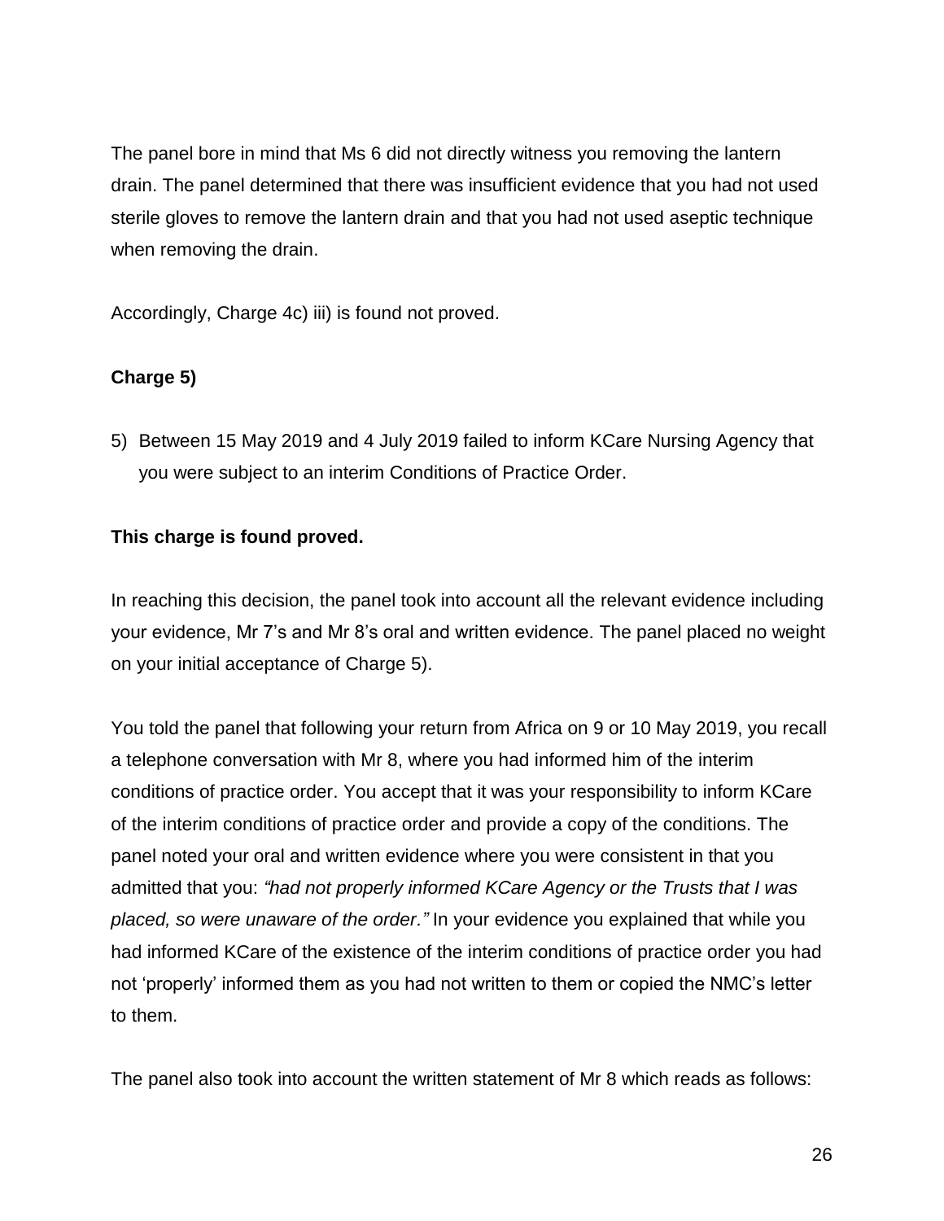The panel bore in mind that Ms 6 did not directly witness you removing the lantern drain. The panel determined that there was insufficient evidence that you had not used sterile gloves to remove the lantern drain and that you had not used aseptic technique when removing the drain.

Accordingly, Charge 4c) iii) is found not proved.

**Charge 5)**

5) Between 15 May 2019 and 4 July 2019 failed to inform KCare Nursing Agency that you were subject to an interim Conditions of Practice Order.

**This charge is found proved.**

In reaching this decision, the panel took into account all the relevant evidence including your evidence, Mr 7's and Mr 8's oral and written evidence. The panel placed no weight on your initial acceptance of Charge 5).

You told the panel that following your return from Africa on 9 or 10 May 2019, you recall a telephone conversation with Mr 8, where you had informed him of the interim conditions of practice order. You accept that it was your responsibility to inform KCare of the interim conditions of practice order and provide a copy of the conditions. The panel noted your oral and written evidence where you were consistent in that you admitted that you: *"had not properly informed KCare Agency or the Trusts that I was placed, so were unaware of the order."* In your evidence you explained that while you had informed KCare of the existence of the interim conditions of practice order you had not 'properly' informed them as you had not written to them or copied the NMC's letter to them.

The panel also took into account the written statement of Mr 8 which reads as follows: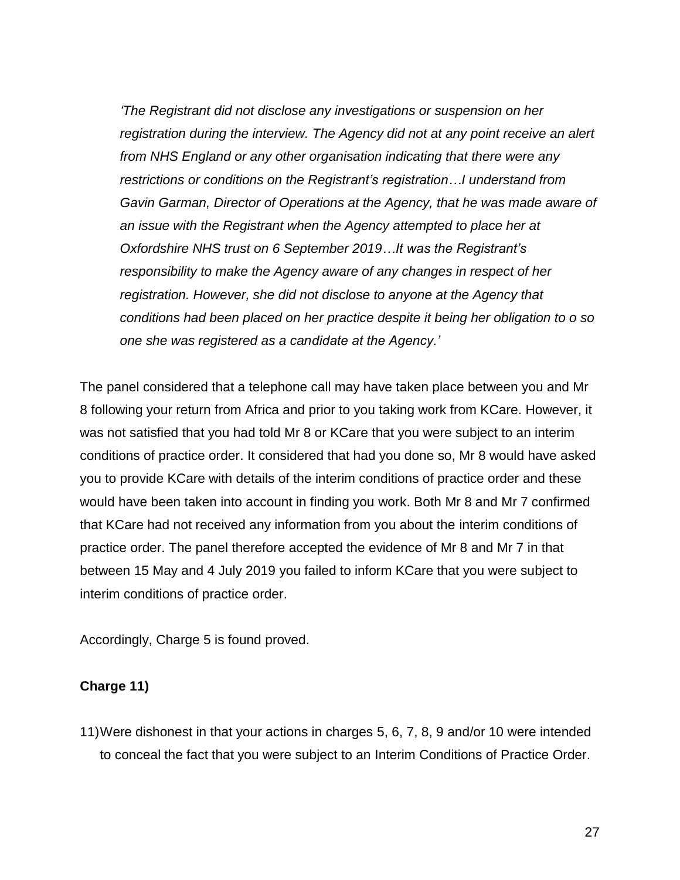*'The Registrant did not disclose any investigations or suspension on her registration during the interview. The Agency did not at any point receive an alert from NHS England or any other organisation indicating that there were any restrictions or conditions on the Registrant's registration…I understand from Gavin Garman, Director of Operations at the Agency, that he was made aware of an issue with the Registrant when the Agency attempted to place her at Oxfordshire NHS trust on 6 September 2019…It was the Registrant's responsibility to make the Agency aware of any changes in respect of her registration. However, she did not disclose to anyone at the Agency that conditions had been placed on her practice despite it being her obligation to o so one she was registered as a candidate at the Agency.'*

The panel considered that a telephone call may have taken place between you and Mr 8 following your return from Africa and prior to you taking work from KCare. However, it was not satisfied that you had told Mr 8 or KCare that you were subject to an interim conditions of practice order. It considered that had you done so, Mr 8 would have asked you to provide KCare with details of the interim conditions of practice order and these would have been taken into account in finding you work. Both Mr 8 and Mr 7 confirmed that KCare had not received any information from you about the interim conditions of practice order. The panel therefore accepted the evidence of Mr 8 and Mr 7 in that between 15 May and 4 July 2019 you failed to inform KCare that you were subject to interim conditions of practice order.

Accordingly, Charge 5 is found proved.

**Charge 11)**

11) Were dishonest in that your actions in charges 5, 6, 7, 8, 9 and/or 10 were intended to conceal the fact that you were subject to an Interim Conditions of Practice Order.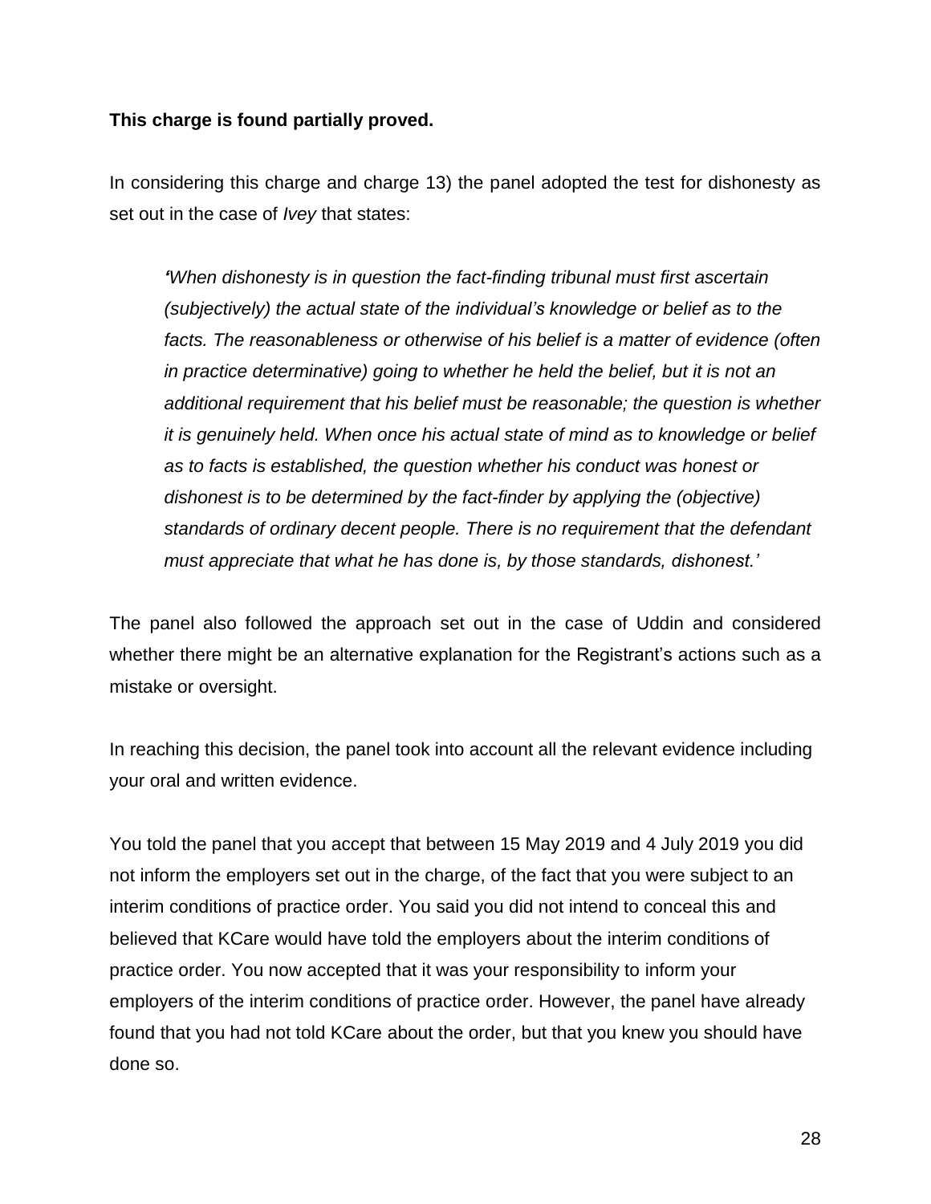**This charge is found partially proved.**

In considering this charge and charge 13) the panel adopted the test for dishonesty as set out in the case of *Ivey* that states:

> *'When dishonesty is in question the fact-finding tribunal must first ascertain (subjectively) the actual state of the individual's knowledge or belief as to the facts. The reasonableness or otherwise of his belief is a matter of evidence (often in practice determinative) going to whether he held the belief, but it is not an additional requirement that his belief must be reasonable; the question is whether it is genuinely held. When once his actual state of mind as to knowledge or belief as to facts is established, the question whether his conduct was honest or dishonest is to be determined by the fact-finder by applying the (objective) standards of ordinary decent people. There is no requirement that the defendant must appreciate that what he has done is, by those standards, dishonest.'*

The panel also followed the approach set out in the case of Uddin and considered whether there might be an alternative explanation for the Registrant's actions such as a mistake or oversight.

In reaching this decision, the panel took into account all the relevant evidence including your oral and written evidence.

You told the panel that you accept that between 15 May 2019 and 4 July 2019 you did not inform the employers set out in the charge, of the fact that you were subject to an interim conditions of practice order. You said you did not intend to conceal this and believed that KCare would have told the employers about the interim conditions of practice order. You now accepted that it was your responsibility to inform your employers of the interim conditions of practice order. However, the panel have already found that you had not told KCare about the order, but that you knew you should have done so.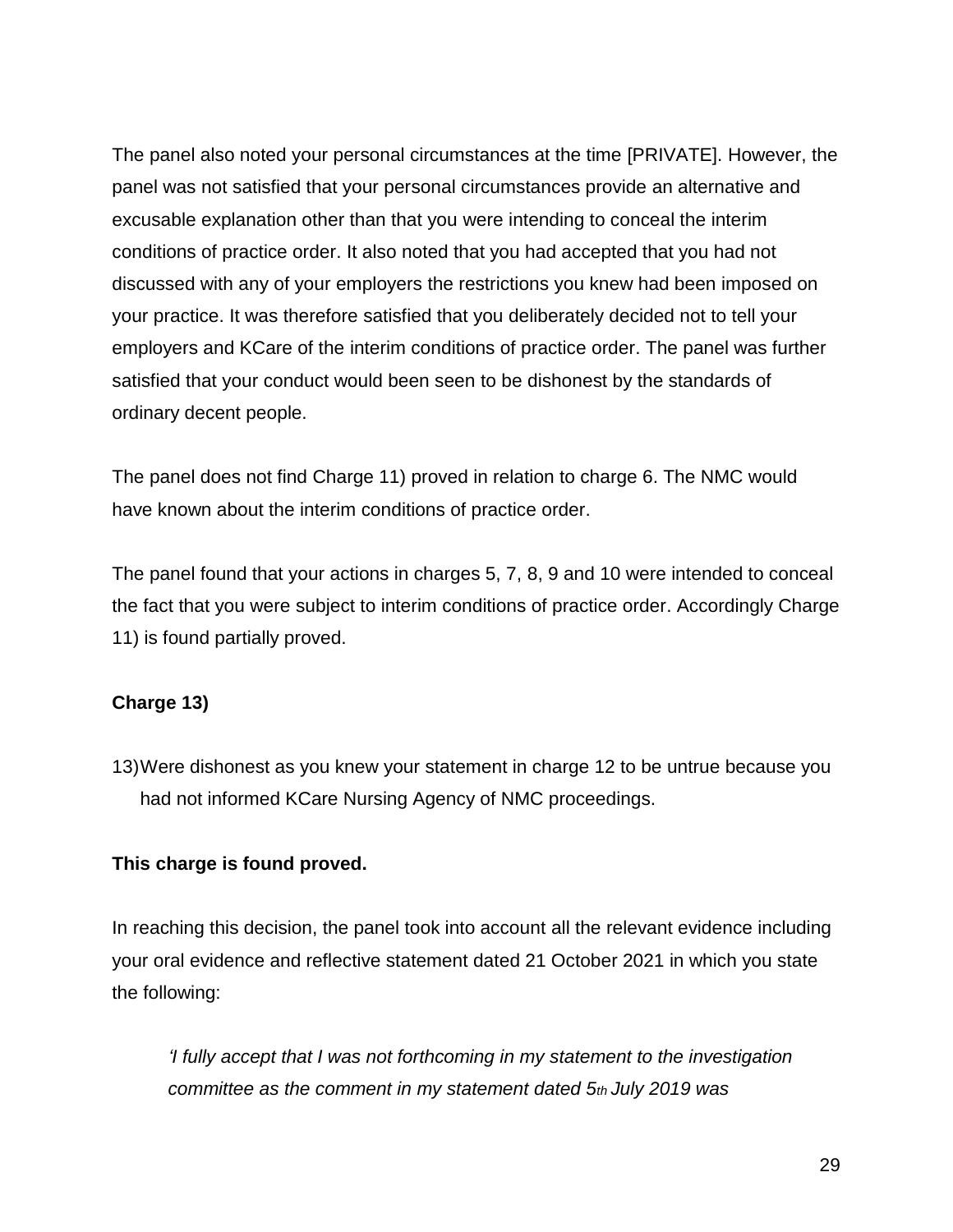The panel also noted your personal circumstances at the time [PRIVATE]. However, the panel was not satisfied that your personal circumstances provide an alternative and excusable explanation other than that you were intending to conceal the interim conditions of practice order. It also noted that you had accepted that you had not discussed with any of your employers the restrictions you knew had been imposed on your practice. It was therefore satisfied that you deliberately decided not to tell your employers and KCare of the interim conditions of practice order. The panel was further satisfied that your conduct would been seen to be dishonest by the standards of ordinary decent people.

The panel does not find Charge 11) proved in relation to charge 6. The NMC would have known about the interim conditions of practice order.

The panel found that your actions in charges 5, 7, 8, 9 and 10 were intended to conceal the fact that you were subject to interim conditions of practice order. Accordingly Charge 11) is found partially proved.

**Charge 13)**

13) Were dishonest as you knew your statement in charge 12 to be untrue because you had not informed KCare Nursing Agency of NMC proceedings.

**This charge is found proved.**

In reaching this decision, the panel took into account all the relevant evidence including your oral evidence and reflective statement dated 21 October 2021 in which you state the following:

> *'I fully accept that I was not forthcoming in my statement to the investigation committee as the comment in my statement dated 5th July 2019 was*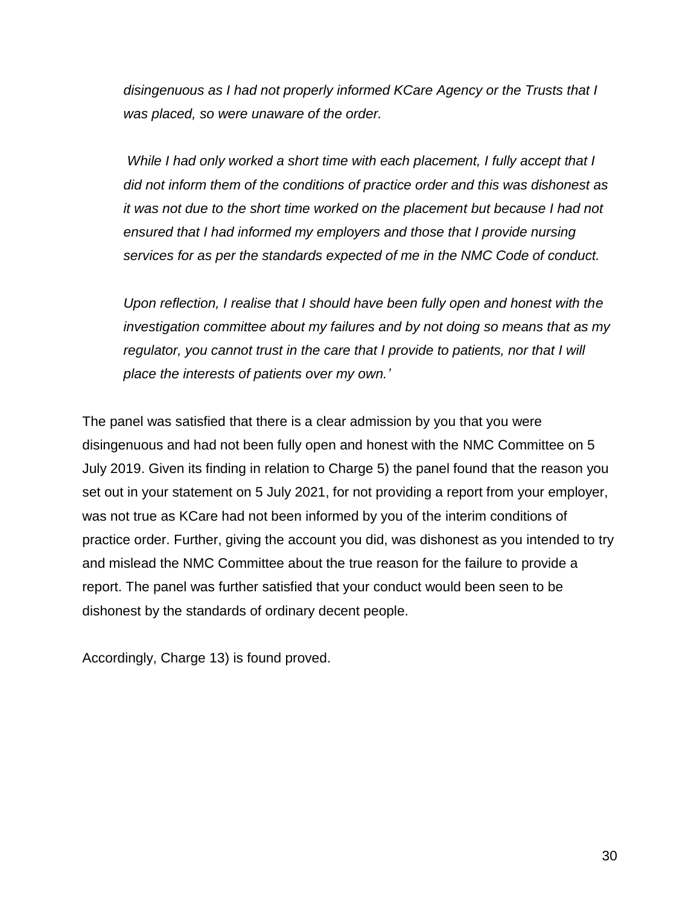*disingenuous as I had not properly informed KCare Agency or the Trusts that I was placed, so were unaware of the order.*

*While I had only worked a short time with each placement, I fully accept that I did not inform them of the conditions of practice order and this was dishonest as it was not due to the short time worked on the placement but because I had not ensured that I had informed my employers and those that I provide nursing services for as per the standards expected of me in the NMC Code of conduct.*

*Upon reflection, I realise that I should have been fully open and honest with the investigation committee about my failures and by not doing so means that as my regulator, you cannot trust in the care that I provide to patients, nor that I will place the interests of patients over my own.'*

The panel was satisfied that there is a clear admission by you that you were disingenuous and had not been fully open and honest with the NMC Committee on 5 July 2019. Given its finding in relation to Charge 5) the panel found that the reason you set out in your statement on 5 July 2021, for not providing a report from your employer, was not true as KCare had not been informed by you of the interim conditions of practice order. Further, giving the account you did, was dishonest as you intended to try and mislead the NMC Committee about the true reason for the failure to provide a report. The panel was further satisfied that your conduct would been seen to be dishonest by the standards of ordinary decent people.

Accordingly, Charge 13) is found proved.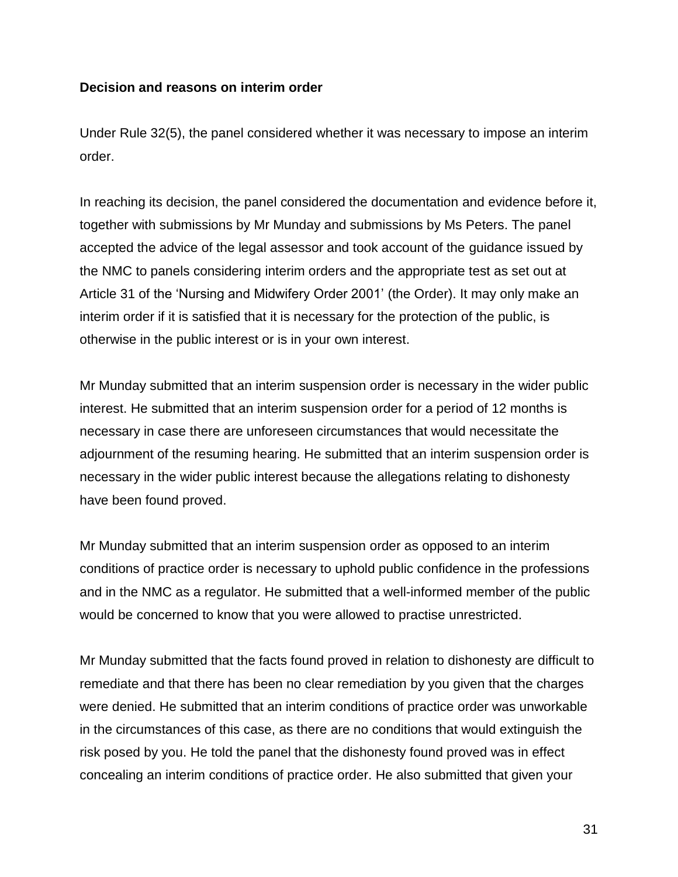**Decision and reasons on interim order**

Under Rule 32(5), the panel considered whether it was necessary to impose an interim order.

In reaching its decision, the panel considered the documentation and evidence before it, together with submissions by Mr Munday and submissions by Ms Peters. The panel accepted the advice of the legal assessor and took account of the guidance issued by the NMC to panels considering interim orders and the appropriate test as set out at Article 31 of the 'Nursing and Midwifery Order 2001' (the Order). It may only make an interim order if it is satisfied that it is necessary for the protection of the public, is otherwise in the public interest or is in your own interest.

Mr Munday submitted that an interim suspension order is necessary in the wider public interest. He submitted that an interim suspension order for a period of 12 months is necessary in case there are unforeseen circumstances that would necessitate the adjournment of the resuming hearing. He submitted that an interim suspension order is necessary in the wider public interest because the allegations relating to dishonesty have been found proved.

Mr Munday submitted that an interim suspension order as opposed to an interim conditions of practice order is necessary to uphold public confidence in the professions and in the NMC as a regulator. He submitted that a well-informed member of the public would be concerned to know that you were allowed to practise unrestricted.

Mr Munday submitted that the facts found proved in relation to dishonesty are difficult to remediate and that there has been no clear remediation by you given that the charges were denied. He submitted that an interim conditions of practice order was unworkable in the circumstances of this case, as there are no conditions that would extinguish the risk posed by you. He told the panel that the dishonesty found proved was in effect concealing an interim conditions of practice order. He also submitted that given your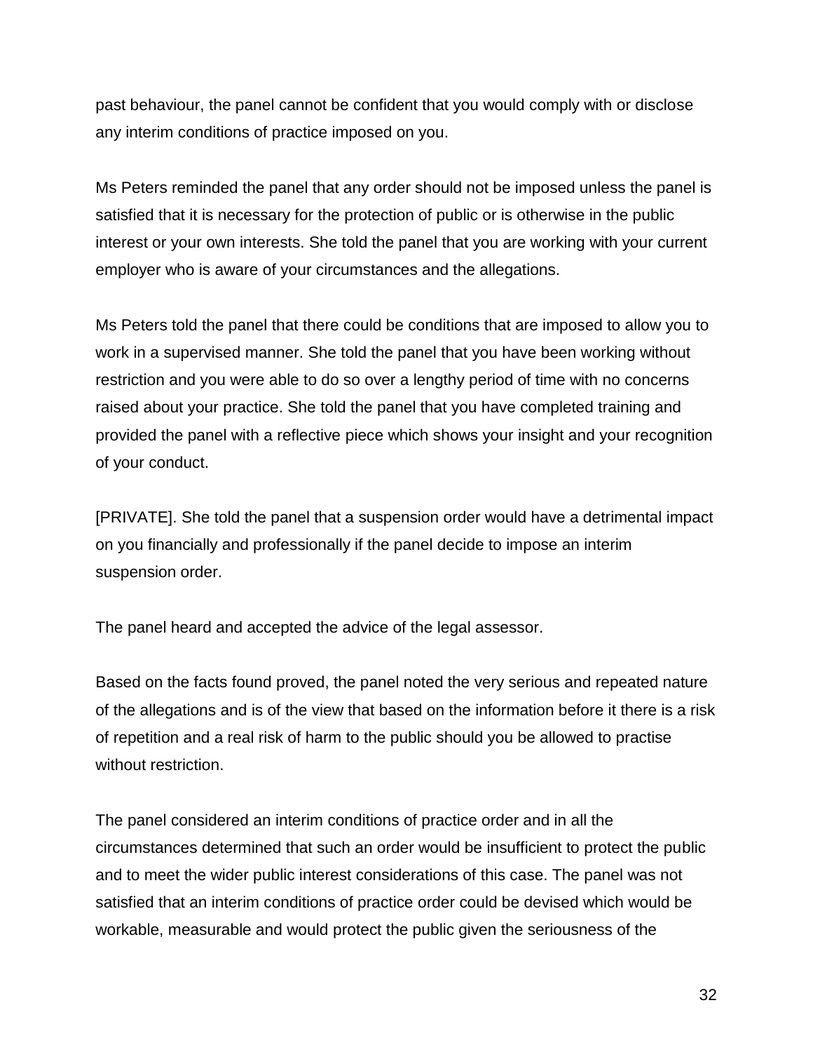past behaviour, the panel cannot be confident that you would comply with or disclose any interim conditions of practice imposed on you.

Ms Peters reminded the panel that any order should not be imposed unless the panel is satisfied that it is necessary for the protection of public or is otherwise in the public interest or your own interests. She told the panel that you are working with your current employer who is aware of your circumstances and the allegations.

Ms Peters told the panel that there could be conditions that are imposed to allow you to work in a supervised manner. She told the panel that you have been working without restriction and you were able to do so over a lengthy period of time with no concerns raised about your practice. She told the panel that you have completed training and provided the panel with a reflective piece which shows your insight and your recognition of your conduct.

[PRIVATE]. She told the panel that a suspension order would have a detrimental impact on you financially and professionally if the panel decide to impose an interim suspension order.

The panel heard and accepted the advice of the legal assessor.

Based on the facts found proved, the panel noted the very serious and repeated nature of the allegations and is of the view that based on the information before it there is a risk of repetition and a real risk of harm to the public should you be allowed to practise without restriction.

The panel considered an interim conditions of practice order and in all the circumstances determined that such an order would be insufficient to protect the public and to meet the wider public interest considerations of this case. The panel was not satisfied that an interim conditions of practice order could be devised which would be workable, measurable and would protect the public given the seriousness of the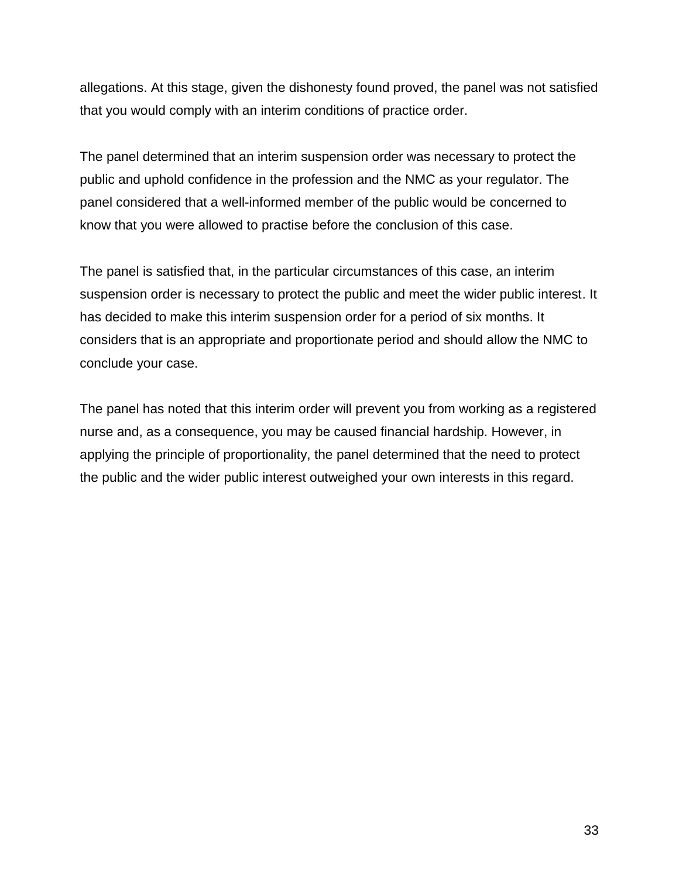allegations. At this stage, given the dishonesty found proved, the panel was not satisfied that you would comply with an interim conditions of practice order.

The panel determined that an interim suspension order was necessary to protect the public and uphold confidence in the profession and the NMC as your regulator. The panel considered that a well-informed member of the public would be concerned to know that you were allowed to practise before the conclusion of this case.

The panel is satisfied that, in the particular circumstances of this case, an interim suspension order is necessary to protect the public and meet the wider public interest. It has decided to make this interim suspension order for a period of six months. It considers that is an appropriate and proportionate period and should allow the NMC to conclude your case.

The panel has noted that this interim order will prevent you from working as a registered nurse and, as a consequence, you may be caused financial hardship. However, in applying the principle of proportionality, the panel determined that the need to protect the public and the wider public interest outweighed your own interests in this regard.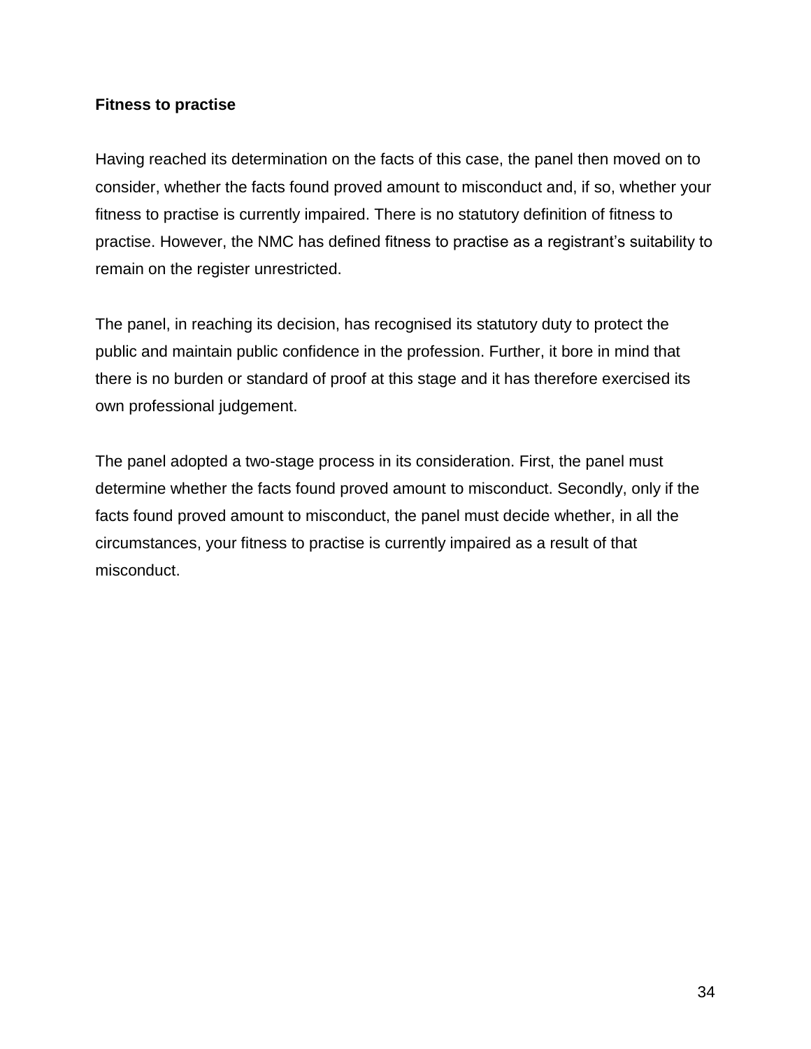**Fitness to practise**

Having reached its determination on the facts of this case, the panel then moved on to consider, whether the facts found proved amount to misconduct and, if so, whether your fitness to practise is currently impaired. There is no statutory definition of fitness to practise. However, the NMC has defined fitness to practise as a registrant's suitability to remain on the register unrestricted.

The panel, in reaching its decision, has recognised its statutory duty to protect the public and maintain public confidence in the profession. Further, it bore in mind that there is no burden or standard of proof at this stage and it has therefore exercised its own professional judgement.

The panel adopted a two-stage process in its consideration. First, the panel must determine whether the facts found proved amount to misconduct. Secondly, only if the facts found proved amount to misconduct, the panel must decide whether, in all the circumstances, your fitness to practise is currently impaired as a result of that misconduct.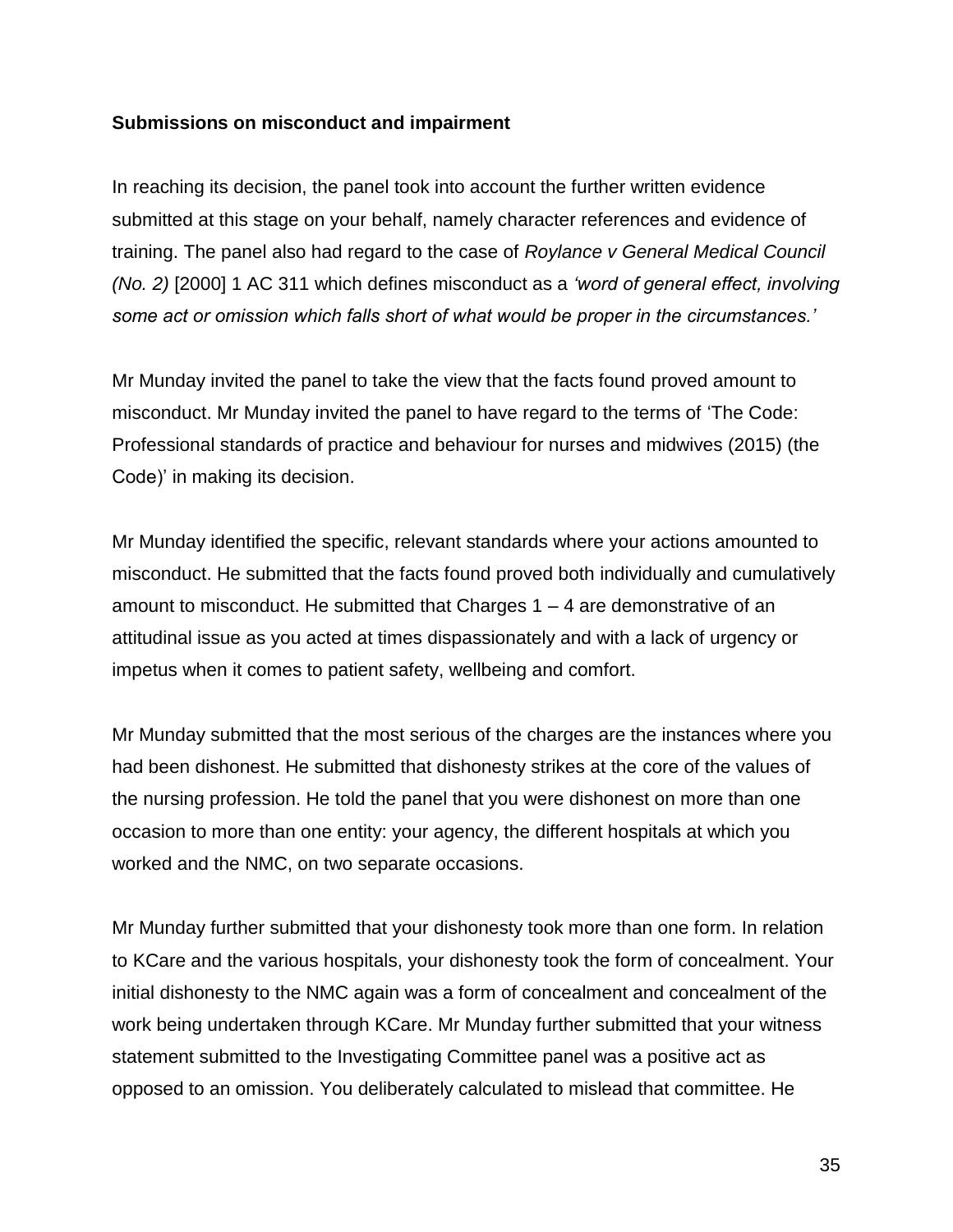**Submissions on misconduct and impairment**

In reaching its decision, the panel took into account the further written evidence submitted at this stage on your behalf, namely character references and evidence of training. The panel also had regard to the case of *Roylance v General Medical Council (No. 2)* [2000] 1 AC 311 which defines misconduct as a *'word of general effect, involving some act or omission which falls short of what would be proper in the circumstances.'*

Mr Munday invited the panel to take the view that the facts found proved amount to misconduct. Mr Munday invited the panel to have regard to the terms of 'The Code: Professional standards of practice and behaviour for nurses and midwives (2015) (the Code)' in making its decision.

Mr Munday identified the specific, relevant standards where your actions amounted to misconduct. He submitted that the facts found proved both individually and cumulatively amount to misconduct. He submitted that Charges 1 – 4 are demonstrative of an attitudinal issue as you acted at times dispassionately and with a lack of urgency or impetus when it comes to patient safety, wellbeing and comfort.

Mr Munday submitted that the most serious of the charges are the instances where you had been dishonest. He submitted that dishonesty strikes at the core of the values of the nursing profession. He told the panel that you were dishonest on more than one occasion to more than one entity: your agency, the different hospitals at which you worked and the NMC, on two separate occasions.

Mr Munday further submitted that your dishonesty took more than one form. In relation to KCare and the various hospitals, your dishonesty took the form of concealment. Your initial dishonesty to the NMC again was a form of concealment and concealment of the work being undertaken through KCare. Mr Munday further submitted that your witness statement submitted to the Investigating Committee panel was a positive act as opposed to an omission. You deliberately calculated to mislead that committee. He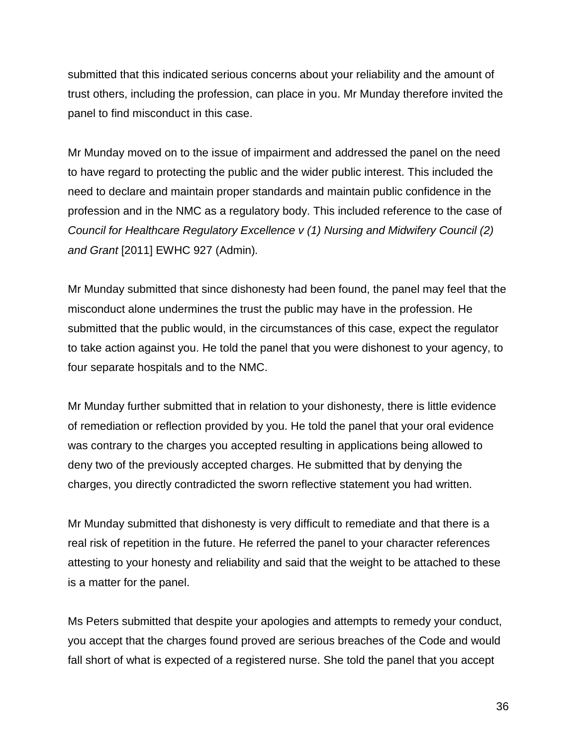submitted that this indicated serious concerns about your reliability and the amount of trust others, including the profession, can place in you. Mr Munday therefore invited the panel to find misconduct in this case.

Mr Munday moved on to the issue of impairment and addressed the panel on the need to have regard to protecting the public and the wider public interest. This included the need to declare and maintain proper standards and maintain public confidence in the profession and in the NMC as a regulatory body. This included reference to the case of *Council for Healthcare Regulatory Excellence v (1) Nursing and Midwifery Council (2) and Grant* [2011] EWHC 927 (Admin).

Mr Munday submitted that since dishonesty had been found, the panel may feel that the misconduct alone undermines the trust the public may have in the profession. He submitted that the public would, in the circumstances of this case, expect the regulator to take action against you. He told the panel that you were dishonest to your agency, to four separate hospitals and to the NMC.

Mr Munday further submitted that in relation to your dishonesty, there is little evidence of remediation or reflection provided by you. He told the panel that your oral evidence was contrary to the charges you accepted resulting in applications being allowed to deny two of the previously accepted charges. He submitted that by denying the charges, you directly contradicted the sworn reflective statement you had written.

Mr Munday submitted that dishonesty is very difficult to remediate and that there is a real risk of repetition in the future. He referred the panel to your character references attesting to your honesty and reliability and said that the weight to be attached to these is a matter for the panel.

Ms Peters submitted that despite your apologies and attempts to remedy your conduct, you accept that the charges found proved are serious breaches of the Code and would fall short of what is expected of a registered nurse. She told the panel that you accept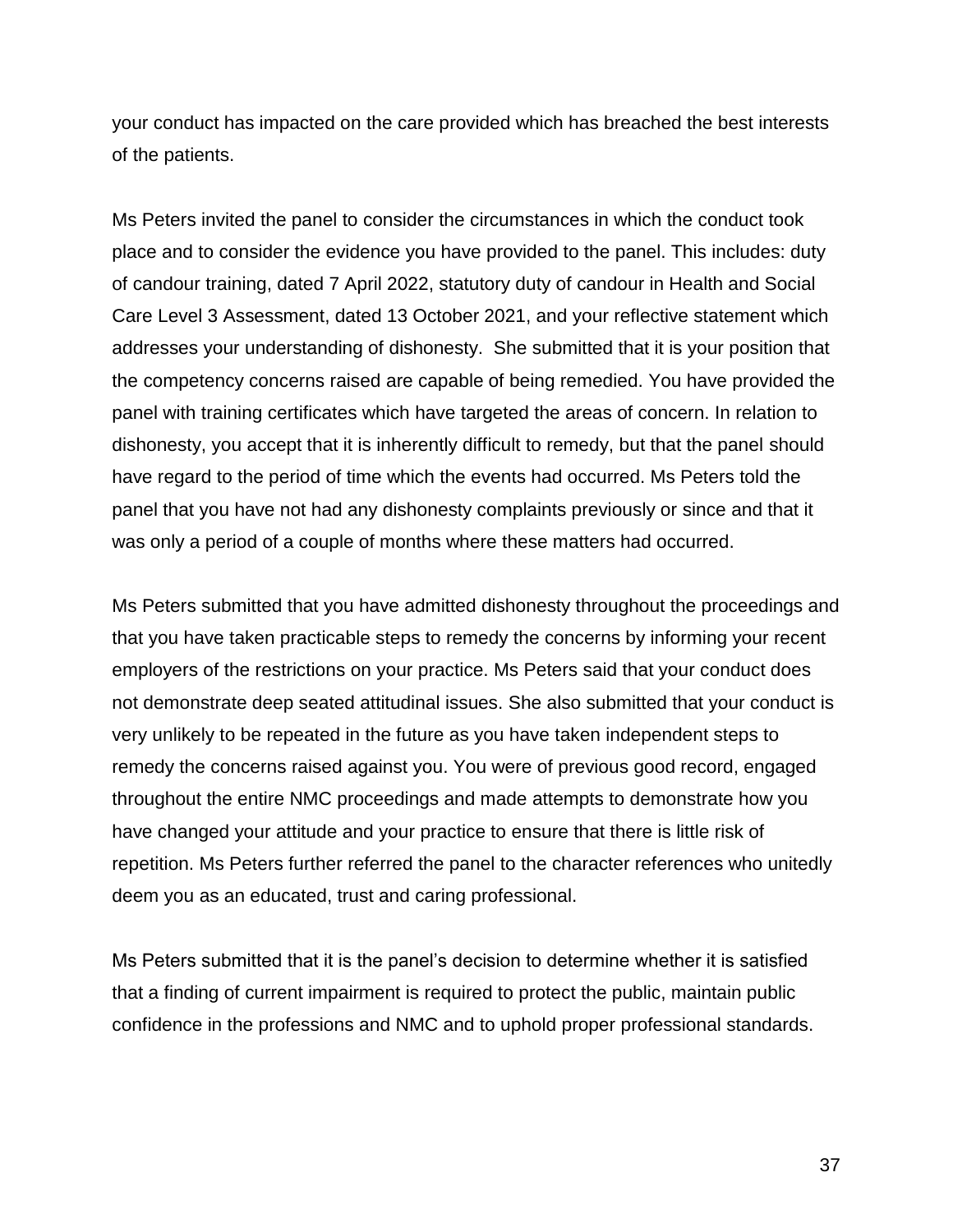your conduct has impacted on the care provided which has breached the best interests of the patients.

Ms Peters invited the panel to consider the circumstances in which the conduct took place and to consider the evidence you have provided to the panel. This includes: duty of candour training, dated 7 April 2022, statutory duty of candour in Health and Social Care Level 3 Assessment, dated 13 October 2021, and your reflective statement which addresses your understanding of dishonesty. She submitted that it is your position that the competency concerns raised are capable of being remedied. You have provided the panel with training certificates which have targeted the areas of concern. In relation to dishonesty, you accept that it is inherently difficult to remedy, but that the panel should have regard to the period of time which the events had occurred. Ms Peters told the panel that you have not had any dishonesty complaints previously or since and that it was only a period of a couple of months where these matters had occurred.

Ms Peters submitted that you have admitted dishonesty throughout the proceedings and that you have taken practicable steps to remedy the concerns by informing your recent employers of the restrictions on your practice. Ms Peters said that your conduct does not demonstrate deep seated attitudinal issues. She also submitted that your conduct is very unlikely to be repeated in the future as you have taken independent steps to remedy the concerns raised against you. You were of previous good record, engaged throughout the entire NMC proceedings and made attempts to demonstrate how you have changed your attitude and your practice to ensure that there is little risk of repetition. Ms Peters further referred the panel to the character references who unitedly deem you as an educated, trust and caring professional.

Ms Peters submitted that it is the panel's decision to determine whether it is satisfied that a finding of current impairment is required to protect the public, maintain public confidence in the professions and NMC and to uphold proper professional standards.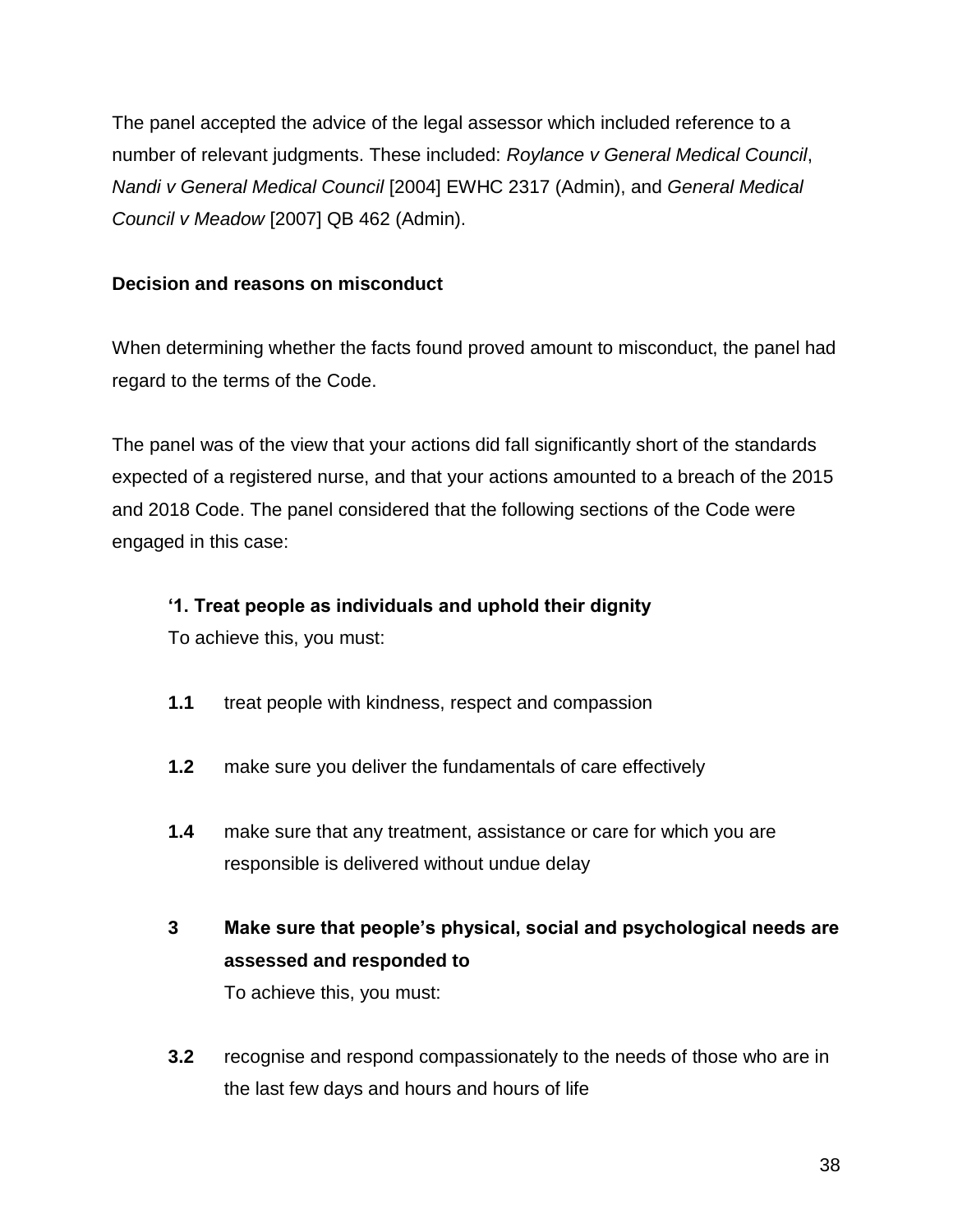The panel accepted the advice of the legal assessor which included reference to a number of relevant judgments. These included: *Roylance v General Medical Council*, *Nandi v General Medical Council* [2004] EWHC 2317 (Admin), and *General Medical Council v Meadow* [2007] QB 462 (Admin).

**Decision and reasons on misconduct**

When determining whether the facts found proved amount to misconduct, the panel had regard to the terms of the Code.

The panel was of the view that your actions did fall significantly short of the standards expected of a registered nurse, and that your actions amounted to a breach of the 2015 and 2018 Code. The panel considered that the following sections of the Code were engaged in this case:

> **'1. Treat people as individuals and uphold their dignity**
> To achieve this, you must:
>
> **1.1** treat people with kindness, respect and compassion
>
> **1.2** make sure you deliver the fundamentals of care effectively
>
> **1.4** make sure that any treatment, assistance or care for which you are responsible is delivered without undue delay
>
> **3 Make sure that people's physical, social and psychological needs are assessed and responded to**
> To achieve this, you must:
>
> **3.2** recognise and respond compassionately to the needs of those who are in the last few days and hours and hours of life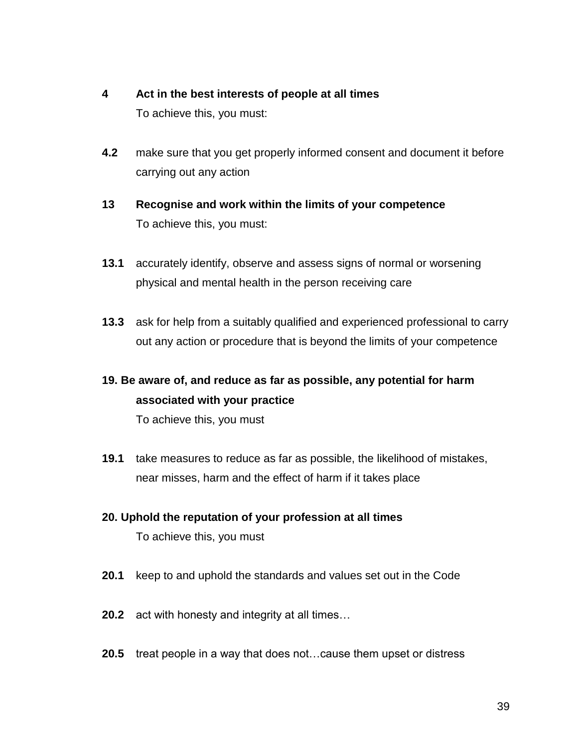**4 Act in the best interests of people at all times**

To achieve this, you must:

**4.2** make sure that you get properly informed consent and document it before carrying out any action

**13 Recognise and work within the limits of your competence**

To achieve this, you must:

**13.1** accurately identify, observe and assess signs of normal or worsening physical and mental health in the person receiving care

**13.3** ask for help from a suitably qualified and experienced professional to carry out any action or procedure that is beyond the limits of your competence

**19. Be aware of, and reduce as far as possible, any potential for harm associated with your practice**

To achieve this, you must

**19.1** take measures to reduce as far as possible, the likelihood of mistakes, near misses, harm and the effect of harm if it takes place

**20. Uphold the reputation of your profession at all times**

To achieve this, you must

**20.1** keep to and uphold the standards and values set out in the Code

**20.2** act with honesty and integrity at all times…

**20.5** treat people in a way that does not…cause them upset or distress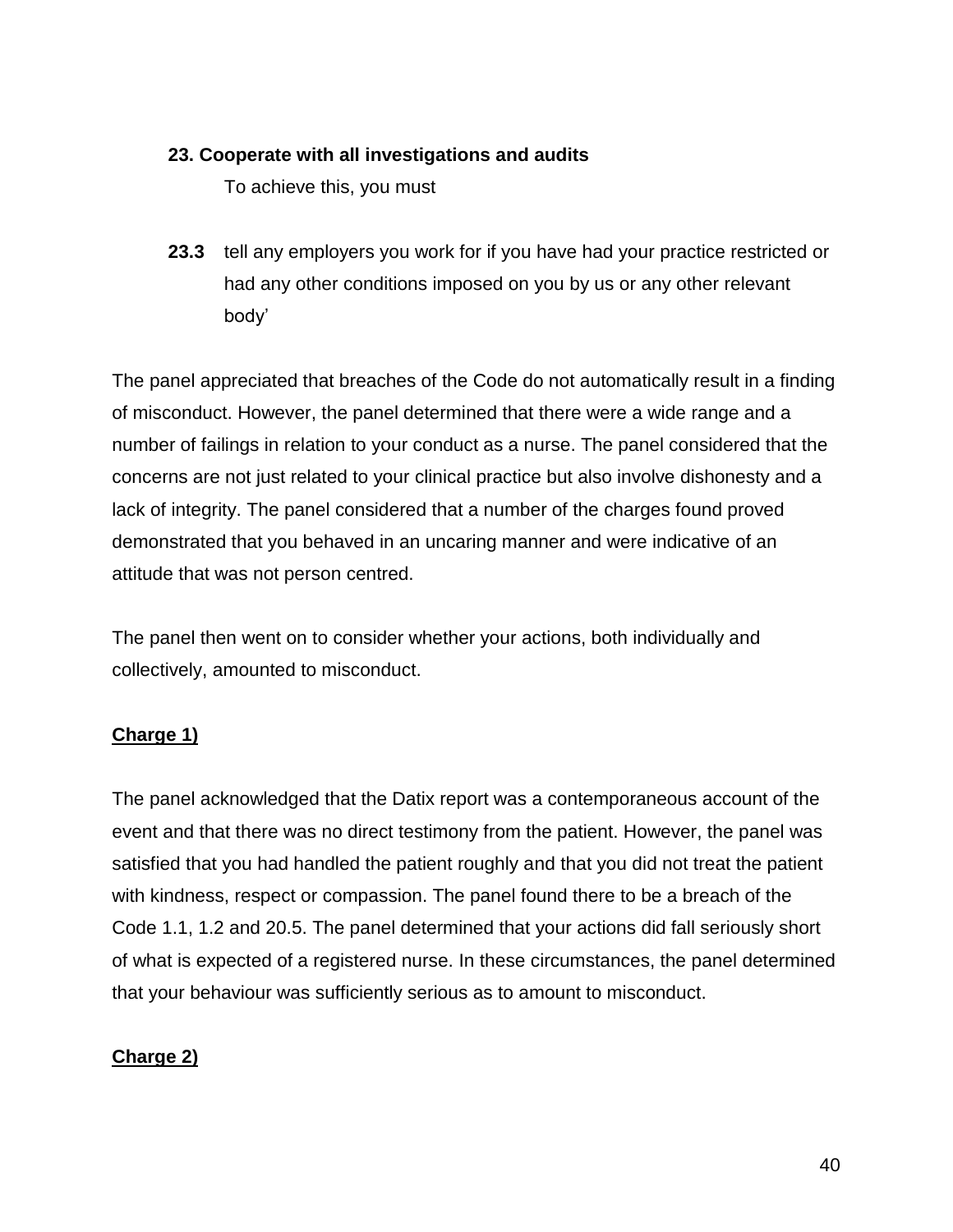**23. Cooperate with all investigations and audits**

To achieve this, you must

**23.3** tell any employers you work for if you have had your practice restricted or had any other conditions imposed on you by us or any other relevant body'

The panel appreciated that breaches of the Code do not automatically result in a finding of misconduct. However, the panel determined that there were a wide range and a number of failings in relation to your conduct as a nurse. The panel considered that the concerns are not just related to your clinical practice but also involve dishonesty and a lack of integrity. The panel considered that a number of the charges found proved demonstrated that you behaved in an uncaring manner and were indicative of an attitude that was not person centred.

The panel then went on to consider whether your actions, both individually and collectively, amounted to misconduct.

**Charge 1)**

The panel acknowledged that the Datix report was a contemporaneous account of the event and that there was no direct testimony from the patient. However, the panel was satisfied that you had handled the patient roughly and that you did not treat the patient with kindness, respect or compassion. The panel found there to be a breach of the Code 1.1, 1.2 and 20.5. The panel determined that your actions did fall seriously short of what is expected of a registered nurse. In these circumstances, the panel determined that your behaviour was sufficiently serious as to amount to misconduct.

**Charge 2)**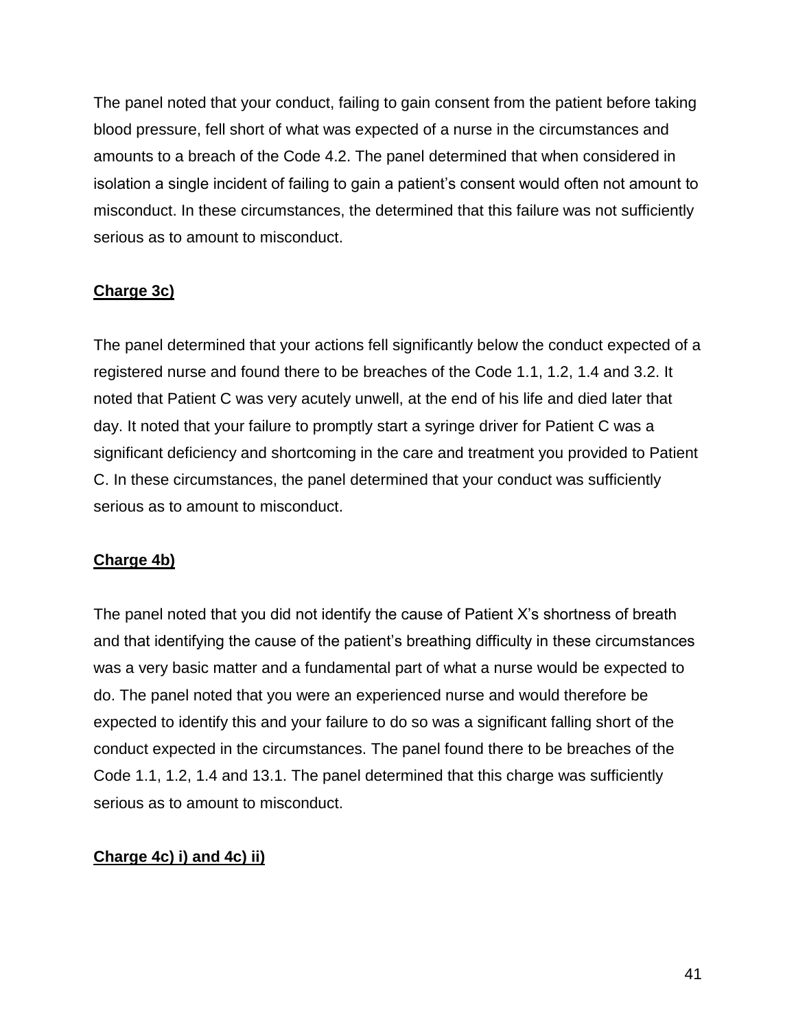The panel noted that your conduct, failing to gain consent from the patient before taking blood pressure, fell short of what was expected of a nurse in the circumstances and amounts to a breach of the Code 4.2. The panel determined that when considered in isolation a single incident of failing to gain a patient's consent would often not amount to misconduct. In these circumstances, the determined that this failure was not sufficiently serious as to amount to misconduct.

**Charge 3c)**

The panel determined that your actions fell significantly below the conduct expected of a registered nurse and found there to be breaches of the Code 1.1, 1.2, 1.4 and 3.2. It noted that Patient C was very acutely unwell, at the end of his life and died later that day. It noted that your failure to promptly start a syringe driver for Patient C was a significant deficiency and shortcoming in the care and treatment you provided to Patient C. In these circumstances, the panel determined that your conduct was sufficiently serious as to amount to misconduct.

**Charge 4b)**

The panel noted that you did not identify the cause of Patient X's shortness of breath and that identifying the cause of the patient's breathing difficulty in these circumstances was a very basic matter and a fundamental part of what a nurse would be expected to do. The panel noted that you were an experienced nurse and would therefore be expected to identify this and your failure to do so was a significant falling short of the conduct expected in the circumstances. The panel found there to be breaches of the Code 1.1, 1.2, 1.4 and 13.1. The panel determined that this charge was sufficiently serious as to amount to misconduct.

**Charge 4c) i) and 4c) ii)**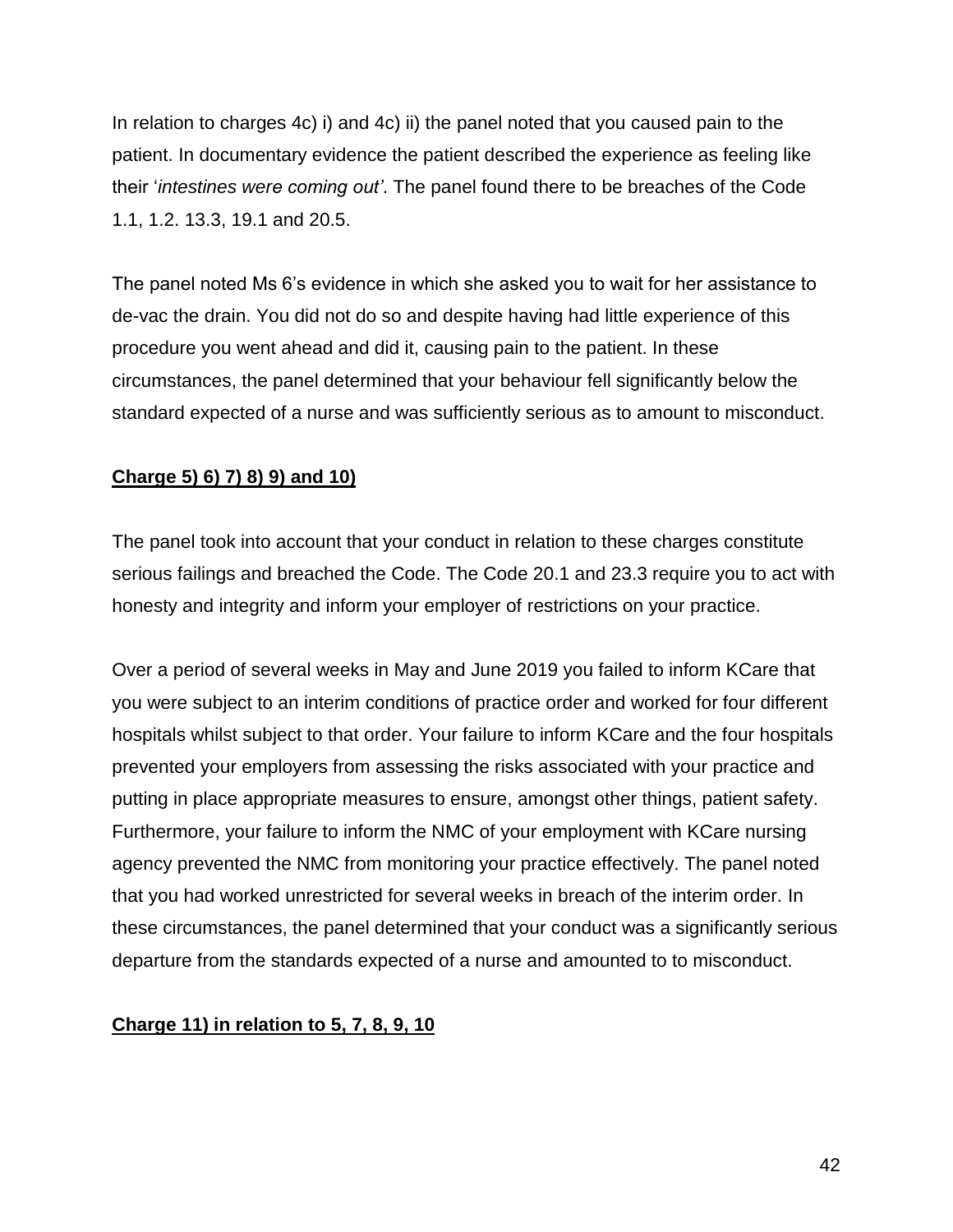In relation to charges 4c) i) and 4c) ii) the panel noted that you caused pain to the patient. In documentary evidence the patient described the experience as feeling like their '*intestines were coming out'*. The panel found there to be breaches of the Code 1.1, 1.2. 13.3, 19.1 and 20.5.

The panel noted Ms 6's evidence in which she asked you to wait for her assistance to de-vac the drain. You did not do so and despite having had little experience of this procedure you went ahead and did it, causing pain to the patient. In these circumstances, the panel determined that your behaviour fell significantly below the standard expected of a nurse and was sufficiently serious as to amount to misconduct.

**Charge 5) 6) 7) 8) 9) and 10)**

The panel took into account that your conduct in relation to these charges constitute serious failings and breached the Code. The Code 20.1 and 23.3 require you to act with honesty and integrity and inform your employer of restrictions on your practice.

Over a period of several weeks in May and June 2019 you failed to inform KCare that you were subject to an interim conditions of practice order and worked for four different hospitals whilst subject to that order. Your failure to inform KCare and the four hospitals prevented your employers from assessing the risks associated with your practice and putting in place appropriate measures to ensure, amongst other things, patient safety. Furthermore, your failure to inform the NMC of your employment with KCare nursing agency prevented the NMC from monitoring your practice effectively. The panel noted that you had worked unrestricted for several weeks in breach of the interim order. In these circumstances, the panel determined that your conduct was a significantly serious departure from the standards expected of a nurse and amounted to to misconduct.

**Charge 11) in relation to 5, 7, 8, 9, 10**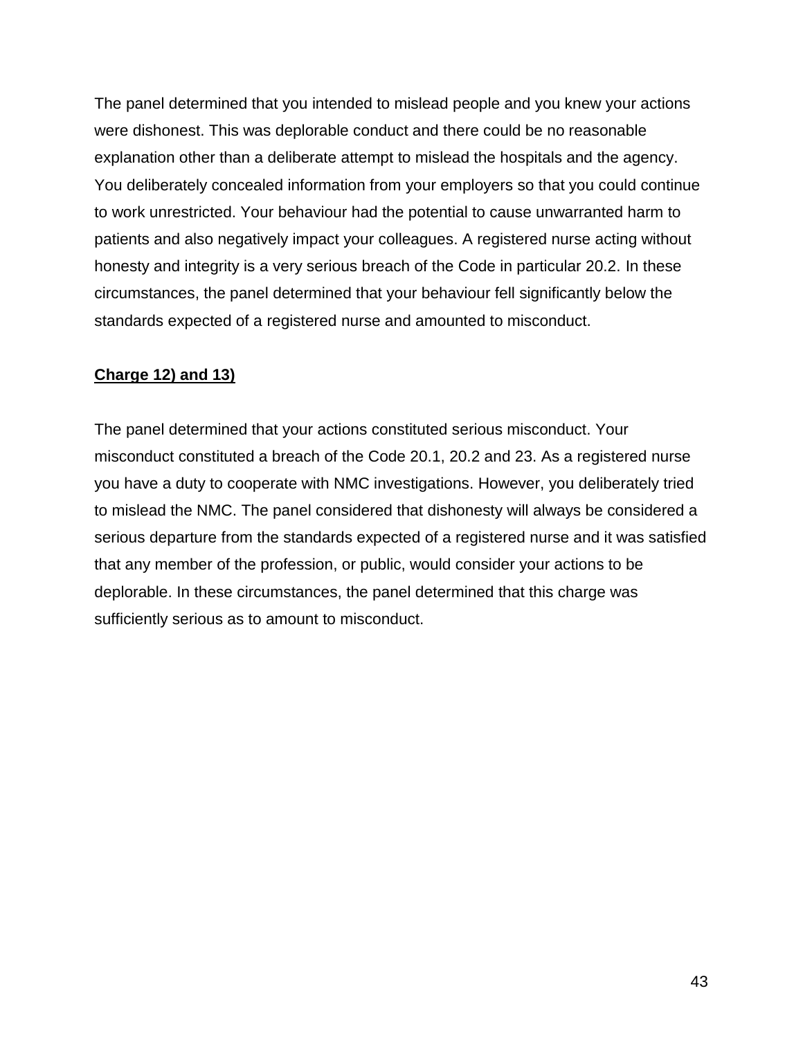The panel determined that you intended to mislead people and you knew your actions were dishonest. This was deplorable conduct and there could be no reasonable explanation other than a deliberate attempt to mislead the hospitals and the agency. You deliberately concealed information from your employers so that you could continue to work unrestricted. Your behaviour had the potential to cause unwarranted harm to patients and also negatively impact your colleagues. A registered nurse acting without honesty and integrity is a very serious breach of the Code in particular 20.2. In these circumstances, the panel determined that your behaviour fell significantly below the standards expected of a registered nurse and amounted to misconduct.

**Charge 12) and 13)**

The panel determined that your actions constituted serious misconduct. Your misconduct constituted a breach of the Code 20.1, 20.2 and 23. As a registered nurse you have a duty to cooperate with NMC investigations. However, you deliberately tried to mislead the NMC. The panel considered that dishonesty will always be considered a serious departure from the standards expected of a registered nurse and it was satisfied that any member of the profession, or public, would consider your actions to be deplorable. In these circumstances, the panel determined that this charge was sufficiently serious as to amount to misconduct.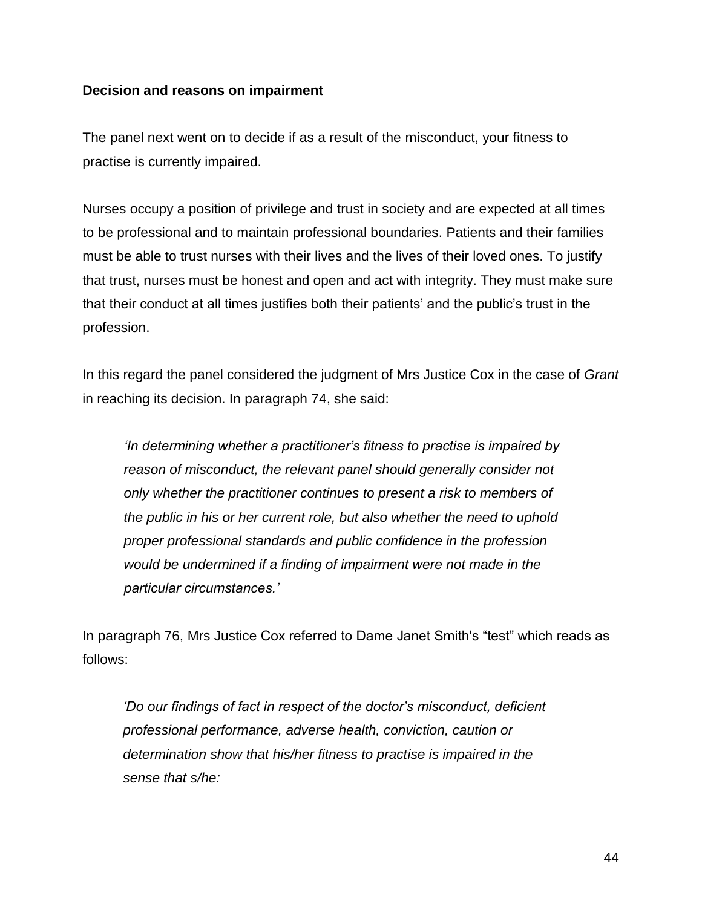**Decision and reasons on impairment**

The panel next went on to decide if as a result of the misconduct, your fitness to practise is currently impaired.

Nurses occupy a position of privilege and trust in society and are expected at all times to be professional and to maintain professional boundaries. Patients and their families must be able to trust nurses with their lives and the lives of their loved ones. To justify that trust, nurses must be honest and open and act with integrity. They must make sure that their conduct at all times justifies both their patients' and the public's trust in the profession.

In this regard the panel considered the judgment of Mrs Justice Cox in the case of *Grant* in reaching its decision. In paragraph 74, she said:

> *'In determining whether a practitioner's fitness to practise is impaired by reason of misconduct, the relevant panel should generally consider not only whether the practitioner continues to present a risk to members of the public in his or her current role, but also whether the need to uphold proper professional standards and public confidence in the profession would be undermined if a finding of impairment were not made in the particular circumstances.'*

In paragraph 76, Mrs Justice Cox referred to Dame Janet Smith's "test" which reads as follows:

> *'Do our findings of fact in respect of the doctor's misconduct, deficient professional performance, adverse health, conviction, caution or determination show that his/her fitness to practise is impaired in the sense that s/he:*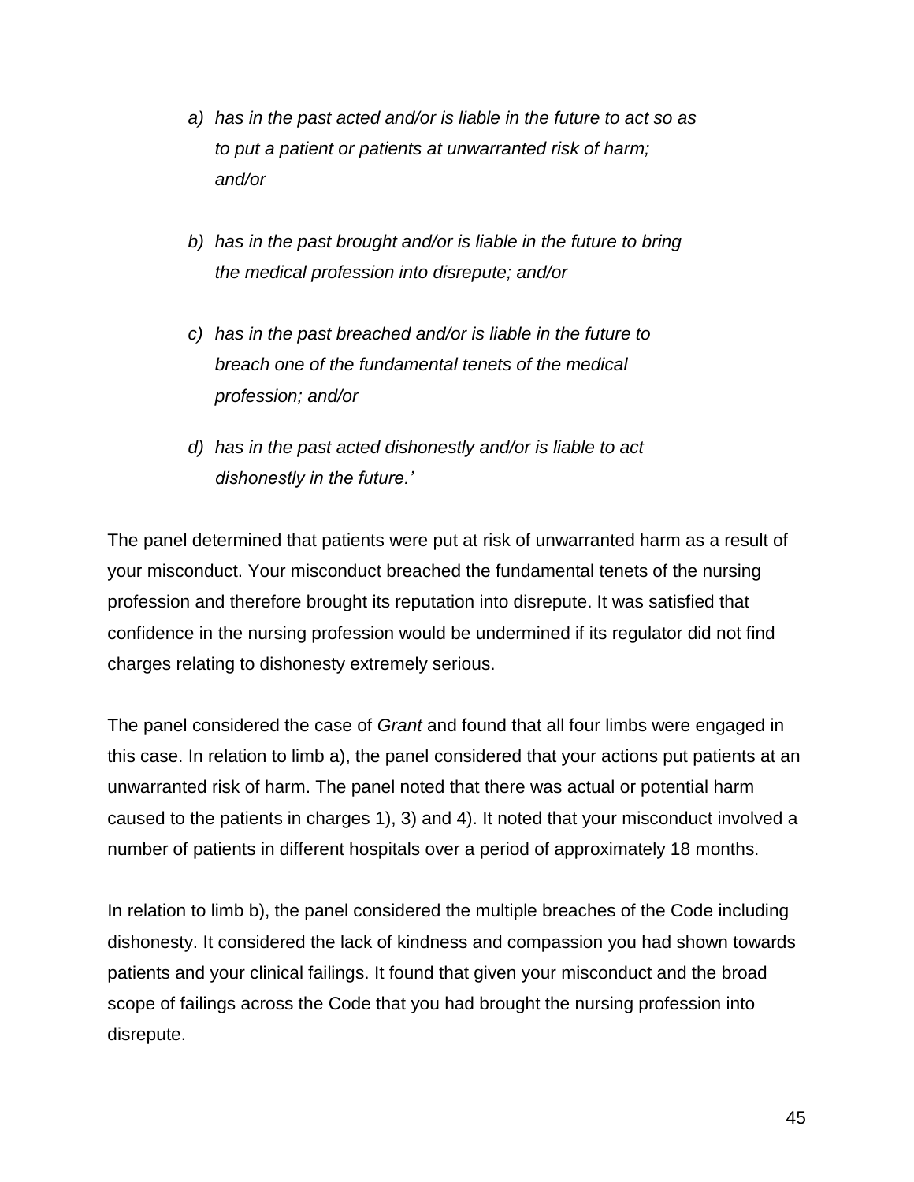> *a) has in the past acted and/or is liable in the future to act so as to put a patient or patients at unwarranted risk of harm; and/or*
>
> *b) has in the past brought and/or is liable in the future to bring the medical profession into disrepute; and/or*
>
> *c) has in the past breached and/or is liable in the future to breach one of the fundamental tenets of the medical profession; and/or*
>
> *d) has in the past acted dishonestly and/or is liable to act dishonestly in the future.'*

The panel determined that patients were put at risk of unwarranted harm as a result of your misconduct. Your misconduct breached the fundamental tenets of the nursing profession and therefore brought its reputation into disrepute. It was satisfied that confidence in the nursing profession would be undermined if its regulator did not find charges relating to dishonesty extremely serious.

The panel considered the case of *Grant* and found that all four limbs were engaged in this case. In relation to limb a), the panel considered that your actions put patients at an unwarranted risk of harm. The panel noted that there was actual or potential harm caused to the patients in charges 1), 3) and 4). It noted that your misconduct involved a number of patients in different hospitals over a period of approximately 18 months.

In relation to limb b), the panel considered the multiple breaches of the Code including dishonesty. It considered the lack of kindness and compassion you had shown towards patients and your clinical failings. It found that given your misconduct and the broad scope of failings across the Code that you had brought the nursing profession into disrepute.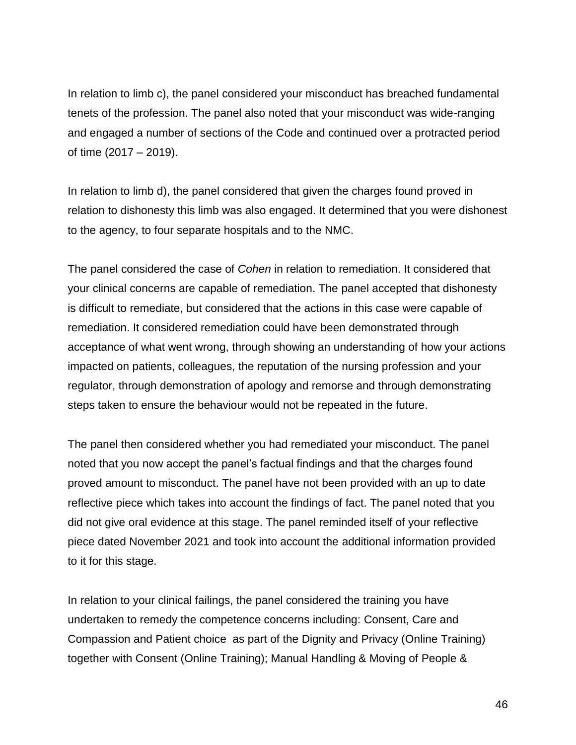In relation to limb c), the panel considered your misconduct has breached fundamental tenets of the profession. The panel also noted that your misconduct was wide-ranging and engaged a number of sections of the Code and continued over a protracted period of time (2017 – 2019).

In relation to limb d), the panel considered that given the charges found proved in relation to dishonesty this limb was also engaged. It determined that you were dishonest to the agency, to four separate hospitals and to the NMC.

The panel considered the case of *Cohen* in relation to remediation. It considered that your clinical concerns are capable of remediation. The panel accepted that dishonesty is difficult to remediate, but considered that the actions in this case were capable of remediation. It considered remediation could have been demonstrated through acceptance of what went wrong, through showing an understanding of how your actions impacted on patients, colleagues, the reputation of the nursing profession and your regulator, through demonstration of apology and remorse and through demonstrating steps taken to ensure the behaviour would not be repeated in the future.

The panel then considered whether you had remediated your misconduct. The panel noted that you now accept the panel's factual findings and that the charges found proved amount to misconduct. The panel have not been provided with an up to date reflective piece which takes into account the findings of fact. The panel noted that you did not give oral evidence at this stage. The panel reminded itself of your reflective piece dated November 2021 and took into account the additional information provided to it for this stage.

In relation to your clinical failings, the panel considered the training you have undertaken to remedy the competence concerns including: Consent, Care and Compassion and Patient choice as part of the Dignity and Privacy (Online Training) together with Consent (Online Training); Manual Handling & Moving of People &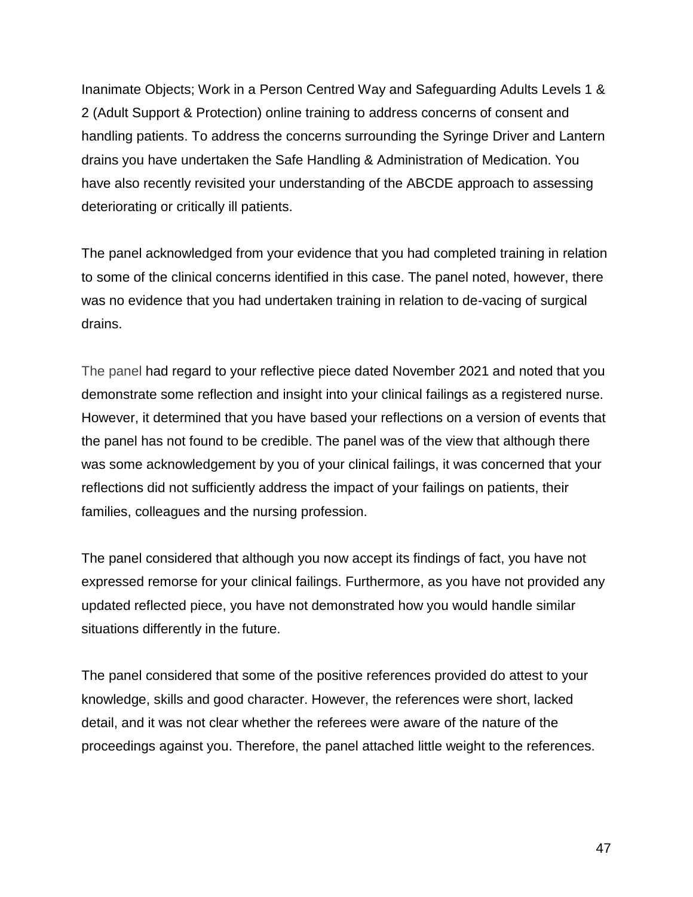Inanimate Objects; Work in a Person Centred Way and Safeguarding Adults Levels 1 & 2 (Adult Support & Protection) online training to address concerns of consent and handling patients. To address the concerns surrounding the Syringe Driver and Lantern drains you have undertaken the Safe Handling & Administration of Medication. You have also recently revisited your understanding of the ABCDE approach to assessing deteriorating or critically ill patients.

The panel acknowledged from your evidence that you had completed training in relation to some of the clinical concerns identified in this case. The panel noted, however, there was no evidence that you had undertaken training in relation to de-vacing of surgical drains.

The panel had regard to your reflective piece dated November 2021 and noted that you demonstrate some reflection and insight into your clinical failings as a registered nurse. However, it determined that you have based your reflections on a version of events that the panel has not found to be credible. The panel was of the view that although there was some acknowledgement by you of your clinical failings, it was concerned that your reflections did not sufficiently address the impact of your failings on patients, their families, colleagues and the nursing profession.

The panel considered that although you now accept its findings of fact, you have not expressed remorse for your clinical failings. Furthermore, as you have not provided any updated reflected piece, you have not demonstrated how you would handle similar situations differently in the future.

The panel considered that some of the positive references provided do attest to your knowledge, skills and good character. However, the references were short, lacked detail, and it was not clear whether the referees were aware of the nature of the proceedings against you. Therefore, the panel attached little weight to the references.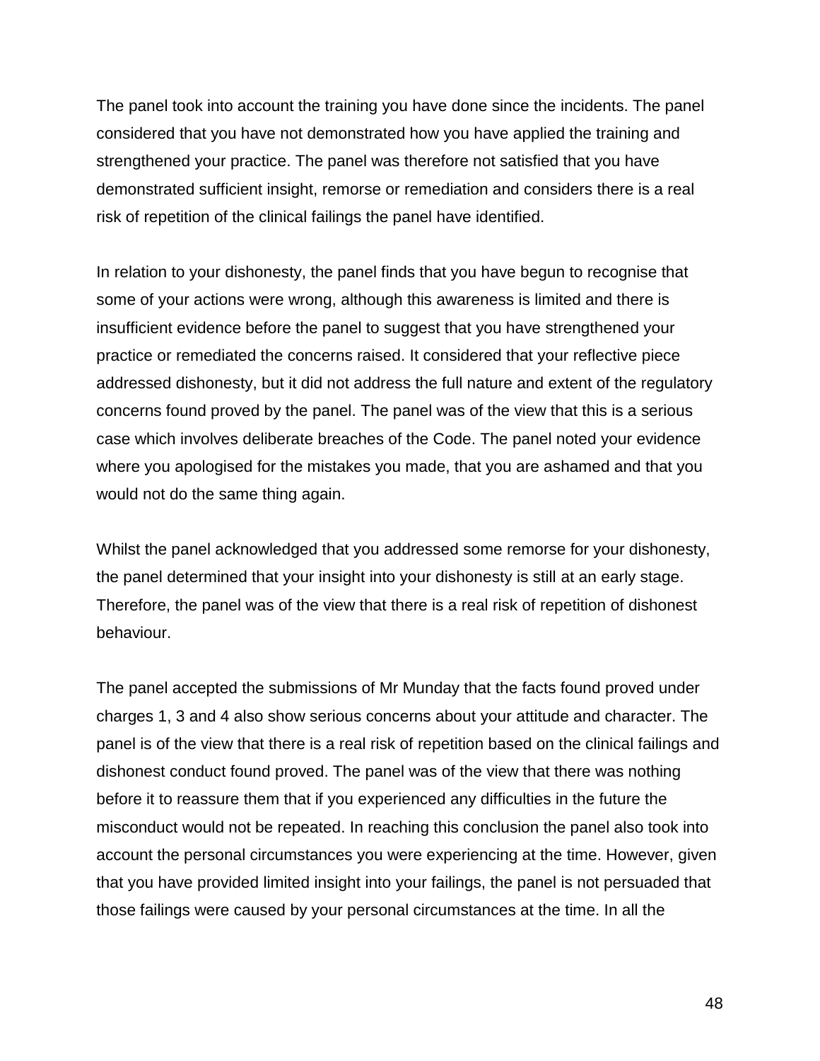The panel took into account the training you have done since the incidents. The panel considered that you have not demonstrated how you have applied the training and strengthened your practice. The panel was therefore not satisfied that you have demonstrated sufficient insight, remorse or remediation and considers there is a real risk of repetition of the clinical failings the panel have identified.

In relation to your dishonesty, the panel finds that you have begun to recognise that some of your actions were wrong, although this awareness is limited and there is insufficient evidence before the panel to suggest that you have strengthened your practice or remediated the concerns raised. It considered that your reflective piece addressed dishonesty, but it did not address the full nature and extent of the regulatory concerns found proved by the panel. The panel was of the view that this is a serious case which involves deliberate breaches of the Code. The panel noted your evidence where you apologised for the mistakes you made, that you are ashamed and that you would not do the same thing again.

Whilst the panel acknowledged that you addressed some remorse for your dishonesty, the panel determined that your insight into your dishonesty is still at an early stage. Therefore, the panel was of the view that there is a real risk of repetition of dishonest behaviour.

The panel accepted the submissions of Mr Munday that the facts found proved under charges 1, 3 and 4 also show serious concerns about your attitude and character. The panel is of the view that there is a real risk of repetition based on the clinical failings and dishonest conduct found proved. The panel was of the view that there was nothing before it to reassure them that if you experienced any difficulties in the future the misconduct would not be repeated. In reaching this conclusion the panel also took into account the personal circumstances you were experiencing at the time. However, given that you have provided limited insight into your failings, the panel is not persuaded that those failings were caused by your personal circumstances at the time. In all the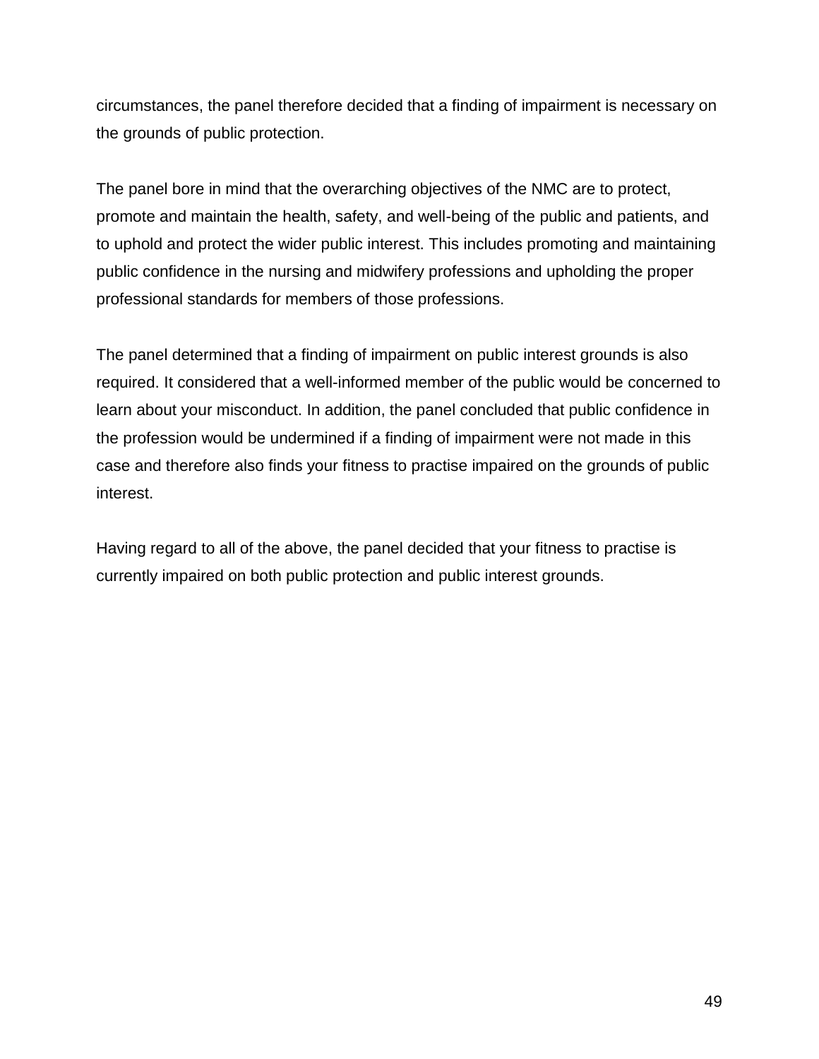circumstances, the panel therefore decided that a finding of impairment is necessary on the grounds of public protection.

The panel bore in mind that the overarching objectives of the NMC are to protect, promote and maintain the health, safety, and well-being of the public and patients, and to uphold and protect the wider public interest. This includes promoting and maintaining public confidence in the nursing and midwifery professions and upholding the proper professional standards for members of those professions.

The panel determined that a finding of impairment on public interest grounds is also required. It considered that a well-informed member of the public would be concerned to learn about your misconduct. In addition, the panel concluded that public confidence in the profession would be undermined if a finding of impairment were not made in this case and therefore also finds your fitness to practise impaired on the grounds of public interest.

Having regard to all of the above, the panel decided that your fitness to practise is currently impaired on both public protection and public interest grounds.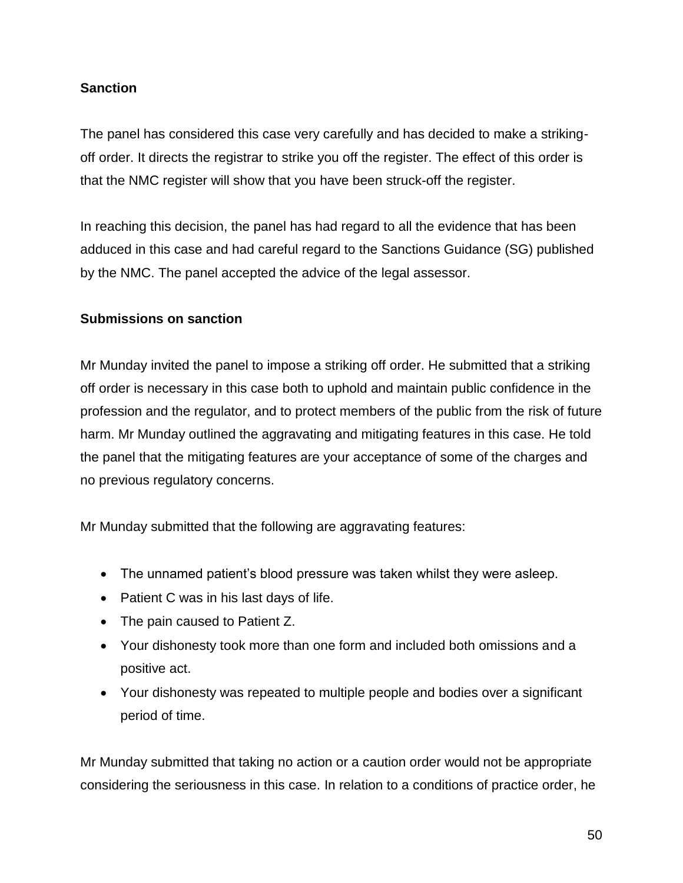**Sanction**

The panel has considered this case very carefully and has decided to make a striking-off order. It directs the registrar to strike you off the register. The effect of this order is that the NMC register will show that you have been struck-off the register.

In reaching this decision, the panel has had regard to all the evidence that has been adduced in this case and had careful regard to the Sanctions Guidance (SG) published by the NMC. The panel accepted the advice of the legal assessor.

**Submissions on sanction**

Mr Munday invited the panel to impose a striking off order. He submitted that a striking off order is necessary in this case both to uphold and maintain public confidence in the profession and the regulator, and to protect members of the public from the risk of future harm. Mr Munday outlined the aggravating and mitigating features in this case. He told the panel that the mitigating features are your acceptance of some of the charges and no previous regulatory concerns.

Mr Munday submitted that the following are aggravating features:

- The unnamed patient's blood pressure was taken whilst they were asleep.
- Patient C was in his last days of life.
- The pain caused to Patient Z.
- Your dishonesty took more than one form and included both omissions and a positive act.
- Your dishonesty was repeated to multiple people and bodies over a significant period of time.

Mr Munday submitted that taking no action or a caution order would not be appropriate considering the seriousness in this case. In relation to a conditions of practice order, he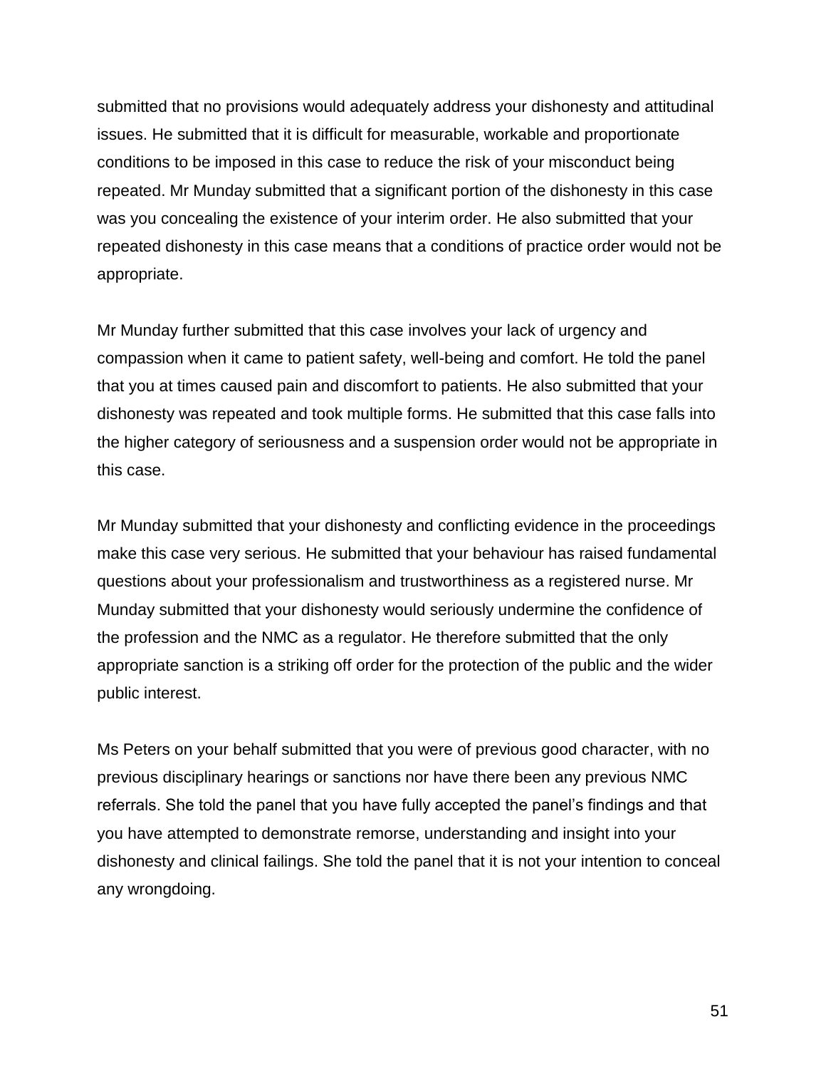submitted that no provisions would adequately address your dishonesty and attitudinal issues. He submitted that it is difficult for measurable, workable and proportionate conditions to be imposed in this case to reduce the risk of your misconduct being repeated. Mr Munday submitted that a significant portion of the dishonesty in this case was you concealing the existence of your interim order. He also submitted that your repeated dishonesty in this case means that a conditions of practice order would not be appropriate.

Mr Munday further submitted that this case involves your lack of urgency and compassion when it came to patient safety, well-being and comfort. He told the panel that you at times caused pain and discomfort to patients. He also submitted that your dishonesty was repeated and took multiple forms. He submitted that this case falls into the higher category of seriousness and a suspension order would not be appropriate in this case.

Mr Munday submitted that your dishonesty and conflicting evidence in the proceedings make this case very serious. He submitted that your behaviour has raised fundamental questions about your professionalism and trustworthiness as a registered nurse. Mr Munday submitted that your dishonesty would seriously undermine the confidence of the profession and the NMC as a regulator. He therefore submitted that the only appropriate sanction is a striking off order for the protection of the public and the wider public interest.

Ms Peters on your behalf submitted that you were of previous good character, with no previous disciplinary hearings or sanctions nor have there been any previous NMC referrals. She told the panel that you have fully accepted the panel's findings and that you have attempted to demonstrate remorse, understanding and insight into your dishonesty and clinical failings. She told the panel that it is not your intention to conceal any wrongdoing.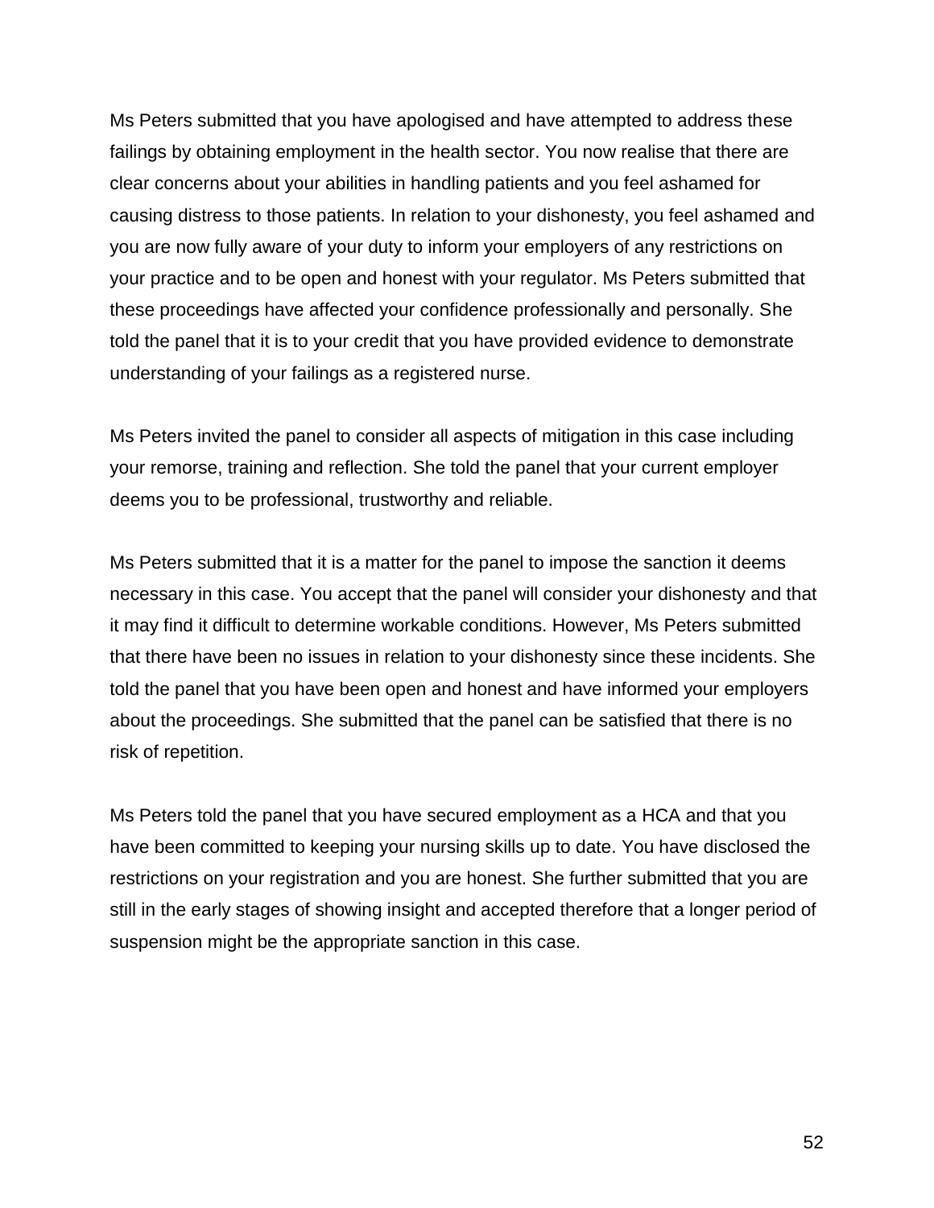Ms Peters submitted that you have apologised and have attempted to address these failings by obtaining employment in the health sector. You now realise that there are clear concerns about your abilities in handling patients and you feel ashamed for causing distress to those patients. In relation to your dishonesty, you feel ashamed and you are now fully aware of your duty to inform your employers of any restrictions on your practice and to be open and honest with your regulator. Ms Peters submitted that these proceedings have affected your confidence professionally and personally. She told the panel that it is to your credit that you have provided evidence to demonstrate understanding of your failings as a registered nurse.

Ms Peters invited the panel to consider all aspects of mitigation in this case including your remorse, training and reflection. She told the panel that your current employer deems you to be professional, trustworthy and reliable.

Ms Peters submitted that it is a matter for the panel to impose the sanction it deems necessary in this case. You accept that the panel will consider your dishonesty and that it may find it difficult to determine workable conditions. However, Ms Peters submitted that there have been no issues in relation to your dishonesty since these incidents. She told the panel that you have been open and honest and have informed your employers about the proceedings. She submitted that the panel can be satisfied that there is no risk of repetition.

Ms Peters told the panel that you have secured employment as a HCA and that you have been committed to keeping your nursing skills up to date. You have disclosed the restrictions on your registration and you are honest. She further submitted that you are still in the early stages of showing insight and accepted therefore that a longer period of suspension might be the appropriate sanction in this case.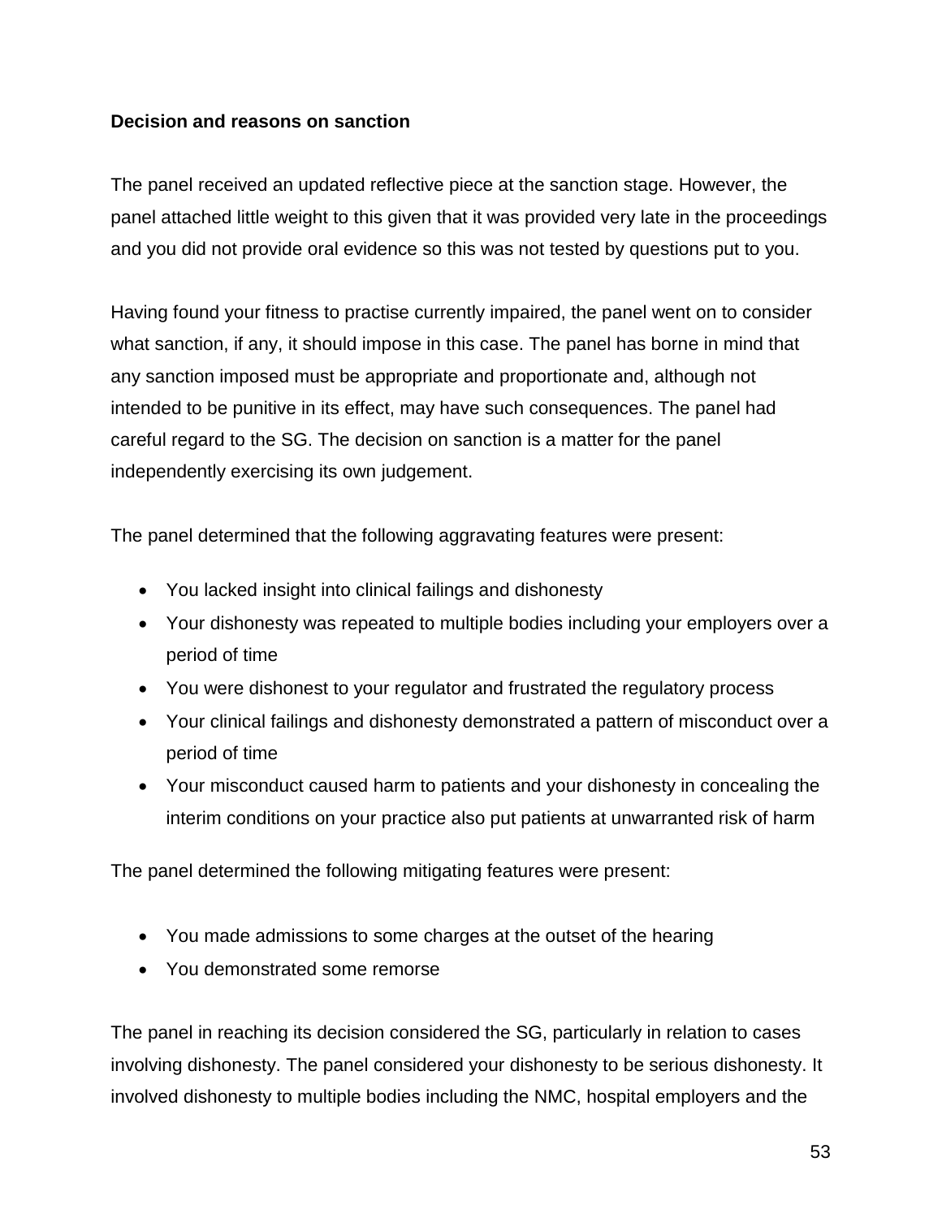**Decision and reasons on sanction**

The panel received an updated reflective piece at the sanction stage. However, the panel attached little weight to this given that it was provided very late in the proceedings and you did not provide oral evidence so this was not tested by questions put to you.

Having found your fitness to practise currently impaired, the panel went on to consider what sanction, if any, it should impose in this case. The panel has borne in mind that any sanction imposed must be appropriate and proportionate and, although not intended to be punitive in its effect, may have such consequences. The panel had careful regard to the SG. The decision on sanction is a matter for the panel independently exercising its own judgement.

The panel determined that the following aggravating features were present:

- You lacked insight into clinical failings and dishonesty
- Your dishonesty was repeated to multiple bodies including your employers over a period of time
- You were dishonest to your regulator and frustrated the regulatory process
- Your clinical failings and dishonesty demonstrated a pattern of misconduct over a period of time
- Your misconduct caused harm to patients and your dishonesty in concealing the interim conditions on your practice also put patients at unwarranted risk of harm

The panel determined the following mitigating features were present:

- You made admissions to some charges at the outset of the hearing
- You demonstrated some remorse

The panel in reaching its decision considered the SG, particularly in relation to cases involving dishonesty. The panel considered your dishonesty to be serious dishonesty. It involved dishonesty to multiple bodies including the NMC, hospital employers and the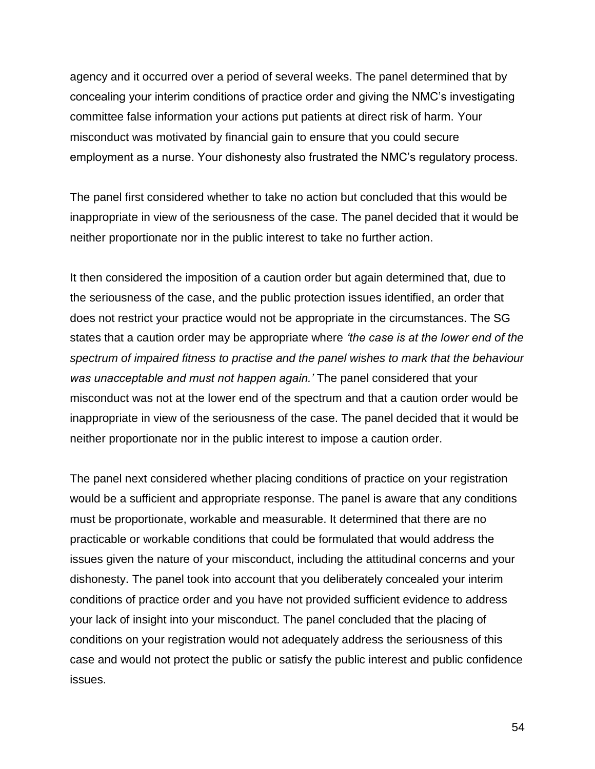agency and it occurred over a period of several weeks. The panel determined that by concealing your interim conditions of practice order and giving the NMC's investigating committee false information your actions put patients at direct risk of harm. Your misconduct was motivated by financial gain to ensure that you could secure employment as a nurse. Your dishonesty also frustrated the NMC's regulatory process.

The panel first considered whether to take no action but concluded that this would be inappropriate in view of the seriousness of the case. The panel decided that it would be neither proportionate nor in the public interest to take no further action.

It then considered the imposition of a caution order but again determined that, due to the seriousness of the case, and the public protection issues identified, an order that does not restrict your practice would not be appropriate in the circumstances. The SG states that a caution order may be appropriate where *'the case is at the lower end of the spectrum of impaired fitness to practise and the panel wishes to mark that the behaviour was unacceptable and must not happen again.'* The panel considered that your misconduct was not at the lower end of the spectrum and that a caution order would be inappropriate in view of the seriousness of the case. The panel decided that it would be neither proportionate nor in the public interest to impose a caution order.

The panel next considered whether placing conditions of practice on your registration would be a sufficient and appropriate response. The panel is aware that any conditions must be proportionate, workable and measurable. It determined that there are no practicable or workable conditions that could be formulated that would address the issues given the nature of your misconduct, including the attitudinal concerns and your dishonesty. The panel took into account that you deliberately concealed your interim conditions of practice order and you have not provided sufficient evidence to address your lack of insight into your misconduct. The panel concluded that the placing of conditions on your registration would not adequately address the seriousness of this case and would not protect the public or satisfy the public interest and public confidence issues.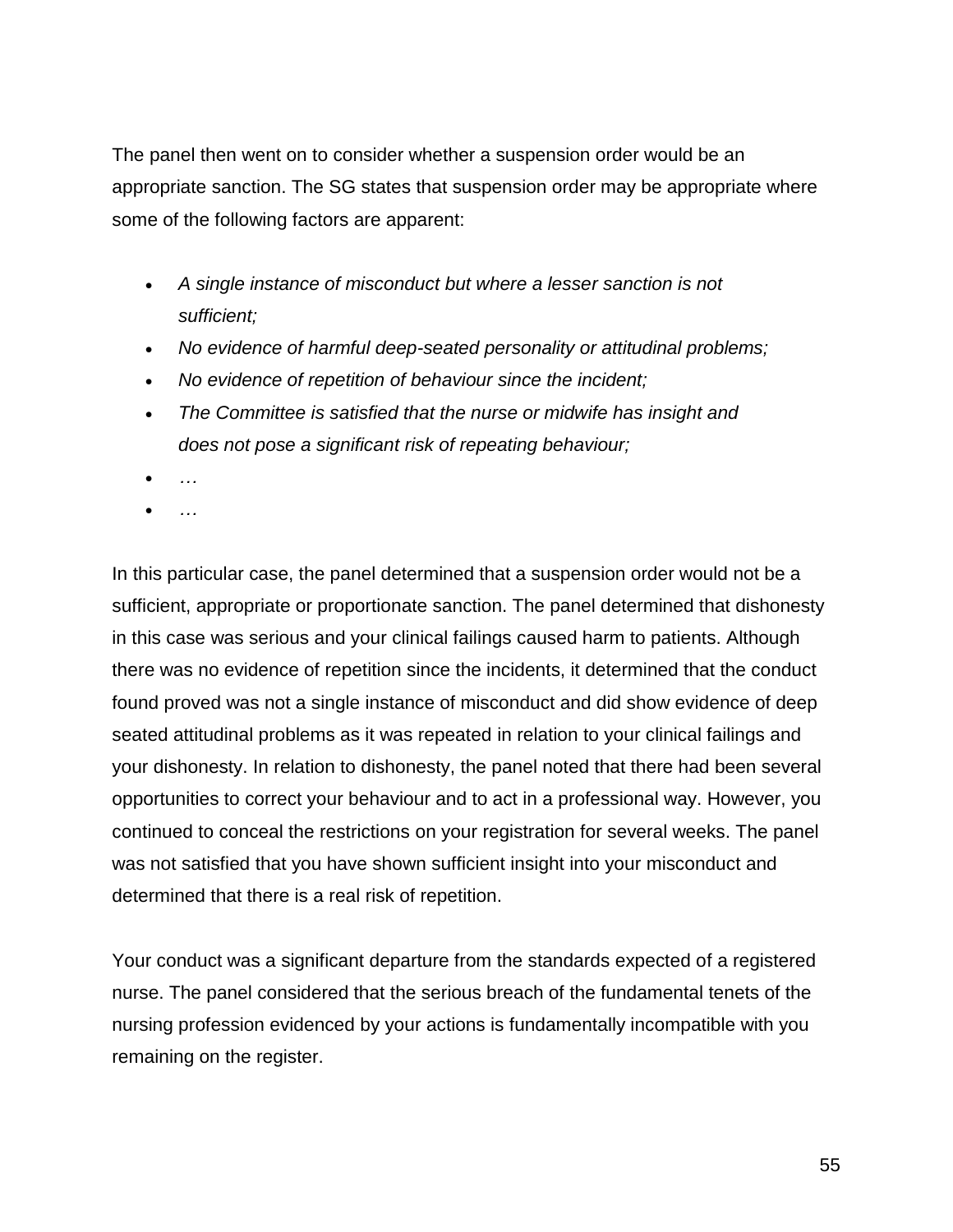The panel then went on to consider whether a suspension order would be an appropriate sanction. The SG states that suspension order may be appropriate where some of the following factors are apparent:

- *A single instance of misconduct but where a lesser sanction is not sufficient;*
- *No evidence of harmful deep-seated personality or attitudinal problems;*
- *No evidence of repetition of behaviour since the incident;*
- *The Committee is satisfied that the nurse or midwife has insight and does not pose a significant risk of repeating behaviour;*
- *…*
- *…*

In this particular case, the panel determined that a suspension order would not be a sufficient, appropriate or proportionate sanction. The panel determined that dishonesty in this case was serious and your clinical failings caused harm to patients. Although there was no evidence of repetition since the incidents, it determined that the conduct found proved was not a single instance of misconduct and did show evidence of deep seated attitudinal problems as it was repeated in relation to your clinical failings and your dishonesty. In relation to dishonesty, the panel noted that there had been several opportunities to correct your behaviour and to act in a professional way. However, you continued to conceal the restrictions on your registration for several weeks. The panel was not satisfied that you have shown sufficient insight into your misconduct and determined that there is a real risk of repetition.

Your conduct was a significant departure from the standards expected of a registered nurse. The panel considered that the serious breach of the fundamental tenets of the nursing profession evidenced by your actions is fundamentally incompatible with you remaining on the register.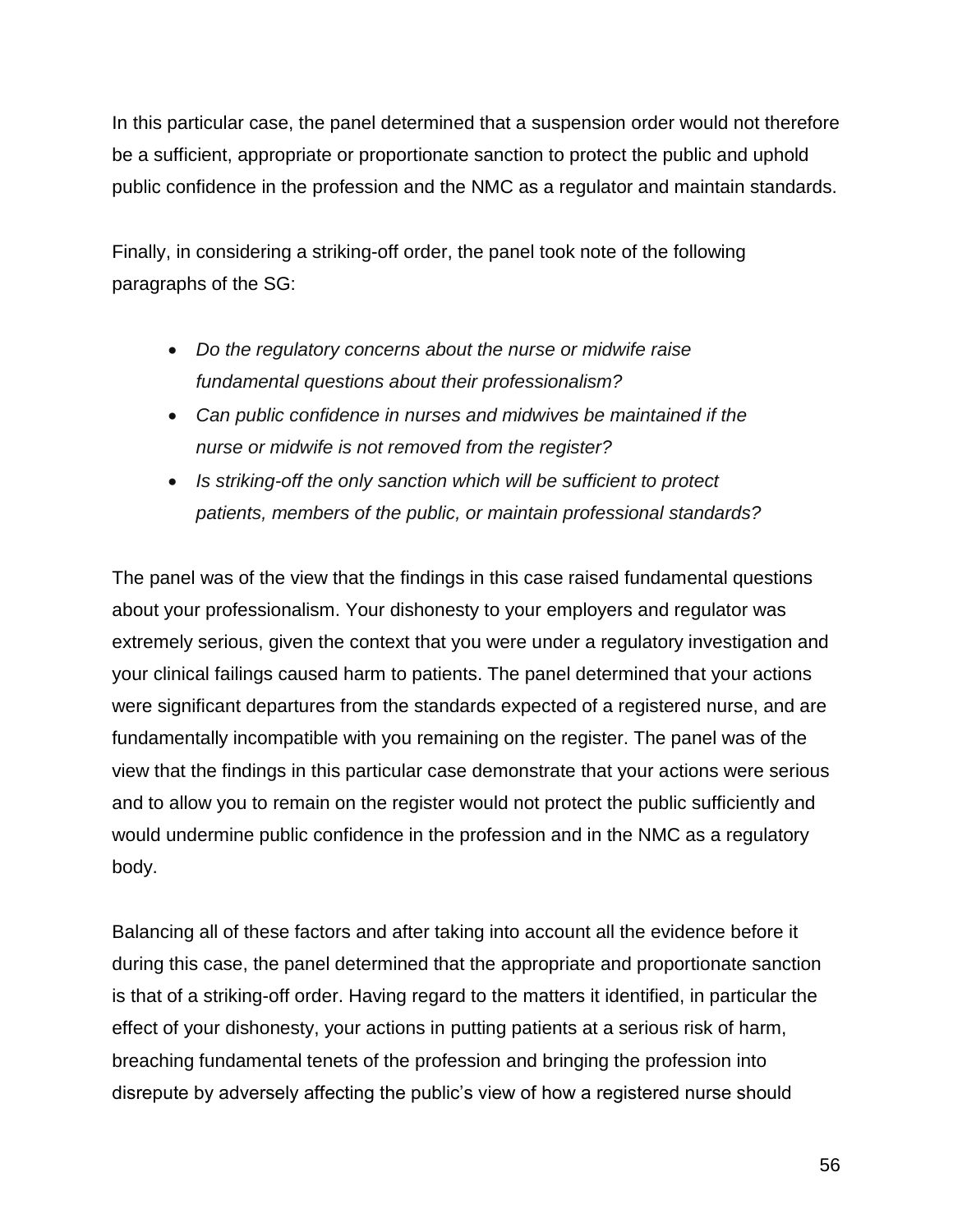In this particular case, the panel determined that a suspension order would not therefore be a sufficient, appropriate or proportionate sanction to protect the public and uphold public confidence in the profession and the NMC as a regulator and maintain standards.

Finally, in considering a striking-off order, the panel took note of the following paragraphs of the SG:

- *Do the regulatory concerns about the nurse or midwife raise fundamental questions about their professionalism?*
- *Can public confidence in nurses and midwives be maintained if the nurse or midwife is not removed from the register?*
- *Is striking-off the only sanction which will be sufficient to protect patients, members of the public, or maintain professional standards?*

The panel was of the view that the findings in this case raised fundamental questions about your professionalism. Your dishonesty to your employers and regulator was extremely serious, given the context that you were under a regulatory investigation and your clinical failings caused harm to patients. The panel determined that your actions were significant departures from the standards expected of a registered nurse, and are fundamentally incompatible with you remaining on the register. The panel was of the view that the findings in this particular case demonstrate that your actions were serious and to allow you to remain on the register would not protect the public sufficiently and would undermine public confidence in the profession and in the NMC as a regulatory body.

Balancing all of these factors and after taking into account all the evidence before it during this case, the panel determined that the appropriate and proportionate sanction is that of a striking-off order. Having regard to the matters it identified, in particular the effect of your dishonesty, your actions in putting patients at a serious risk of harm, breaching fundamental tenets of the profession and bringing the profession into disrepute by adversely affecting the public's view of how a registered nurse should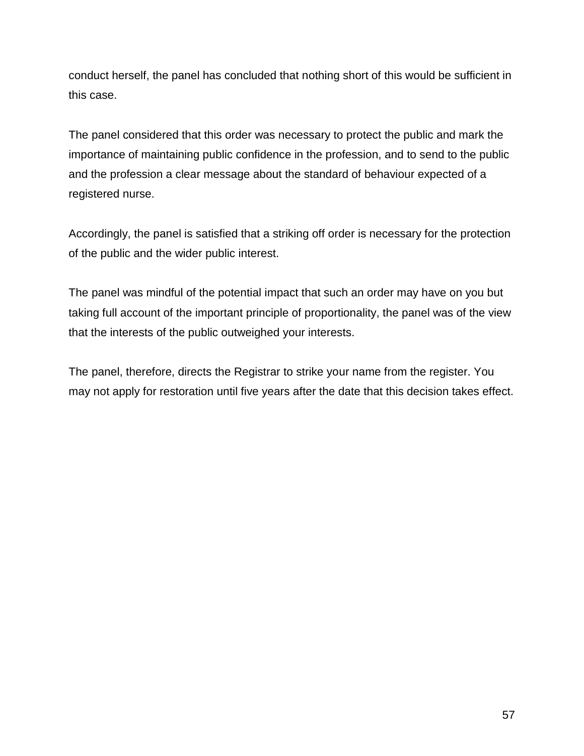conduct herself, the panel has concluded that nothing short of this would be sufficient in this case.

The panel considered that this order was necessary to protect the public and mark the importance of maintaining public confidence in the profession, and to send to the public and the profession a clear message about the standard of behaviour expected of a registered nurse.

Accordingly, the panel is satisfied that a striking off order is necessary for the protection of the public and the wider public interest.

The panel was mindful of the potential impact that such an order may have on you but taking full account of the important principle of proportionality, the panel was of the view that the interests of the public outweighed your interests.

The panel, therefore, directs the Registrar to strike your name from the register. You may not apply for restoration until five years after the date that this decision takes effect.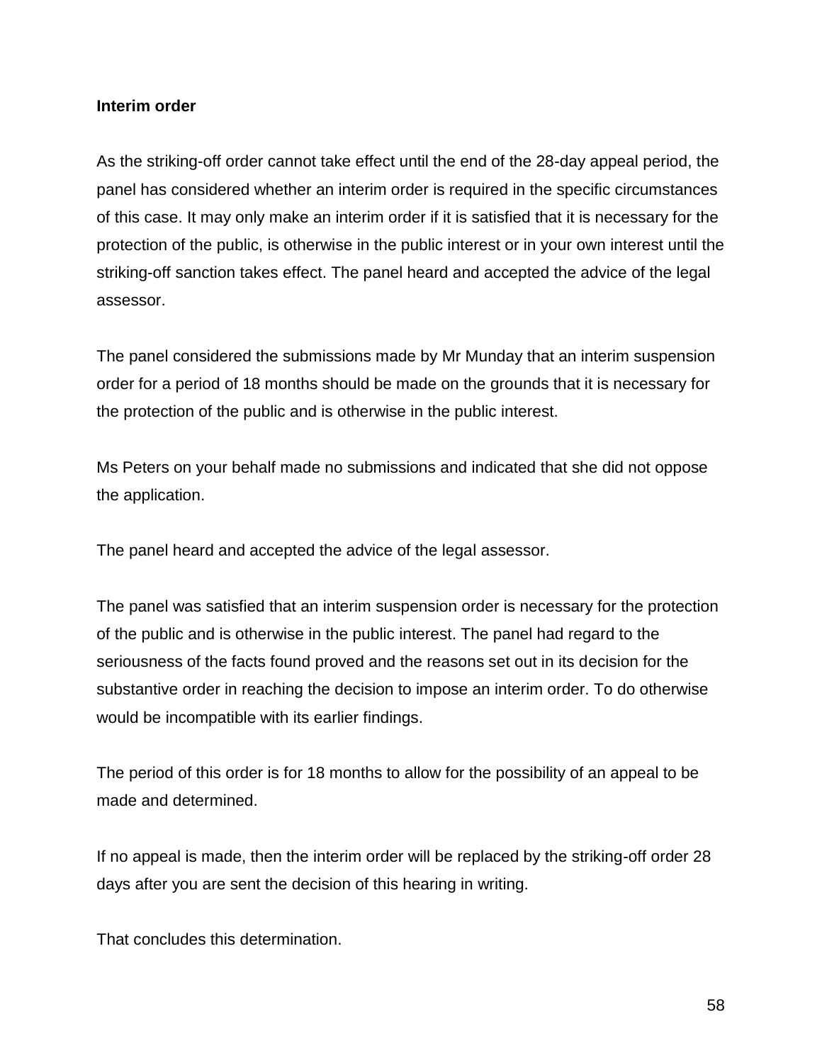**Interim order**

As the striking-off order cannot take effect until the end of the 28-day appeal period, the panel has considered whether an interim order is required in the specific circumstances of this case. It may only make an interim order if it is satisfied that it is necessary for the protection of the public, is otherwise in the public interest or in your own interest until the striking-off sanction takes effect. The panel heard and accepted the advice of the legal assessor.

The panel considered the submissions made by Mr Munday that an interim suspension order for a period of 18 months should be made on the grounds that it is necessary for the protection of the public and is otherwise in the public interest.

Ms Peters on your behalf made no submissions and indicated that she did not oppose the application.

The panel heard and accepted the advice of the legal assessor.

The panel was satisfied that an interim suspension order is necessary for the protection of the public and is otherwise in the public interest. The panel had regard to the seriousness of the facts found proved and the reasons set out in its decision for the substantive order in reaching the decision to impose an interim order. To do otherwise would be incompatible with its earlier findings.

The period of this order is for 18 months to allow for the possibility of an appeal to be made and determined.

If no appeal is made, then the interim order will be replaced by the striking-off order 28 days after you are sent the decision of this hearing in writing.

That concludes this determination.